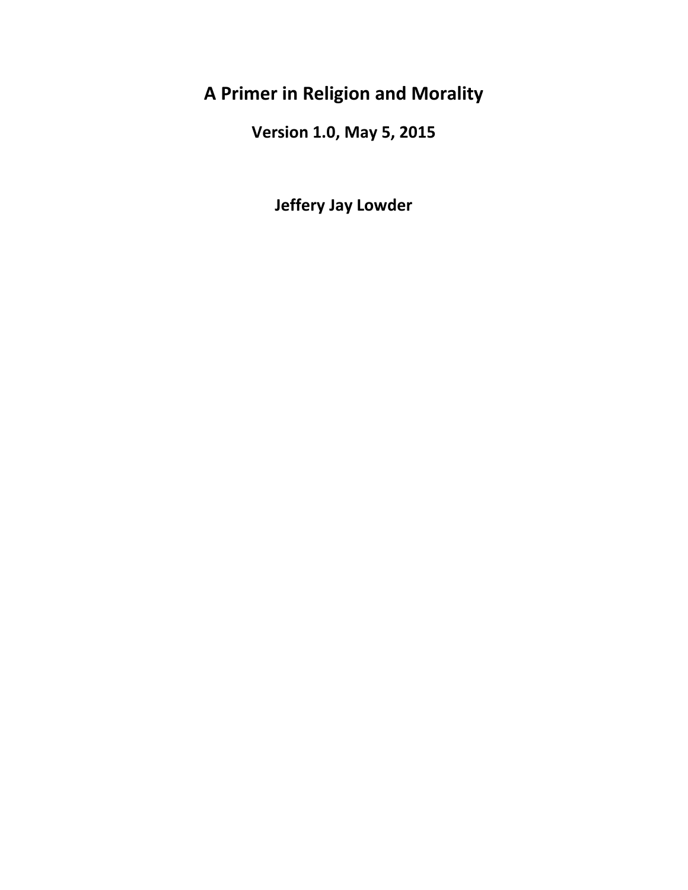# A Primer in Religion and Morality

**Version 1.0, May 5, 2015**

**Jeffery Jay Lowder**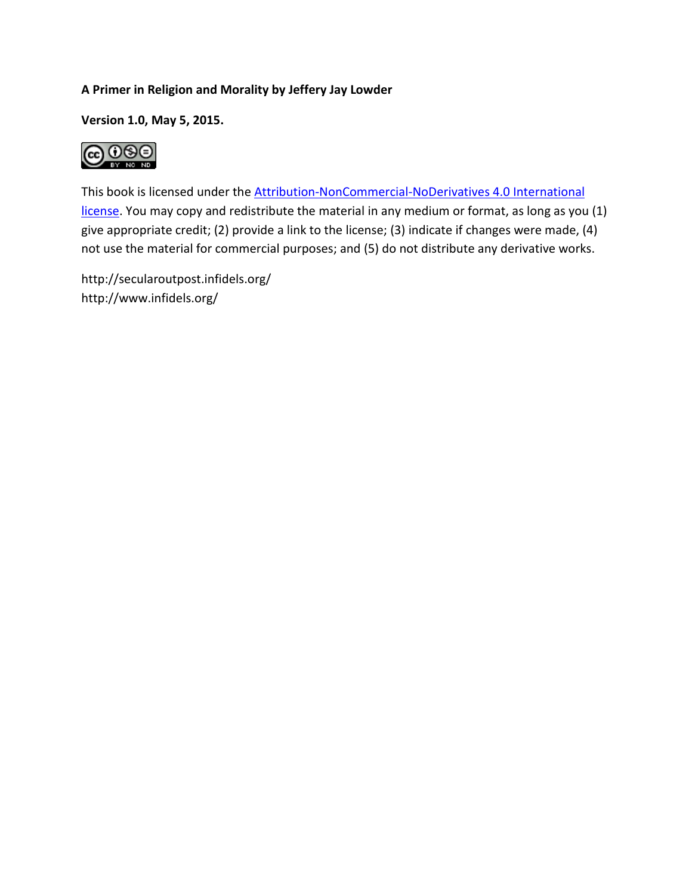**A Primer in Religion and Morality by Jeffery Jay Lowder**

**Version 1.0, May 5, 2015.**

This book is licensed under the [Attribution-NonCommercial-NoDerivatives 4.0 International license](). You may copy and redistribute the material in any medium or format, as long as you (1) give appropriate credit; (2) provide a link to the license; (3) indicate if changes were made, (4) not use the material for commercial purposes; and (5) do not distribute any derivative works.

http://secularoutpost.infidels.org/
http://www.infidels.org/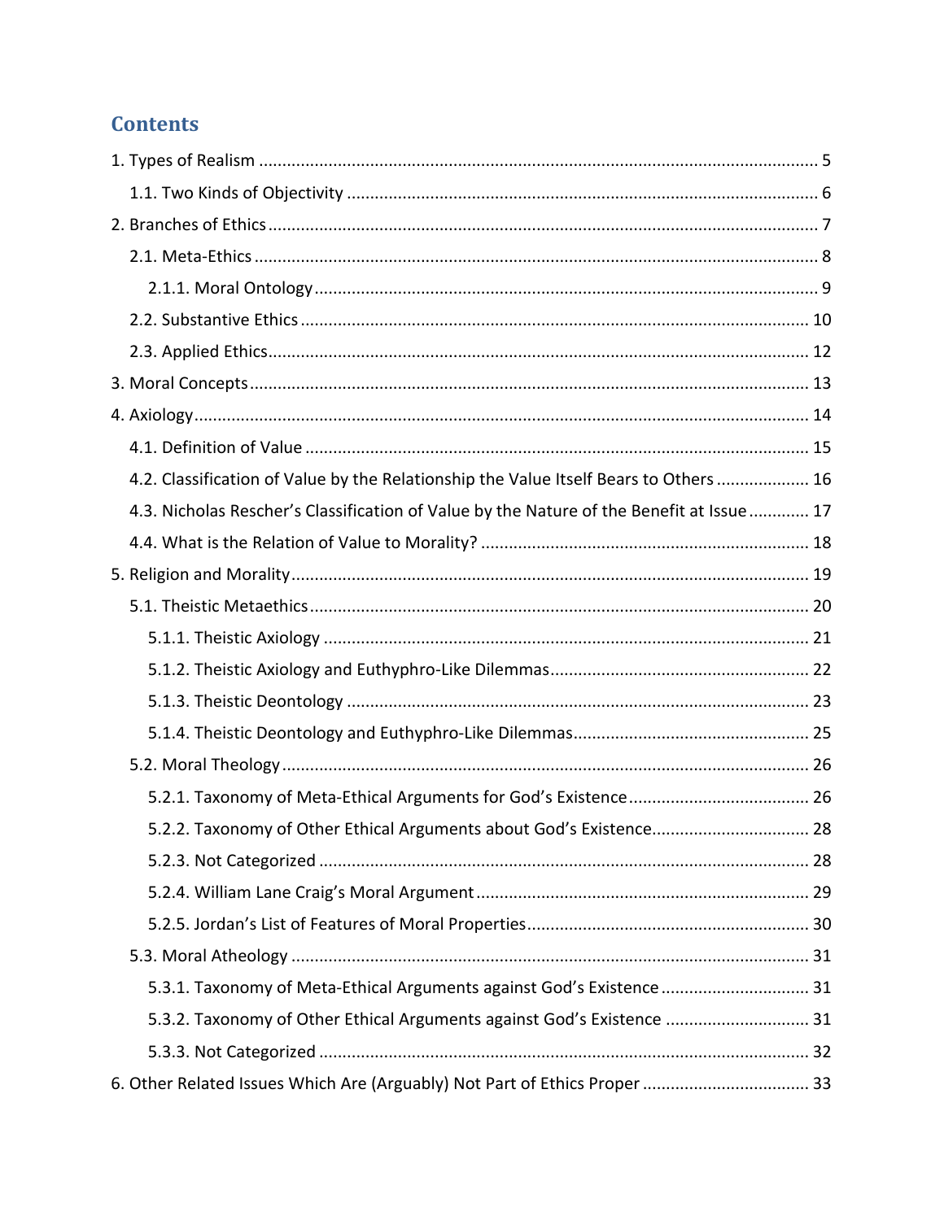# Contents

- 1. Types of Realism ........ 5
  - 1.1. Two Kinds of Objectivity ........ 6
- 2. Branches of Ethics ........ 7
  - 2.1. Meta-Ethics ........ 8
    - 2.1.1. Moral Ontology ........ 9
  - 2.2. Substantive Ethics ........ 10
  - 2.3. Applied Ethics ........ 12
- 3. Moral Concepts ........ 13
- 4. Axiology ........ 14
  - 4.1. Definition of Value ........ 15
  - 4.2. Classification of Value by the Relationship the Value Itself Bears to Others ........ 16
  - 4.3. Nicholas Rescher's Classification of Value by the Nature of the Benefit at Issue ........ 17
  - 4.4. What is the Relation of Value to Morality? ........ 18
- 5. Religion and Morality ........ 19
  - 5.1. Theistic Metaethics ........ 20
    - 5.1.1. Theistic Axiology ........ 21
    - 5.1.2. Theistic Axiology and Euthyphro-Like Dilemmas ........ 22
    - 5.1.3. Theistic Deontology ........ 23
    - 5.1.4. Theistic Deontology and Euthyphro-Like Dilemmas ........ 25
  - 5.2. Moral Theology ........ 26
    - 5.2.1. Taxonomy of Meta-Ethical Arguments for God's Existence ........ 26
    - 5.2.2. Taxonomy of Other Ethical Arguments about God's Existence ........ 28
    - 5.2.3. Not Categorized ........ 28
    - 5.2.4. William Lane Craig's Moral Argument ........ 29
    - 5.2.5. Jordan's List of Features of Moral Properties ........ 30
  - 5.3. Moral Atheology ........ 31
    - 5.3.1. Taxonomy of Meta-Ethical Arguments against God's Existence ........ 31
    - 5.3.2. Taxonomy of Other Ethical Arguments against God's Existence ........ 31
    - 5.3.3. Not Categorized ........ 32
- 6. Other Related Issues Which Are (Arguably) Not Part of Ethics Proper ........ 33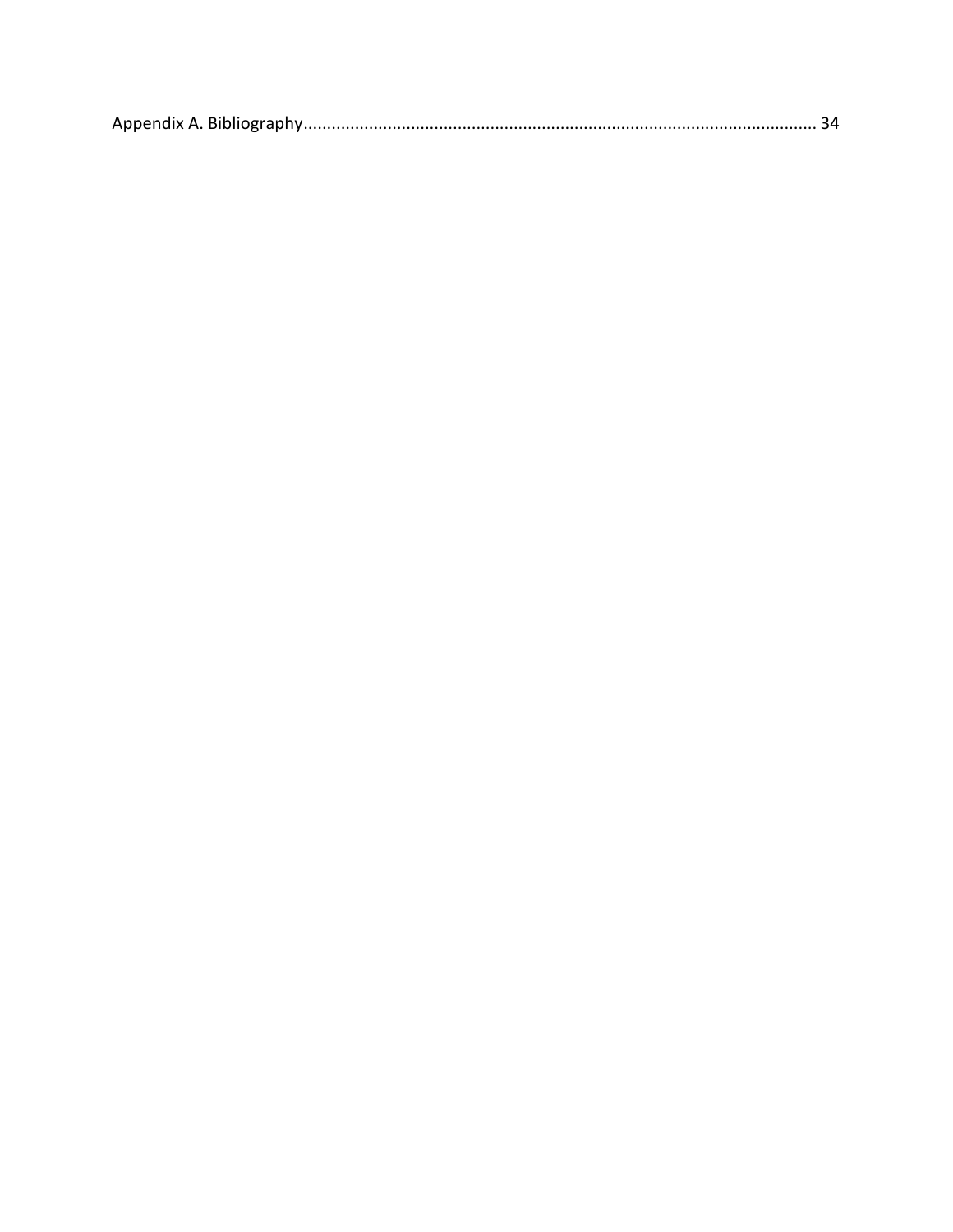Appendix A. Bibliography........................................................................................................... 34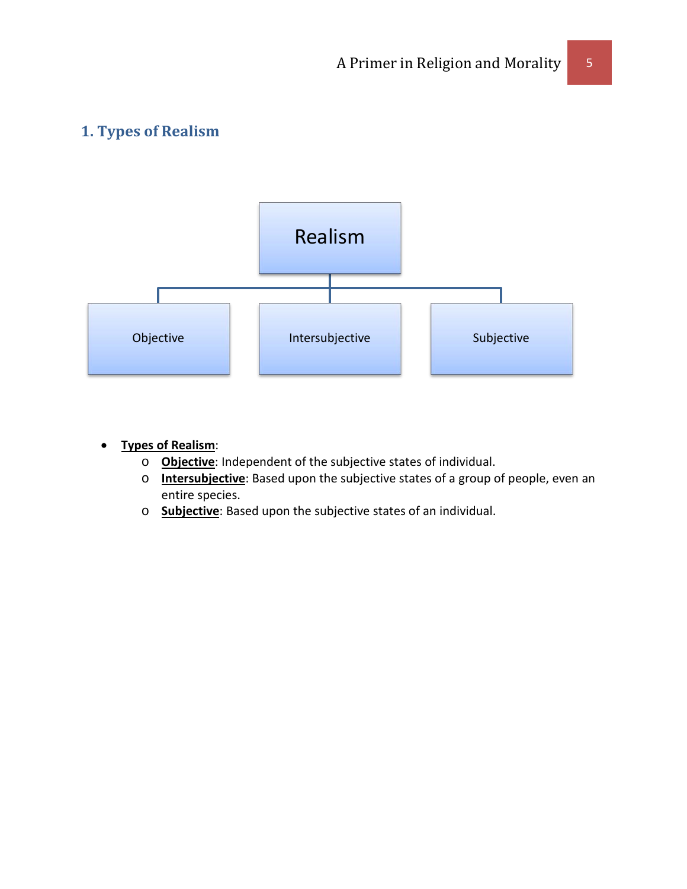## 1. Types of Realism

Realism

Objective | Intersubjective | Subjective

- **Types of Realism**:
  - **Objective**: Independent of the subjective states of individual.
  - **Intersubjective**: Based upon the subjective states of a group of people, even an entire species.
  - **Subjective**: Based upon the subjective states of an individual.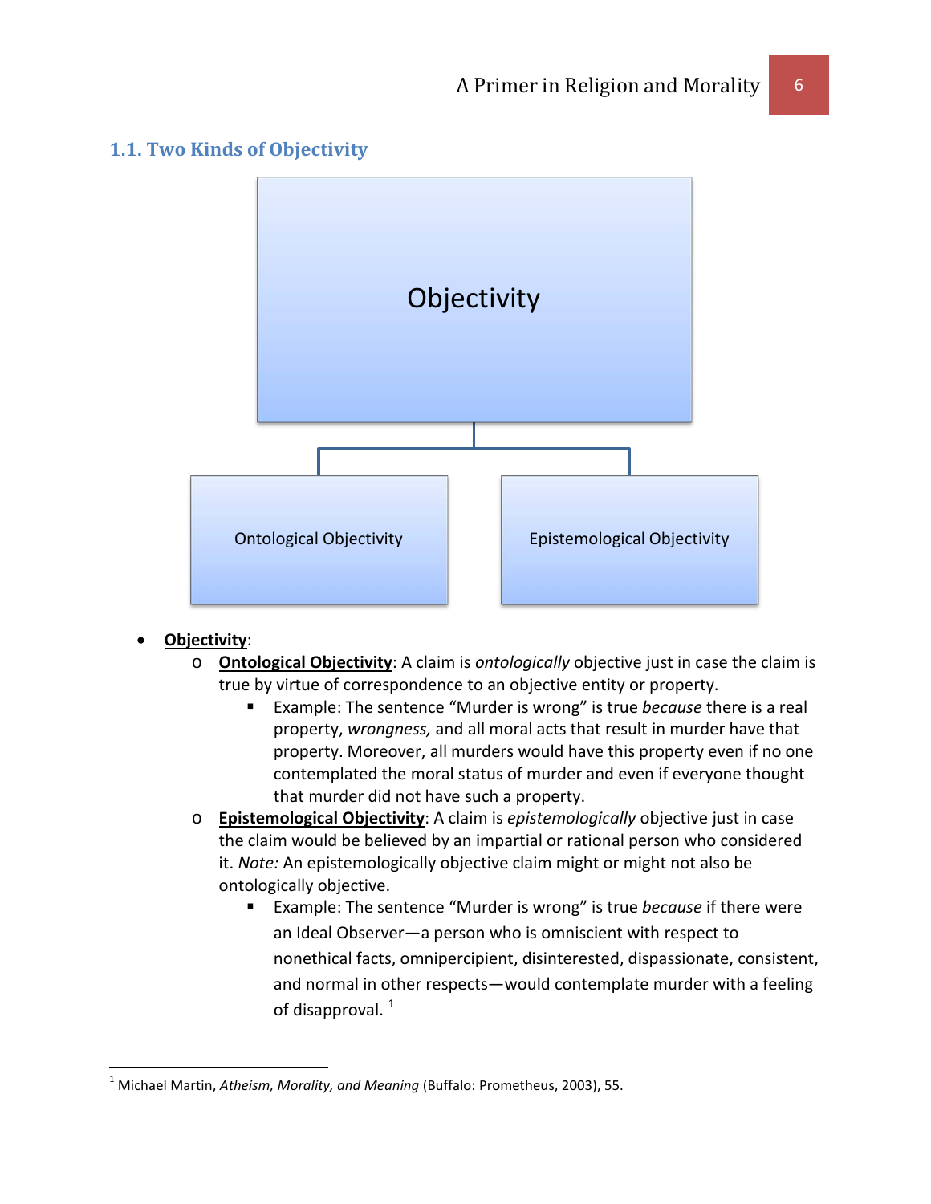## 1.1. Two Kinds of Objectivity

Objectivity

Ontological Objectivity

Epistemological Objectivity

- **Objectivity**:
    - **Ontological Objectivity**: A claim is *ontologically* objective just in case the claim is true by virtue of correspondence to an objective entity or property.
        - Example: The sentence "Murder is wrong" is true *because* there is a real property, *wrongness,* and all moral acts that result in murder have that property. Moreover, all murders would have this property even if no one contemplated the moral status of murder and even if everyone thought that murder did not have such a property.
    - **Epistemological Objectivity**: A claim is *epistemologically* objective just in case the claim would be believed by an impartial or rational person who considered it. *Note:* An epistemologically objective claim might or might not also be ontologically objective.
        - Example: The sentence "Murder is wrong" is true *because* if there were an Ideal Observer—a person who is omniscient with respect to nonethical facts, omnipercipient, disinterested, dispassionate, consistent, and normal in other respects—would contemplate murder with a feeling of disapproval. [1]

---

[1] Michael Martin, *Atheism, Morality, and Meaning* (Buffalo: Prometheus, 2003), 55.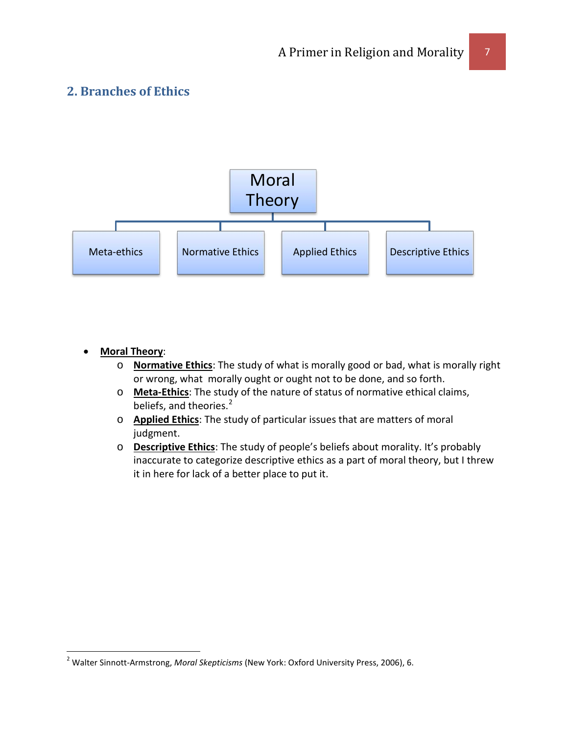## 2. Branches of Ethics

Moral Theory

Meta-ethics | Normative Ethics | Applied Ethics | Descriptive Ethics

- **Moral Theory**:
  - **Normative Ethics**: The study of what is morally good or bad, what is morally right or wrong, what morally ought or ought not to be done, and so forth.
  - **Meta-Ethics**: The study of the nature of status of normative ethical claims, beliefs, and theories.[2]
  - **Applied Ethics**: The study of particular issues that are matters of moral judgment.
  - **Descriptive Ethics**: The study of people's beliefs about morality. It's probably inaccurate to categorize descriptive ethics as a part of moral theory, but I threw it in here for lack of a better place to put it.

---

[2] Walter Sinnott-Armstrong, *Moral Skepticisms* (New York: Oxford University Press, 2006), 6.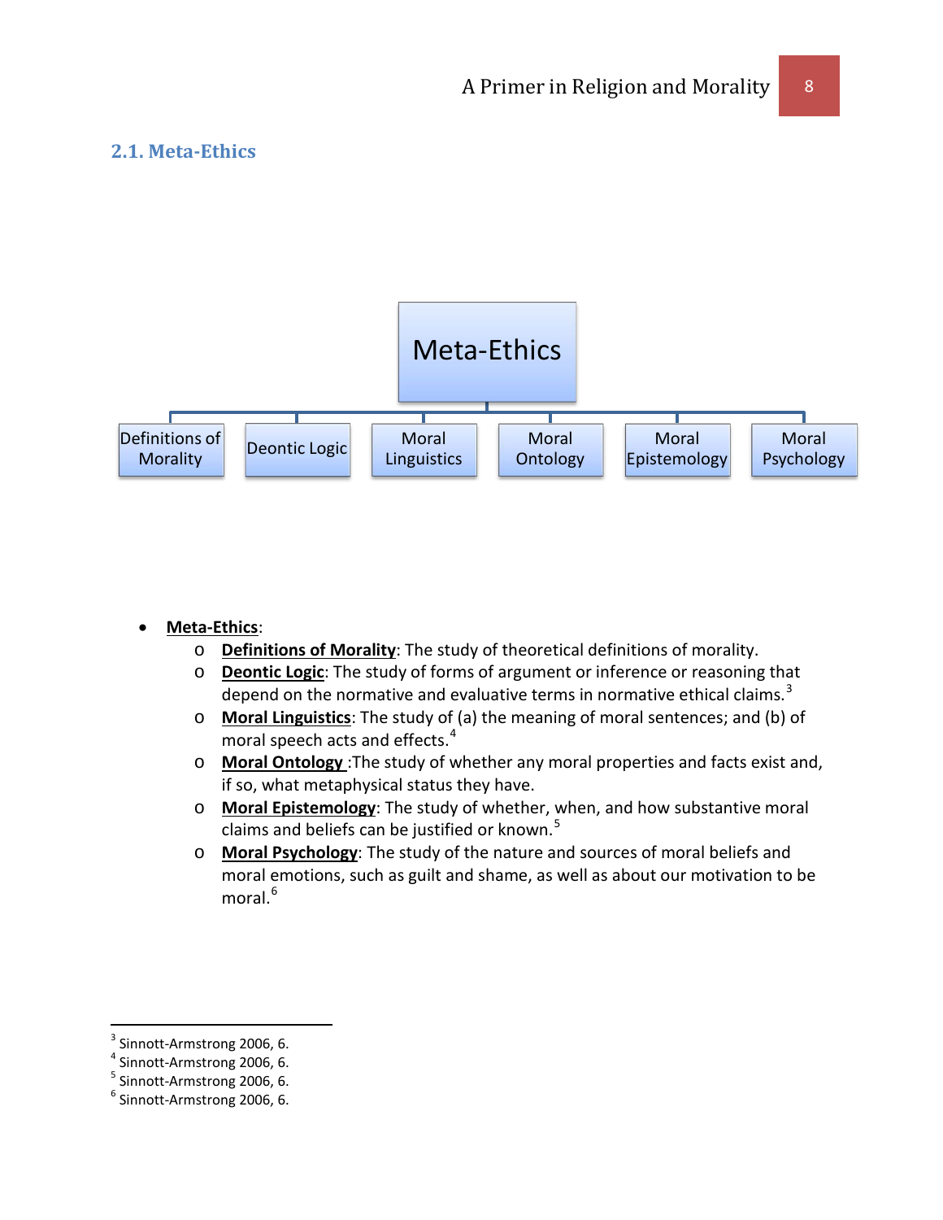## 2.1. Meta-Ethics

Meta-Ethics

Definitions of Morality | Deontic Logic | Moral Linguistics | Moral Ontology | Moral Epistemology | Moral Psychology

- **Meta-Ethics**:
  - **Definitions of Morality**: The study of theoretical definitions of morality.
  - **Deontic Logic**: The study of forms of argument or inference or reasoning that depend on the normative and evaluative terms in normative ethical claims.[3]
  - **Moral Linguistics**: The study of (a) the meaning of moral sentences; and (b) of moral speech acts and effects.[4]
  - **Moral Ontology** :The study of whether any moral properties and facts exist and, if so, what metaphysical status they have.
  - **Moral Epistemology**: The study of whether, when, and how substantive moral claims and beliefs can be justified or known.[5]
  - **Moral Psychology**: The study of the nature and sources of moral beliefs and moral emotions, such as guilt and shame, as well as about our motivation to be moral.[6]

---

[3] Sinnott-Armstrong 2006, 6.
[4] Sinnott-Armstrong 2006, 6.
[5] Sinnott-Armstrong 2006, 6.
[6] Sinnott-Armstrong 2006, 6.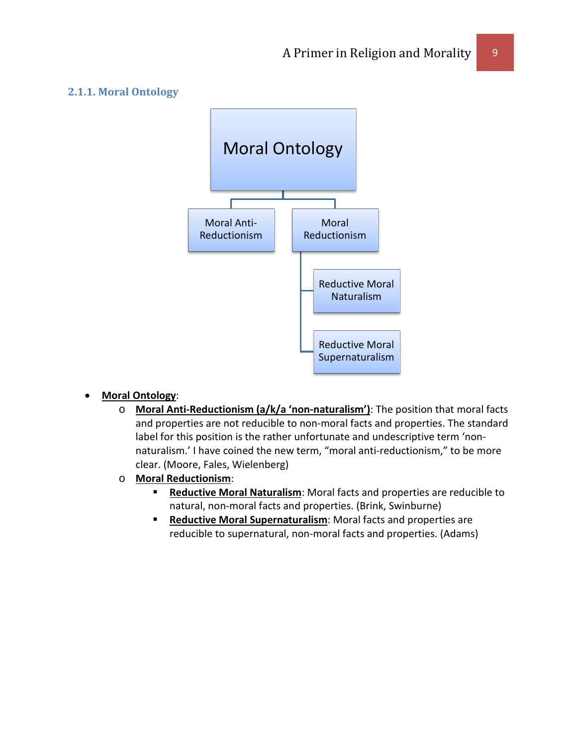### 2.1.1. Moral Ontology

- **Moral Ontology**:
  - **Moral Anti-Reductionism (a/k/a 'non-naturalism')**: The position that moral facts and properties are not reducible to non-moral facts and properties. The standard label for this position is the rather unfortunate and undescriptive term 'non-naturalism.' I have coined the new term, "moral anti-reductionism," to be more clear. (Moore, Fales, Wielenberg)
  - **Moral Reductionism**:
    - **Reductive Moral Naturalism**: Moral facts and properties are reducible to natural, non-moral facts and properties. (Brink, Swinburne)
    - **Reductive Moral Supernaturalism**: Moral facts and properties are reducible to supernatural, non-moral facts and properties. (Adams)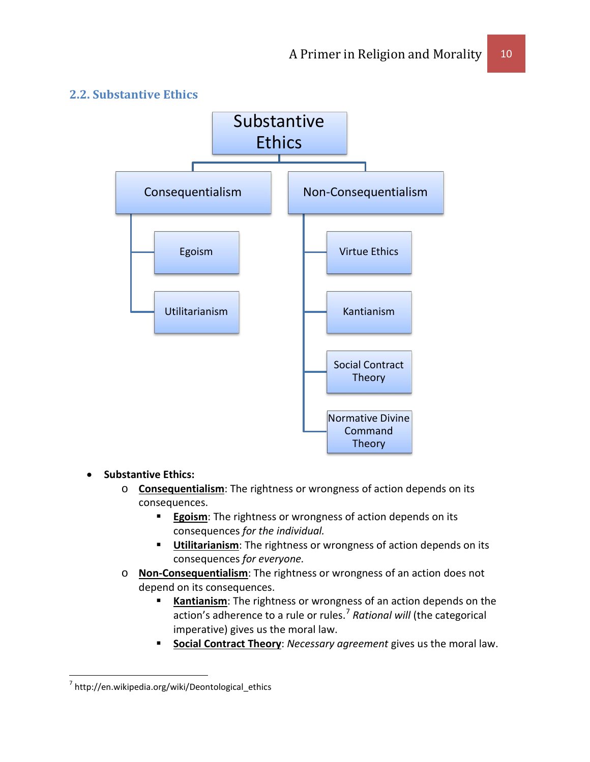## 2.2. Substantive Ethics

- Substantive Ethics
  - Consequentialism
    - Egoism
    - Utilitarianism
  - Non-Consequentialism
    - Virtue Ethics
    - Kantianism
    - Social Contract Theory
    - Normative Divine Command Theory

- **Substantive Ethics:**
  - **Consequentialism**: The rightness or wrongness of action depends on its consequences.
    - **Egoism**: The rightness or wrongness of action depends on its consequences *for the individual.*
    - **Utilitarianism**: The rightness or wrongness of action depends on its consequences *for everyone.*
  - **Non-Consequentialism**: The rightness or wrongness of an action does not depend on its consequences.
    - **Kantianism**: The rightness or wrongness of an action depends on the action's adherence to a rule or rules.[7] *Rational will* (the categorical imperative) gives us the moral law.
    - **Social Contract Theory**: *Necessary agreement* gives us the moral law.

[7] http://en.wikipedia.org/wiki/Deontological_ethics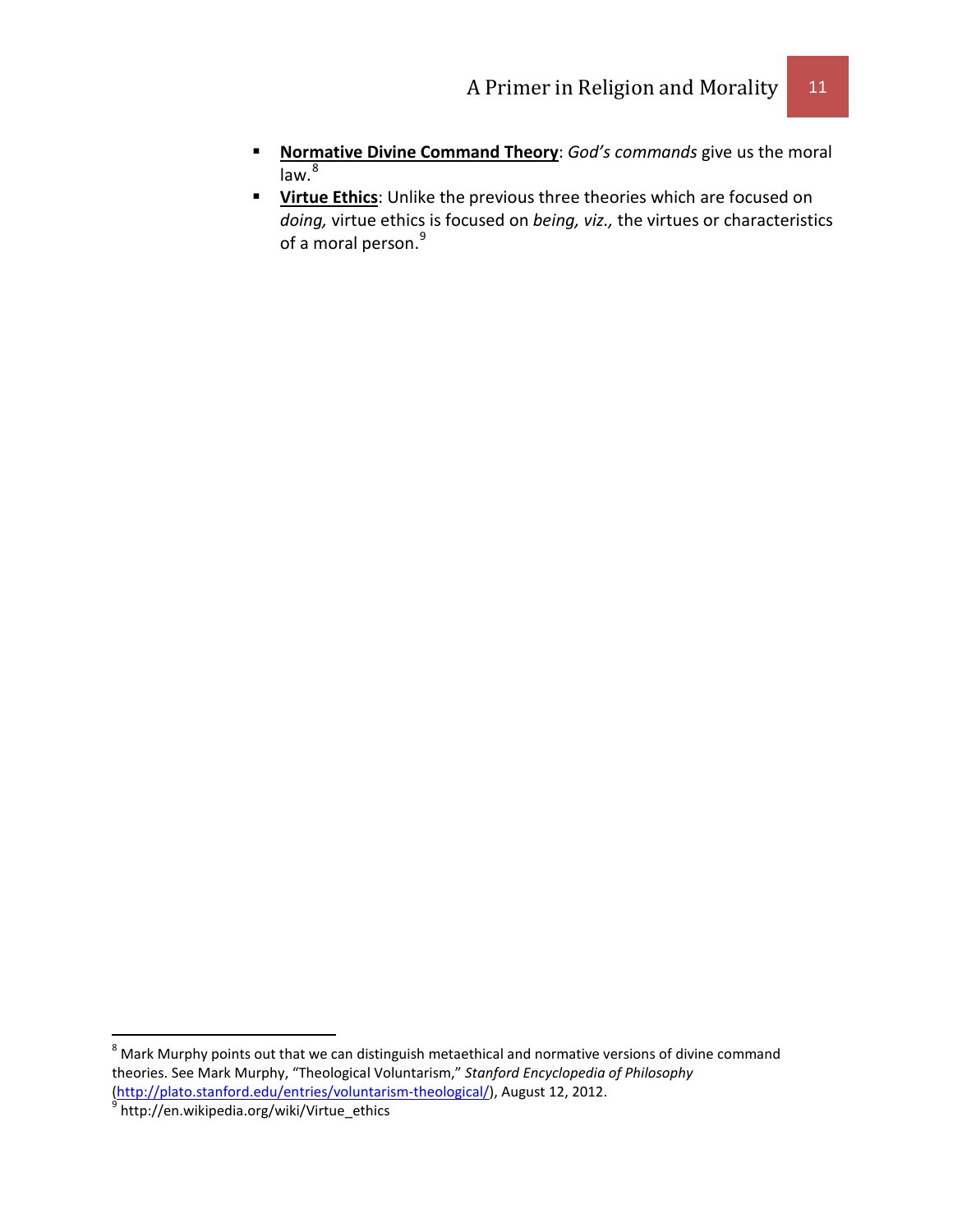- **Normative Divine Command Theory**: *God's commands* give us the moral law.[8]
- **Virtue Ethics**: Unlike the previous three theories which are focused on *doing,* virtue ethics is focused on *being, viz.,* the virtues or characteristics of a moral person.[9]

---

[8] Mark Murphy points out that we can distinguish metaethical and normative versions of divine command theories. See Mark Murphy, "Theological Voluntarism," *Stanford Encyclopedia of Philosophy* (http://plato.stanford.edu/entries/voluntarism-theological/), August 12, 2012.

[9] http://en.wikipedia.org/wiki/Virtue_ethics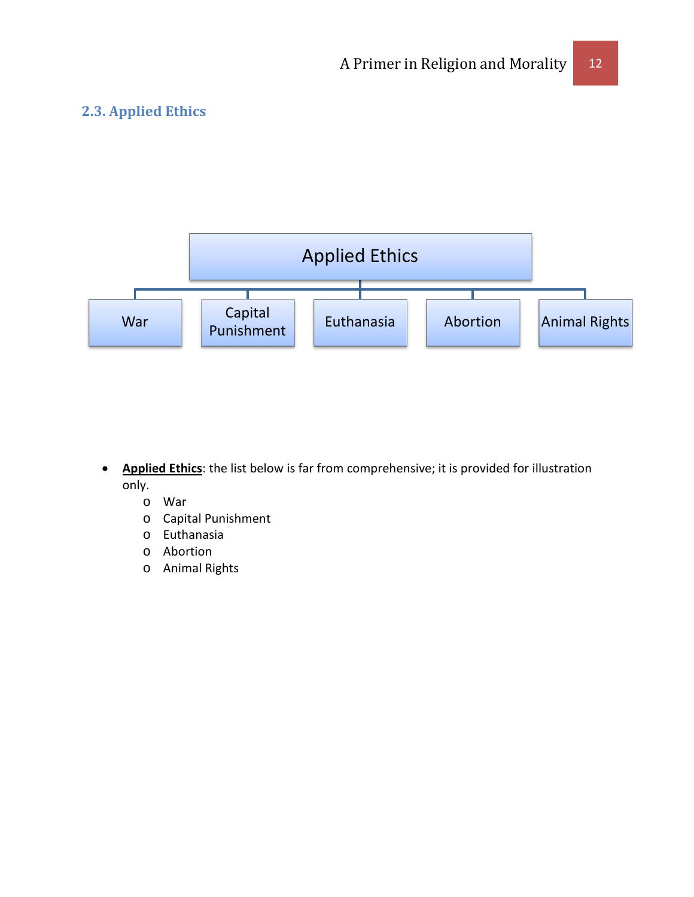## 2.3. Applied Ethics

Applied Ethics

War | Capital Punishment | Euthanasia | Abortion | Animal Rights

- **Applied Ethics**: the list below is far from comprehensive; it is provided for illustration only.
  - War
  - Capital Punishment
  - Euthanasia
  - Abortion
  - Animal Rights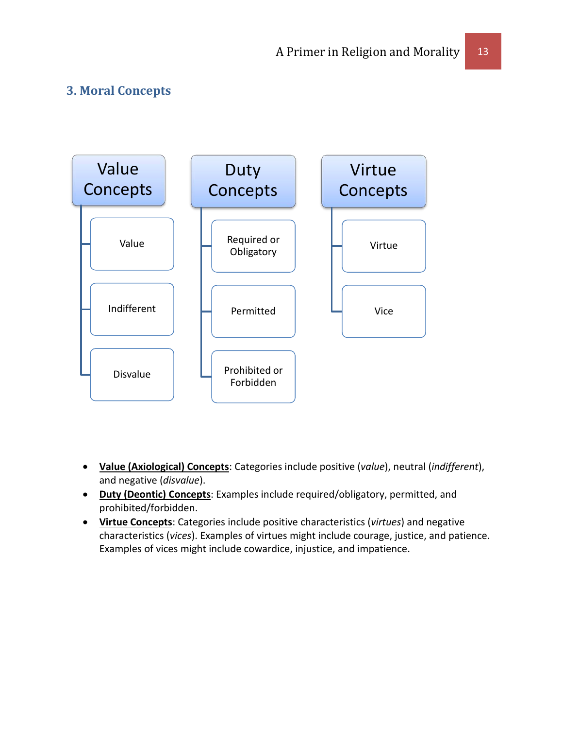## 3. Moral Concepts

- **Value Concepts**
  - Value
  - Indifferent
  - Disvalue
- **Duty Concepts**
  - Required or Obligatory
  - Permitted
  - Prohibited or Forbidden
- **Virtue Concepts**
  - Virtue
  - Vice

- **Value (Axiological) Concepts**: Categories include positive (*value*), neutral (*indifferent*), and negative (*disvalue*).
- **Duty (Deontic) Concepts**: Examples include required/obligatory, permitted, and prohibited/forbidden.
- **Virtue Concepts**: Categories include positive characteristics (*virtues*) and negative characteristics (*vices*). Examples of virtues might include courage, justice, and patience. Examples of vices might include cowardice, injustice, and impatience.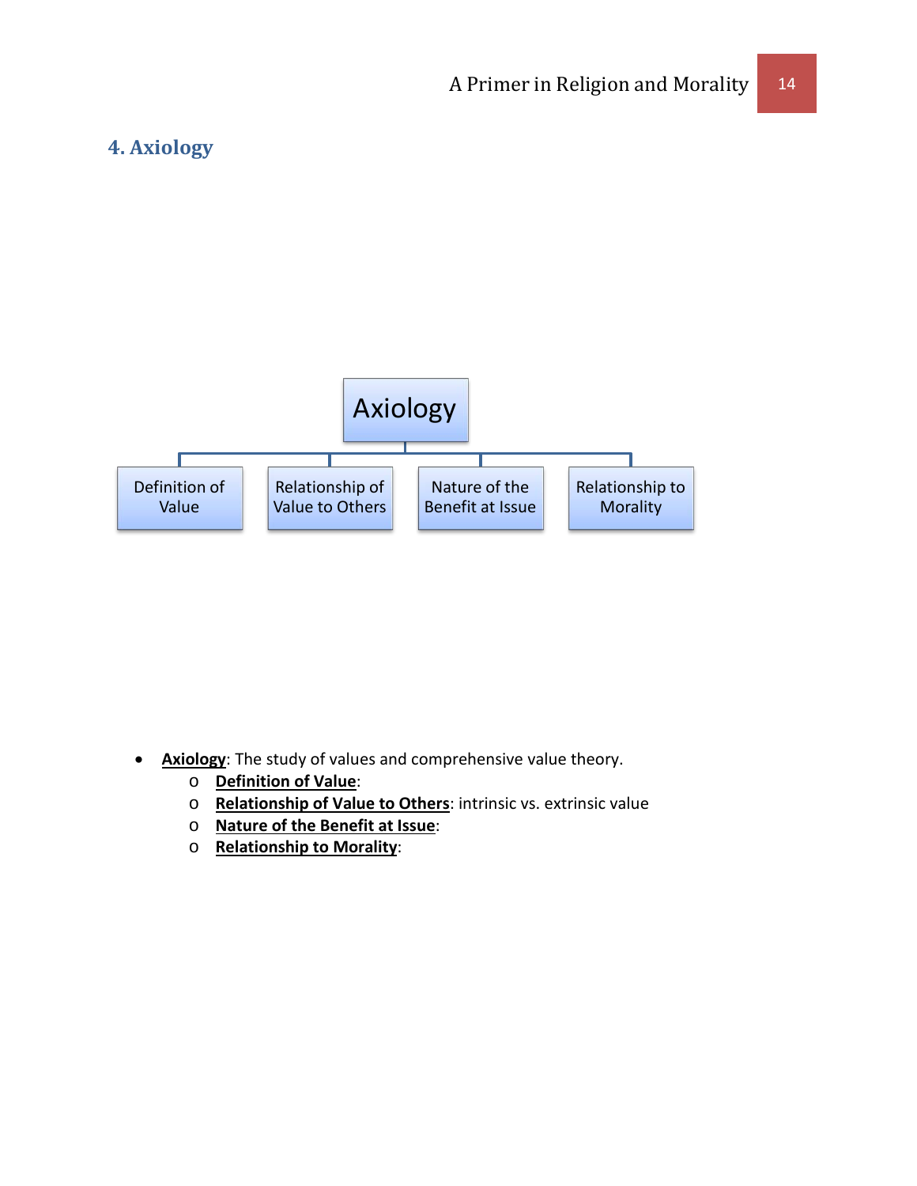## 4. Axiology

Axiology

Definition of Value | Relationship of Value to Others | Nature of the Benefit at Issue | Relationship to Morality

- **Axiology**: The study of values and comprehensive value theory.
  - **Definition of Value**:
  - **Relationship of Value to Others**: intrinsic vs. extrinsic value
  - **Nature of the Benefit at Issue**:
  - **Relationship to Morality**: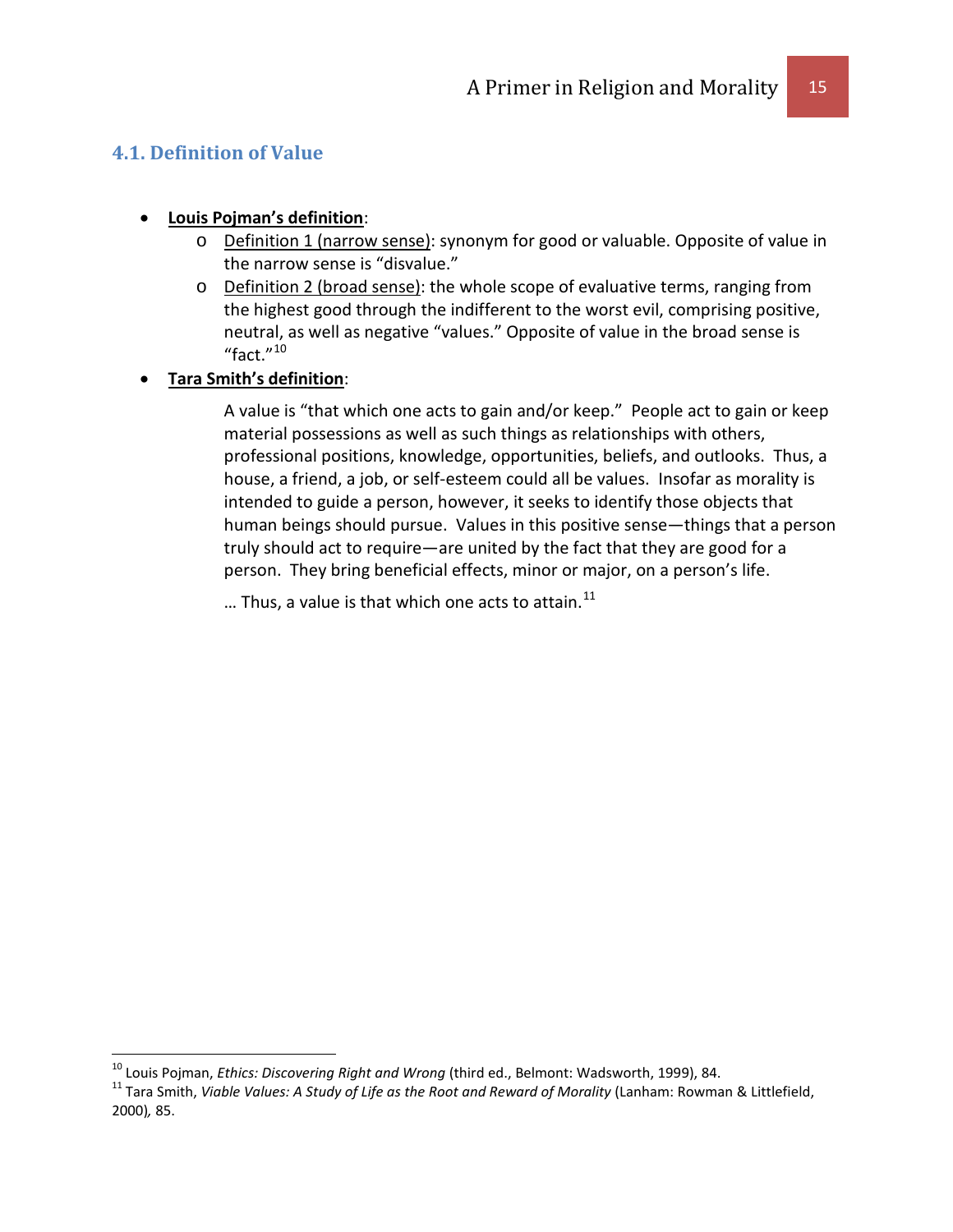### 4.1. Definition of Value

- **Louis Pojman's definition**:
  - Definition 1 (narrow sense): synonym for good or valuable. Opposite of value in the narrow sense is "disvalue."
  - Definition 2 (broad sense): the whole scope of evaluative terms, ranging from the highest good through the indifferent to the worst evil, comprising positive, neutral, as well as negative "values." Opposite of value in the broad sense is "fact."[10]
- **Tara Smith's definition**:

  A value is "that which one acts to gain and/or keep." People act to gain or keep material possessions as well as such things as relationships with others, professional positions, knowledge, opportunities, beliefs, and outlooks. Thus, a house, a friend, a job, or self-esteem could all be values. Insofar as morality is intended to guide a person, however, it seeks to identify those objects that human beings should pursue. Values in this positive sense—things that a person truly should act to require—are united by the fact that they are good for a person. They bring beneficial effects, minor or major, on a person's life.

  … Thus, a value is that which one acts to attain.[11]

---

[10] Louis Pojman, *Ethics: Discovering Right and Wrong* (third ed., Belmont: Wadsworth, 1999), 84.

[11] Tara Smith, *Viable Values: A Study of Life as the Root and Reward of Morality* (Lanham: Rowman & Littlefield, 2000), 85.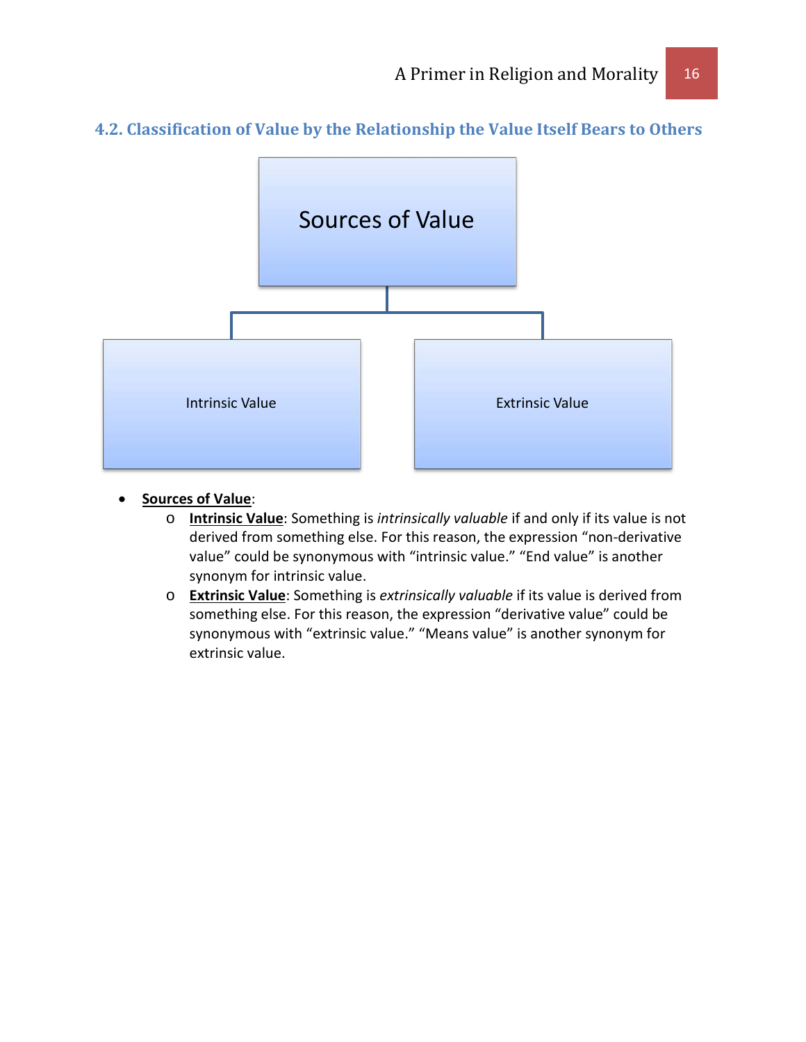## 4.2. Classification of Value by the Relationship the Value Itself Bears to Others

Sources of Value

Intrinsic Value

Extrinsic Value

- **Sources of Value**:
    - **Intrinsic Value**: Something is *intrinsically valuable* if and only if its value is not derived from something else. For this reason, the expression “non-derivative value” could be synonymous with “intrinsic value.” “End value” is another synonym for intrinsic value.
    - **Extrinsic Value**: Something is *extrinsically valuable* if its value is derived from something else. For this reason, the expression “derivative value” could be synonymous with “extrinsic value.” “Means value” is another synonym for extrinsic value.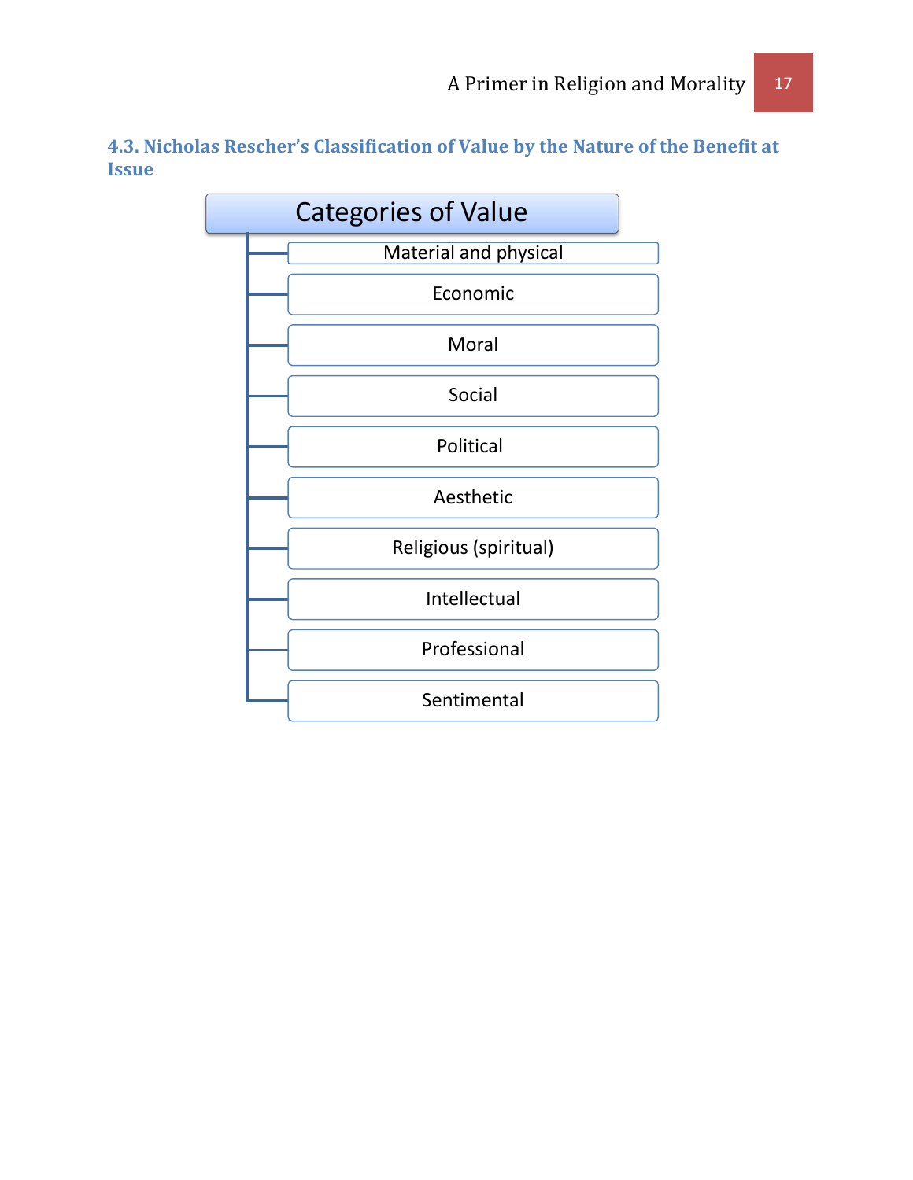### 4.3. Nicholas Rescher's Classification of Value by the Nature of the Benefit at Issue

**Categories of Value**

- Material and physical
- Economic
- Moral
- Social
- Political
- Aesthetic
- Religious (spiritual)
- Intellectual
- Professional
- Sentimental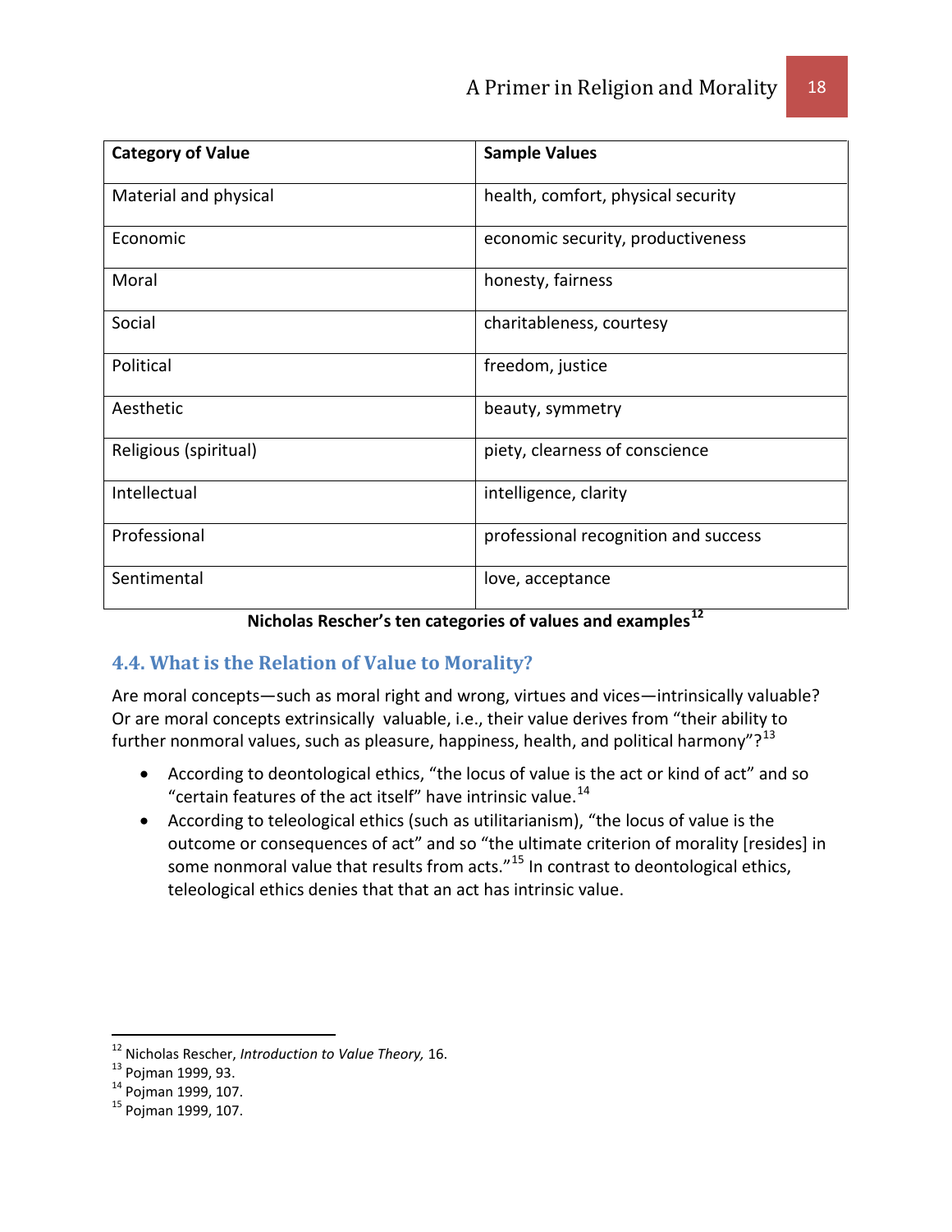| Category of Value | Sample Values |
| --- | --- |
| Material and physical | health, comfort, physical security |
| Economic | economic security, productiveness |
| Moral | honesty, fairness |
| Social | charitableness, courtesy |
| Political | freedom, justice |
| Aesthetic | beauty, symmetry |
| Religious (spiritual) | piety, clearness of conscience |
| Intellectual | intelligence, clarity |
| Professional | professional recognition and success |
| Sentimental | love, acceptance |

**Nicholas Rescher's ten categories of values and examples**[12]

## 4.4. What is the Relation of Value to Morality?

Are moral concepts—such as moral right and wrong, virtues and vices—intrinsically valuable? Or are moral concepts extrinsically valuable, i.e., their value derives from "their ability to further nonmoral values, such as pleasure, happiness, health, and political harmony"?[13]

- According to deontological ethics, "the locus of value is the act or kind of act" and so "certain features of the act itself" have intrinsic value.[14]
- According to teleological ethics (such as utilitarianism), "the locus of value is the outcome or consequences of act" and so "the ultimate criterion of morality [resides] in some nonmoral value that results from acts."[15] In contrast to deontological ethics, teleological ethics denies that that an act has intrinsic value.

---

[12] Nicholas Rescher, *Introduction to Value Theory,* 16.
[13] Pojman 1999, 93.
[14] Pojman 1999, 107.
[15] Pojman 1999, 107.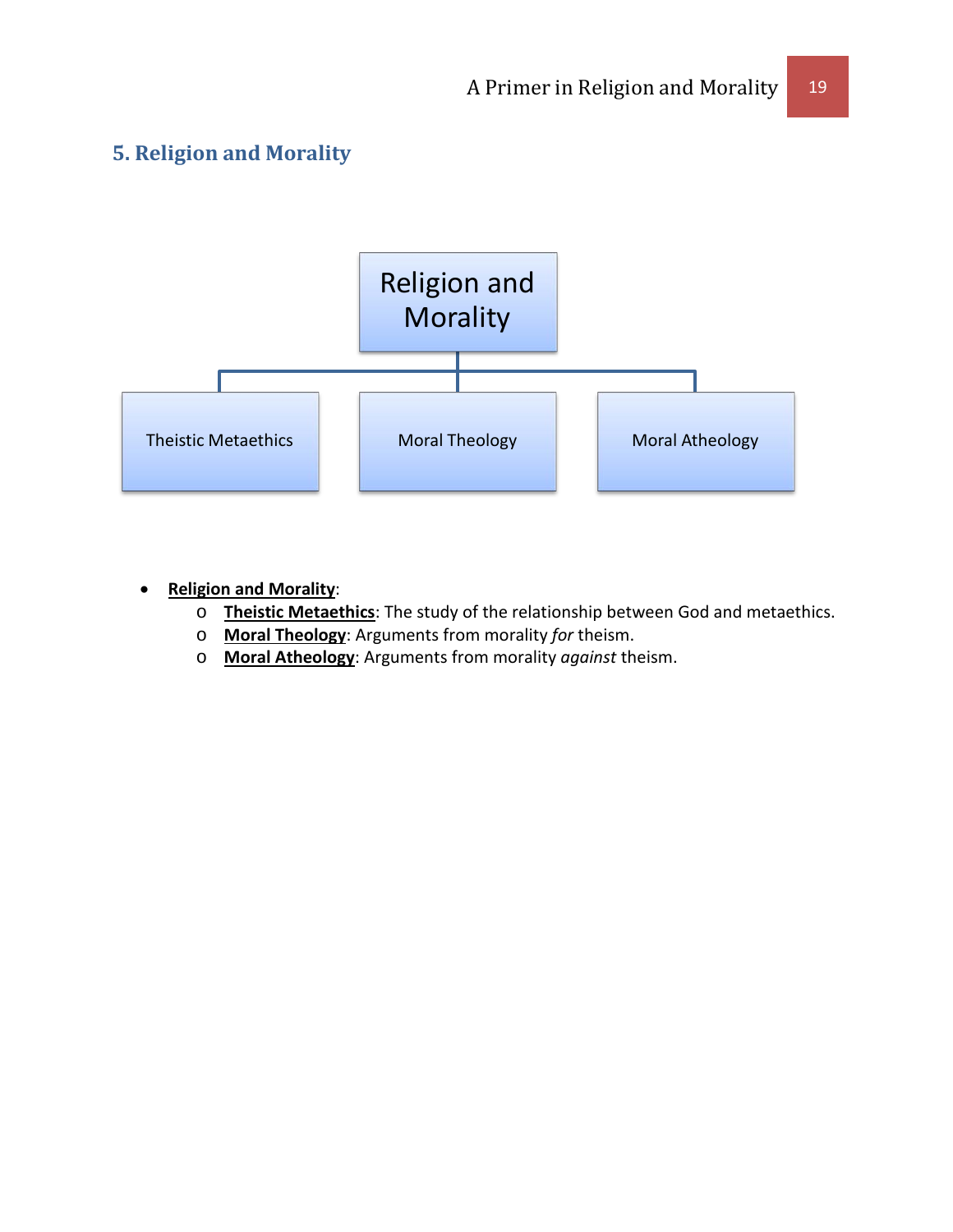## 5. Religion and Morality

Religion and Morality

Theistic Metaethics | Moral Theology | Moral Atheology

- **Religion and Morality**:
  - **Theistic Metaethics**: The study of the relationship between God and metaethics.
  - **Moral Theology**: Arguments from morality *for* theism.
  - **Moral Atheology**: Arguments from morality *against* theism.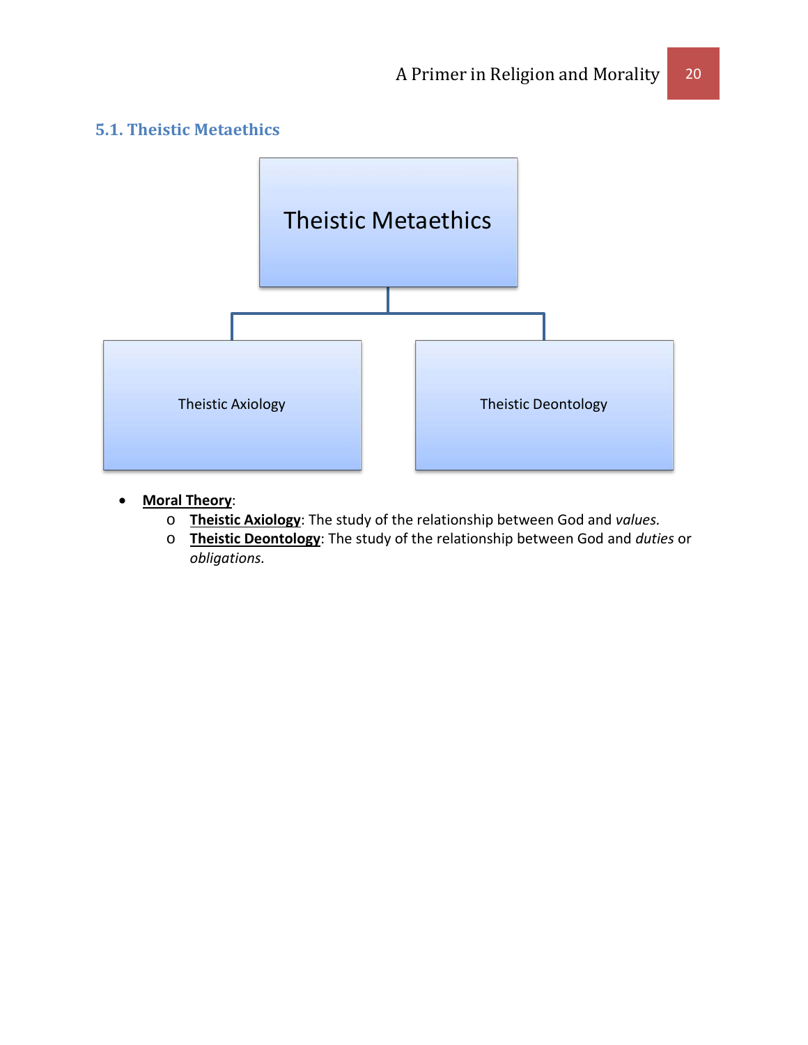## 5.1. Theistic Metaethics

Theistic Metaethics

Theistic Axiology

Theistic Deontology

- **Moral Theory**:
  - **Theistic Axiology**: The study of the relationship between God and *values.*
  - **Theistic Deontology**: The study of the relationship between God and *duties* or *obligations.*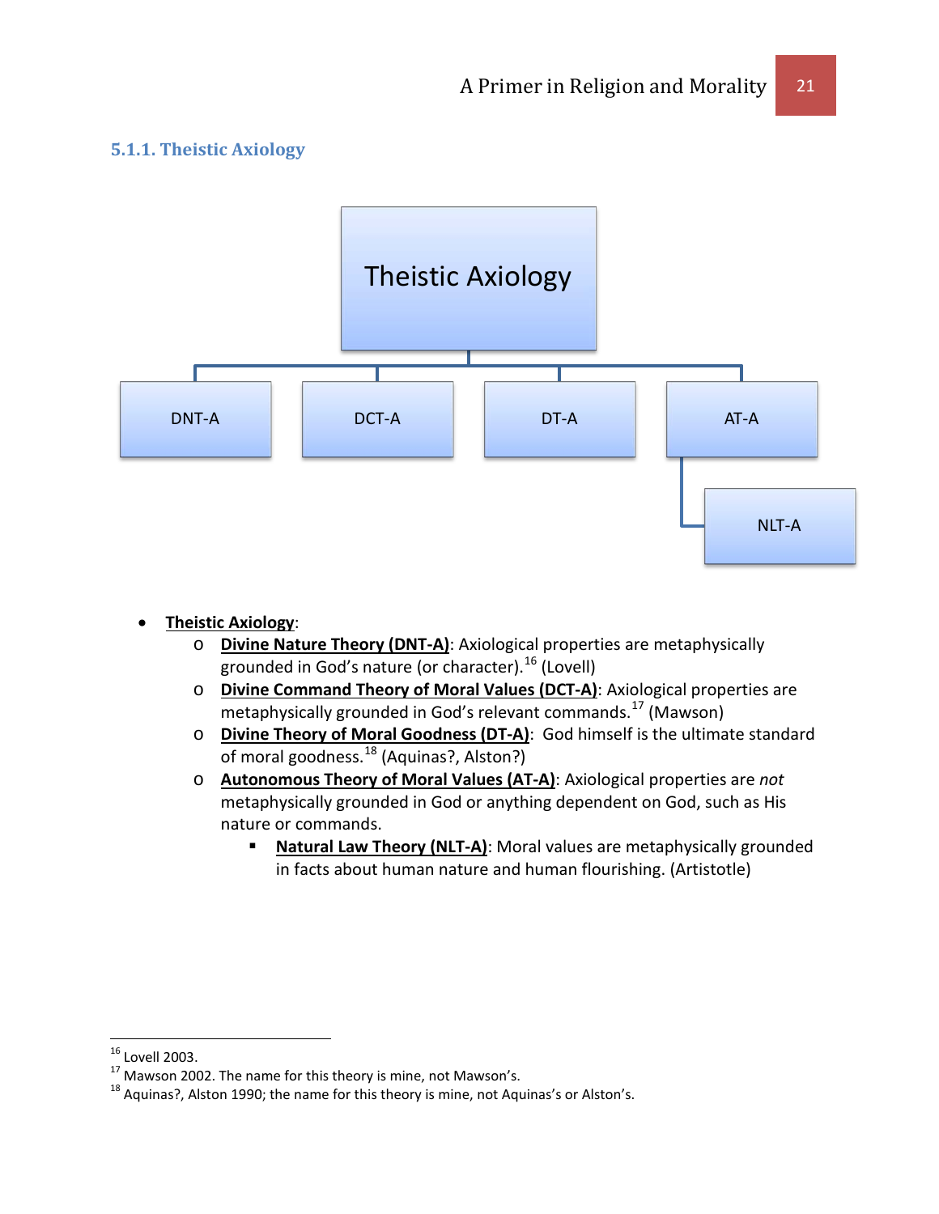### 5.1.1. Theistic Axiology

Theistic Axiology

DNT-A | DCT-A | DT-A | AT-A

NLT-A

- **Theistic Axiology**:
  - **Divine Nature Theory (DNT-A)**: Axiological properties are metaphysically grounded in God's nature (or character).[16] (Lovell)
  - **Divine Command Theory of Moral Values (DCT-A)**: Axiological properties are metaphysically grounded in God's relevant commands.[17] (Mawson)
  - **Divine Theory of Moral Goodness (DT-A)**: God himself is the ultimate standard of moral goodness.[18] (Aquinas?, Alston?)
  - **Autonomous Theory of Moral Values (AT-A)**: Axiological properties are *not* metaphysically grounded in God or anything dependent on God, such as His nature or commands.
    - **Natural Law Theory (NLT-A)**: Moral values are metaphysically grounded in facts about human nature and human flourishing. (Artistotle)

---

[16] Lovell 2003.

[17] Mawson 2002. The name for this theory is mine, not Mawson's.

[18] Aquinas?, Alston 1990; the name for this theory is mine, not Aquinas's or Alston's.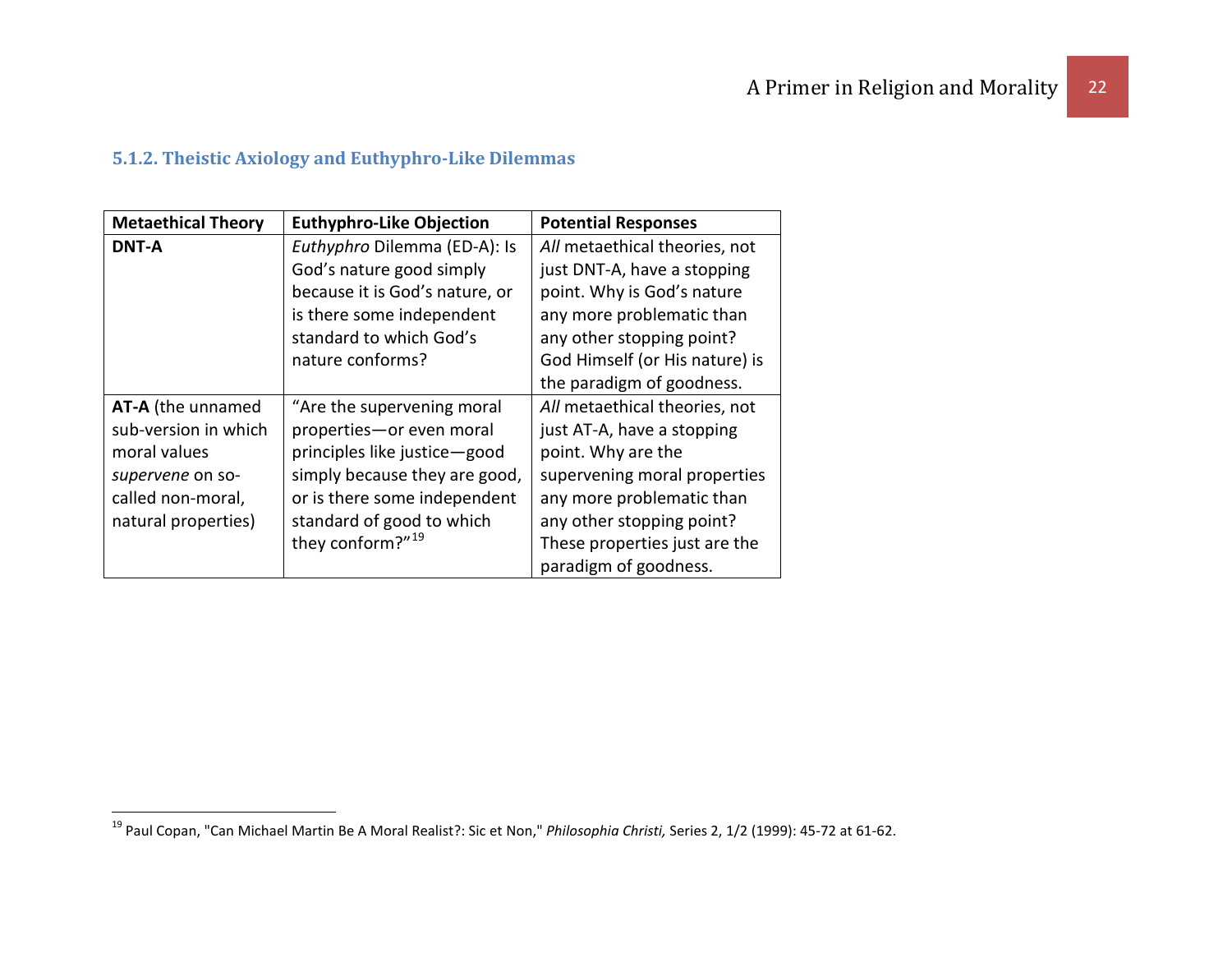### 5.1.2. Theistic Axiology and Euthyphro-Like Dilemmas

| Metaethical Theory | Euthyphro-Like Objection | Potential Responses |
|---|---|---|
| **DNT-A** | *Euthyphro* Dilemma (ED-A): Is God's nature good simply because it is God's nature, or is there some independent standard to which God's nature conforms? | *All* metaethical theories, not just DNT-A, have a stopping point. Why is God's nature any more problematic than any other stopping point? God Himself (or His nature) is the paradigm of goodness. |
| **AT-A** (the unnamed sub-version in which moral values *supervene* on so-called non-moral, natural properties) | "Are the supervening moral properties—or even moral principles like justice—good simply because they are good, or is there some independent standard of good to which they conform?"[19] | *All* metaethical theories, not just AT-A, have a stopping point. Why are the supervening moral properties any more problematic than any other stopping point? These properties just are the paradigm of goodness. |

[19] Paul Copan, "Can Michael Martin Be A Moral Realist?: Sic et Non," *Philosophia Christi,* Series 2, 1/2 (1999): 45-72 at 61-62.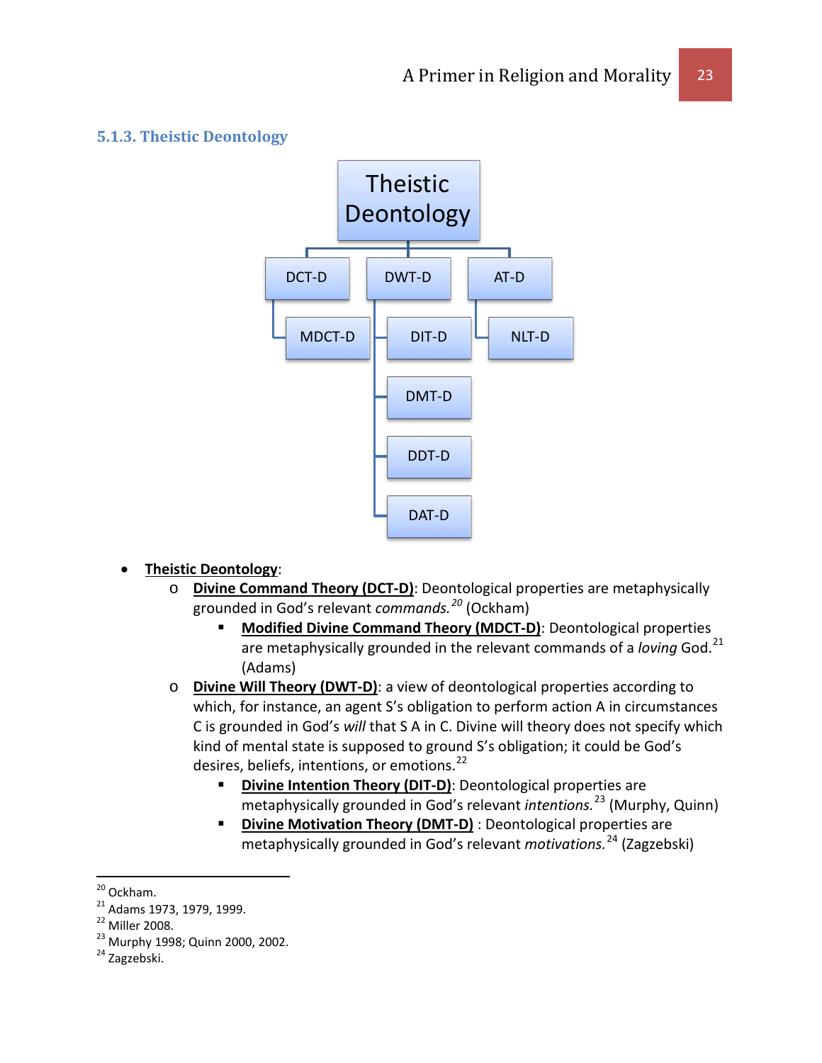### 5.1.3. Theistic Deontology

- Theistic Deontology
  - DCT-D
    - MDCT-D
  - DWT-D
    - DIT-D
    - DMT-D
    - DDT-D
    - DAT-D
  - AT-D
    - NLT-D

- **Theistic Deontology**:
  - **Divine Command Theory (DCT-D)**: Deontological properties are metaphysically grounded in God's relevant *commands.*[20] (Ockham)
    - **Modified Divine Command Theory (MDCT-D)**: Deontological properties are metaphysically grounded in the relevant commands of a *loving* God.[21] (Adams)
  - **Divine Will Theory (DWT-D)**: a view of deontological properties according to which, for instance, an agent S's obligation to perform action A in circumstances C is grounded in God's *will* that S A in C. Divine will theory does not specify which kind of mental state is supposed to ground S's obligation; it could be God's desires, beliefs, intentions, or emotions.[22]
    - **Divine Intention Theory (DIT-D)**: Deontological properties are metaphysically grounded in God's relevant *intentions.*[23] (Murphy, Quinn)
    - **Divine Motivation Theory (DMT-D)** : Deontological properties are metaphysically grounded in God's relevant *motivations.*[24] (Zagzebski)

---

[20] Ockham.
[21] Adams 1973, 1979, 1999.
[22] Miller 2008.
[23] Murphy 1998; Quinn 2000, 2002.
[24] Zagzebski.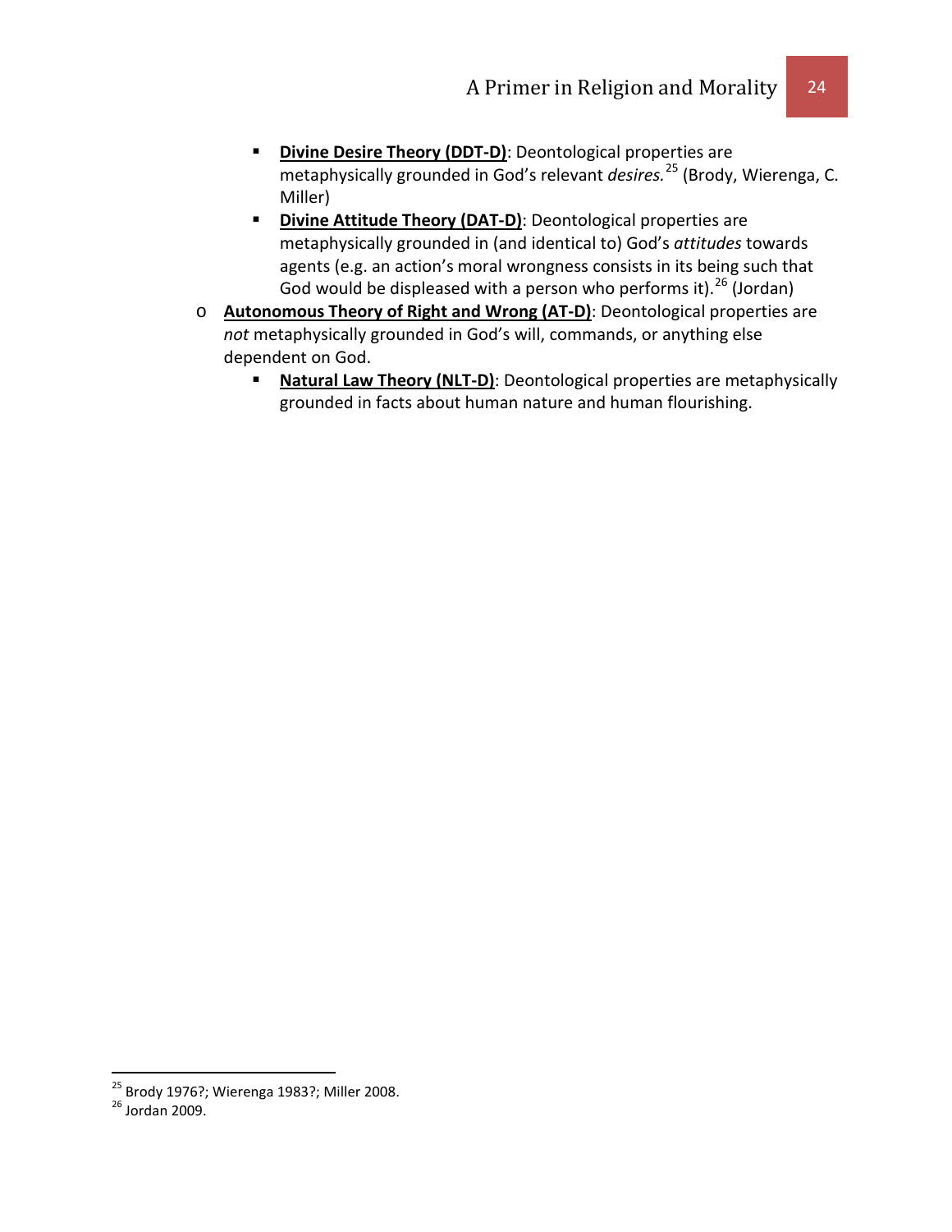- **<u>Divine Desire Theory (DDT-D)</u>**: Deontological properties are metaphysically grounded in God's relevant *desires.*[25] (Brody, Wierenga, C. Miller)
    - **<u>Divine Attitude Theory (DAT-D)</u>**: Deontological properties are metaphysically grounded in (and identical to) God's *attitudes* towards agents (e.g. an action's moral wrongness consists in its being such that God would be displeased with a person who performs it).[26] (Jordan)
  - **<u>Autonomous Theory of Right and Wrong (AT-D)</u>**: Deontological properties are *not* metaphysically grounded in God's will, commands, or anything else dependent on God.
    - **<u>Natural Law Theory (NLT-D)</u>**: Deontological properties are metaphysically grounded in facts about human nature and human flourishing.

---

[25] Brody 1976?; Wierenga 1983?; Miller 2008.

[26] Jordan 2009.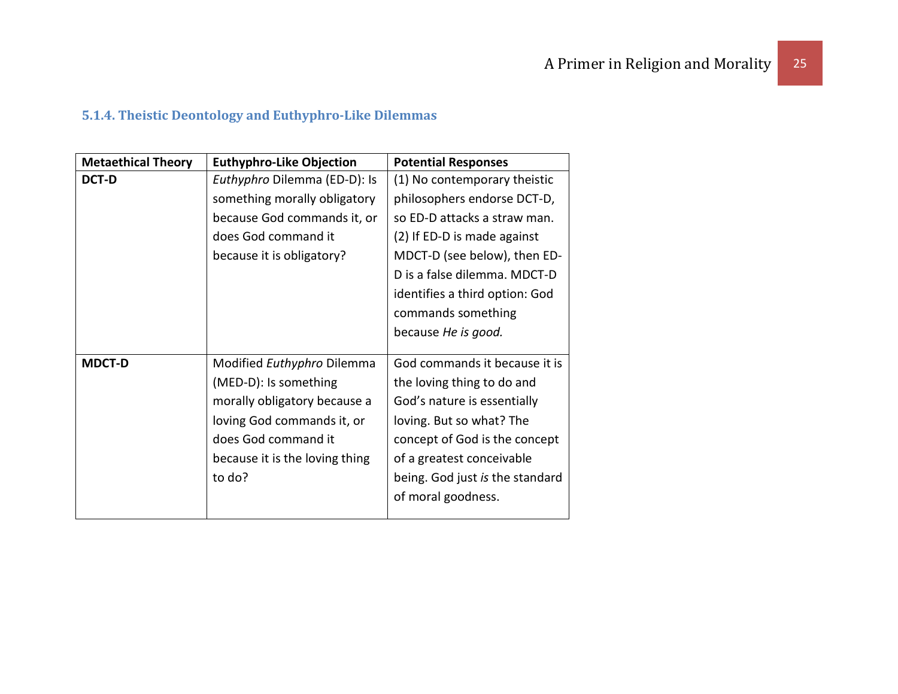### 5.1.4. Theistic Deontology and Euthyphro-Like Dilemmas

| Metaethical Theory | Euthyphro-Like Objection | Potential Responses |
|---|---|---|
| **DCT-D** | *Euthyphro* Dilemma (ED-D): Is something morally obligatory because God commands it, or does God command it because it is obligatory? | (1) No contemporary theistic philosophers endorse DCT-D, so ED-D attacks a straw man. (2) If ED-D is made against MDCT-D (see below), then ED-D is a false dilemma. MDCT-D identifies a third option: God commands something because *He is good.* |
| **MDCT-D** | Modified *Euthyphro* Dilemma (MED-D): Is something morally obligatory because a loving God commands it, or does God command it because it is the loving thing to do? | God commands it because it is the loving thing to do and God's nature is essentially loving. But so what? The concept of God is the concept of a greatest conceivable being. God just *is* the standard of moral goodness. |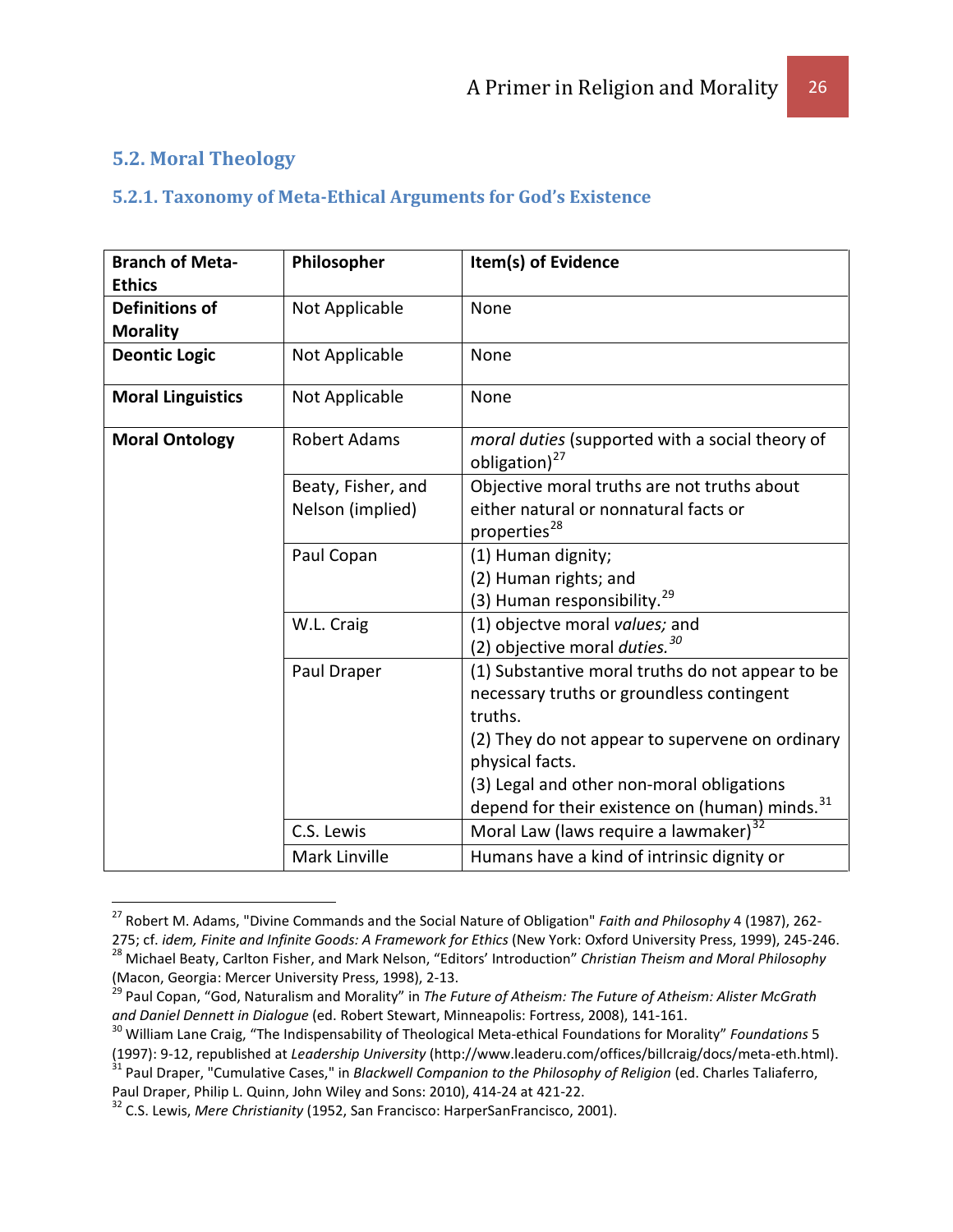## 5.2. Moral Theology

### 5.2.1. Taxonomy of Meta-Ethical Arguments for God's Existence

| Branch of Meta-Ethics | Philosopher | Item(s) of Evidence |
|---|---|---|
| **Definitions of Morality** | Not Applicable | None |
| **Deontic Logic** | Not Applicable | None |
| **Moral Linguistics** | Not Applicable | None |
| **Moral Ontology** | Robert Adams | *moral duties* (supported with a social theory of obligation)[27] |
| | Beaty, Fisher, and Nelson (implied) | Objective moral truths are not truths about either natural or nonnatural facts or properties[28] |
| | Paul Copan | (1) Human dignity;<br>(2) Human rights; and<br>(3) Human responsibility.[29] |
| | W.L. Craig | (1) objectve moral *values;* and<br>(2) objective moral *duties.*[30] |
| | Paul Draper | (1) Substantive moral truths do not appear to be necessary truths or groundless contingent truths.<br>(2) They do not appear to supervene on ordinary physical facts.<br>(3) Legal and other non-moral obligations depend for their existence on (human) minds.[31] |
| | C.S. Lewis | Moral Law (laws require a lawmaker)[32] |
| | Mark Linville | Humans have a kind of intrinsic dignity or |

[27] Robert M. Adams, "Divine Commands and the Social Nature of Obligation" *Faith and Philosophy* 4 (1987), 262-275; cf. *idem, Finite and Infinite Goods: A Framework for Ethics* (New York: Oxford University Press, 1999), 245-246.

[28] Michael Beaty, Carlton Fisher, and Mark Nelson, "Editors' Introduction" *Christian Theism and Moral Philosophy* (Macon, Georgia: Mercer University Press, 1998), 2-13.

[29] Paul Copan, "God, Naturalism and Morality" in *The Future of Atheism: The Future of Atheism: Alister McGrath and Daniel Dennett in Dialogue* (ed. Robert Stewart, Minneapolis: Fortress, 2008), 141-161.

[30] William Lane Craig, "The Indispensability of Theological Meta-ethical Foundations for Morality" *Foundations* 5 (1997): 9-12, republished at *Leadership University* (http://www.leaderu.com/offices/billcraig/docs/meta-eth.html).

[31] Paul Draper, "Cumulative Cases," in *Blackwell Companion to the Philosophy of Religion* (ed. Charles Taliaferro, Paul Draper, Philip L. Quinn, John Wiley and Sons: 2010), 414-24 at 421-22.

[32] C.S. Lewis, *Mere Christianity* (1952, San Francisco: HarperSanFrancisco, 2001).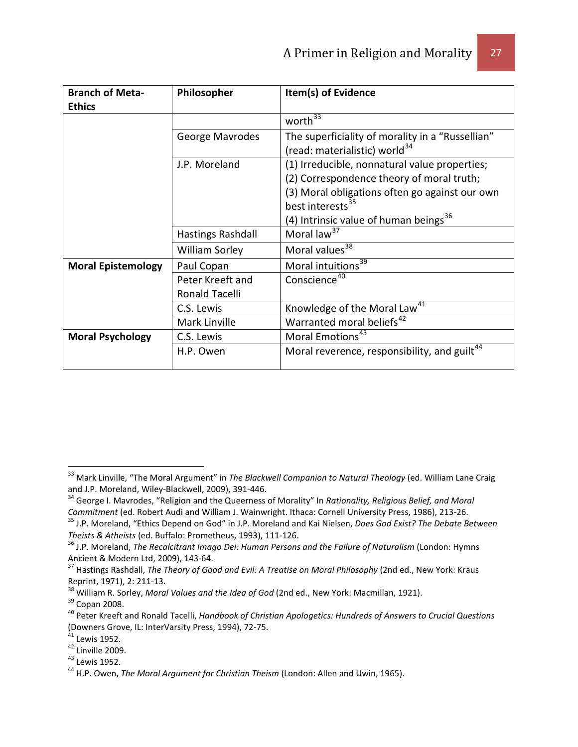| Branch of Meta-Ethics | Philosopher | Item(s) of Evidence |
|---|---|---|
| | | worth[33] |
| | George Mavrodes | The superficiality of morality in a "Russellian" (read: materialistic) world[34] |
| | J.P. Moreland | (1) Irreducible, nonnatural value properties; (2) Correspondence theory of moral truth; (3) Moral obligations often go against our own best interests[35] (4) Intrinsic value of human beings[36] |
| | Hastings Rashdall | Moral law[37] |
| | William Sorley | Moral values[38] |
| **Moral Epistemology** | Paul Copan | Moral intuitions[39] |
| | Peter Kreeft and Ronald Tacelli | Conscience[40] |
| | C.S. Lewis | Knowledge of the Moral Law[41] |
| | Mark Linville | Warranted moral beliefs[42] |
| **Moral Psychology** | C.S. Lewis | Moral Emotions[43] |
| | H.P. Owen | Moral reverence, responsibility, and guilt[44] |

---

[33] Mark Linville, "The Moral Argument" in *The Blackwell Companion to Natural Theology* (ed. William Lane Craig and J.P. Moreland, Wiley-Blackwell, 2009), 391-446.

[34] George I. Mavrodes, "Religion and the Queerness of Morality" In *Rationality, Religious Belief, and Moral Commitment* (ed. Robert Audi and William J. Wainwright. Ithaca: Cornell University Press, 1986), 213-26.

[35] J.P. Moreland, "Ethics Depend on God" in J.P. Moreland and Kai Nielsen, *Does God Exist? The Debate Between Theists & Atheists* (ed. Buffalo: Prometheus, 1993), 111-126.

[36] J.P. Moreland, *The Recalcitrant Imago Dei: Human Persons and the Failure of Naturalism* (London: Hymns Ancient & Modern Ltd, 2009), 143-64.

[37] Hastings Rashdall, *The Theory of Good and Evil: A Treatise on Moral Philosophy* (2nd ed., New York: Kraus Reprint, 1971), 2: 211-13.

[38] William R. Sorley, *Moral Values and the Idea of God* (2nd ed., New York: Macmillan, 1921).

[39] Copan 2008.

[40] Peter Kreeft and Ronald Tacelli, *Handbook of Christian Apologetics: Hundreds of Answers to Crucial Questions* (Downers Grove, IL: InterVarsity Press, 1994), 72-75.

[41] Lewis 1952.

[42] Linville 2009.

[43] Lewis 1952.

[44] H.P. Owen, *The Moral Argument for Christian Theism* (London: Allen and Uwin, 1965).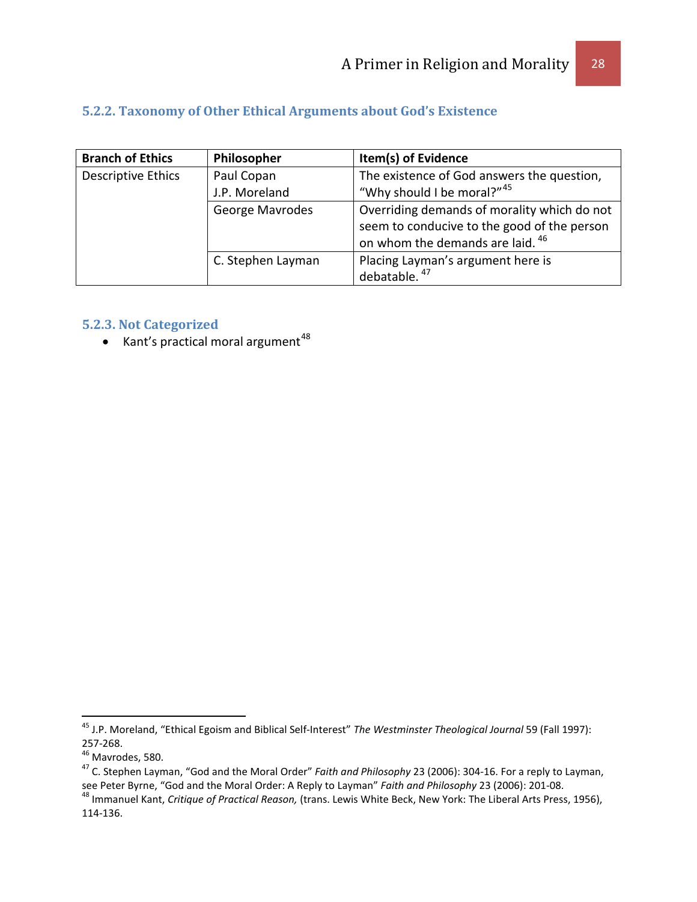### 5.2.2. Taxonomy of Other Ethical Arguments about God's Existence

| Branch of Ethics | Philosopher | Item(s) of Evidence |
|---|---|---|
| Descriptive Ethics | Paul Copan<br>J.P. Moreland | The existence of God answers the question, "Why should I be moral?"[45] |
| | George Mavrodes | Overriding demands of morality which do not seem to conducive to the good of the person on whom the demands are laid.[46] |
| | C. Stephen Layman | Placing Layman's argument here is debatable.[47] |

### 5.2.3. Not Categorized

- Kant's practical moral argument[48]

---

[45] J.P. Moreland, "Ethical Egoism and Biblical Self-Interest" *The Westminster Theological Journal* 59 (Fall 1997): 257-268.

[46] Mavrodes, 580.

[47] C. Stephen Layman, "God and the Moral Order" *Faith and Philosophy* 23 (2006): 304-16. For a reply to Layman, see Peter Byrne, "God and the Moral Order: A Reply to Layman" *Faith and Philosophy* 23 (2006): 201-08.

[48] Immanuel Kant, *Critique of Practical Reason,* (trans. Lewis White Beck, New York: The Liberal Arts Press, 1956), 114-136.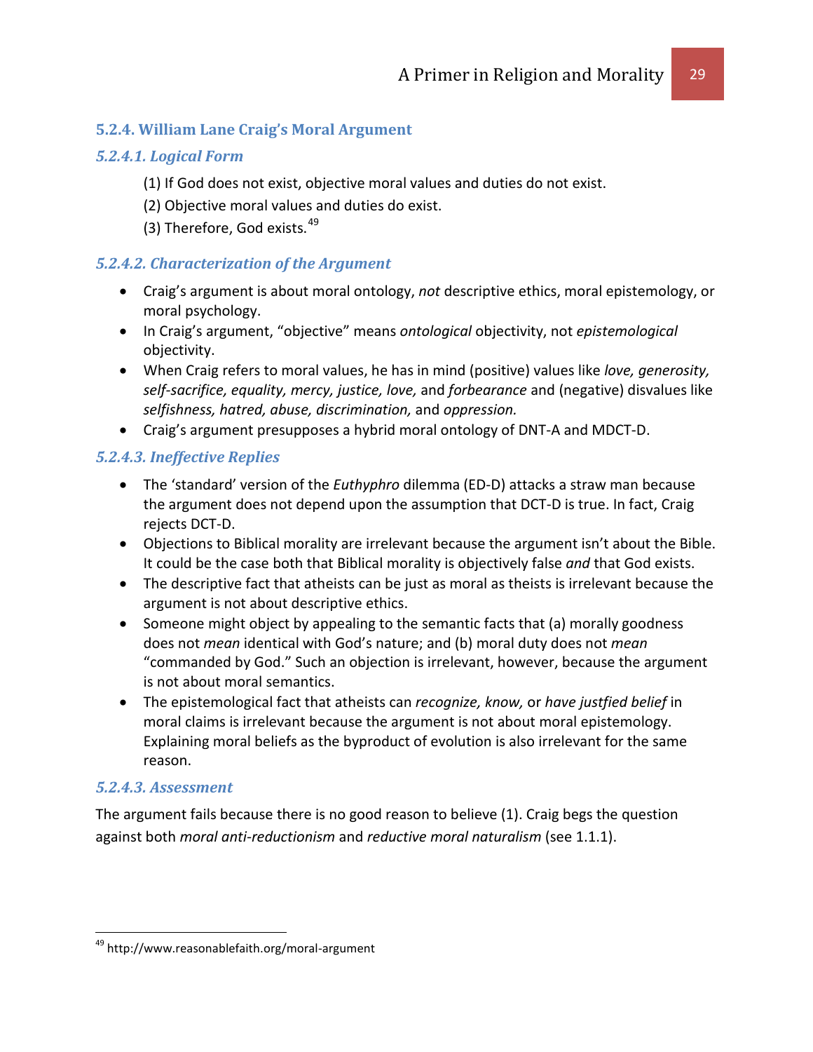### 5.2.4. William Lane Craig's Moral Argument

#### *5.2.4.1. Logical Form*

(1) If God does not exist, objective moral values and duties do not exist.

(2) Objective moral values and duties do exist.

(3) Therefore, God exists.[49]

#### *5.2.4.2. Characterization of the Argument*

- Craig's argument is about moral ontology, *not* descriptive ethics, moral epistemology, or moral psychology.
- In Craig's argument, "objective" means *ontological* objectivity, not *epistemological* objectivity.
- When Craig refers to moral values, he has in mind (positive) values like *love, generosity, self-sacrifice, equality, mercy, justice, love,* and *forbearance* and (negative) disvalues like *selfishness, hatred, abuse, discrimination,* and *oppression.*
- Craig's argument presupposes a hybrid moral ontology of DNT-A and MDCT-D.

#### *5.2.4.3. Ineffective Replies*

- The 'standard' version of the *Euthyphro* dilemma (ED-D) attacks a straw man because the argument does not depend upon the assumption that DCT-D is true. In fact, Craig rejects DCT-D.
- Objections to Biblical morality are irrelevant because the argument isn't about the Bible. It could be the case both that Biblical morality is objectively false *and* that God exists.
- The descriptive fact that atheists can be just as moral as theists is irrelevant because the argument is not about descriptive ethics.
- Someone might object by appealing to the semantic facts that (a) morally goodness does not *mean* identical with God's nature; and (b) moral duty does not *mean* "commanded by God." Such an objection is irrelevant, however, because the argument is not about moral semantics.
- The epistemological fact that atheists can *recognize, know,* or *have justfied belief* in moral claims is irrelevant because the argument is not about moral epistemology. Explaining moral beliefs as the byproduct of evolution is also irrelevant for the same reason.

#### *5.2.4.3. Assessment*

The argument fails because there is no good reason to believe (1). Craig begs the question against both *moral anti-reductionism* and *reductive moral naturalism* (see 1.1.1).

---

[49] http://www.reasonablefaith.org/moral-argument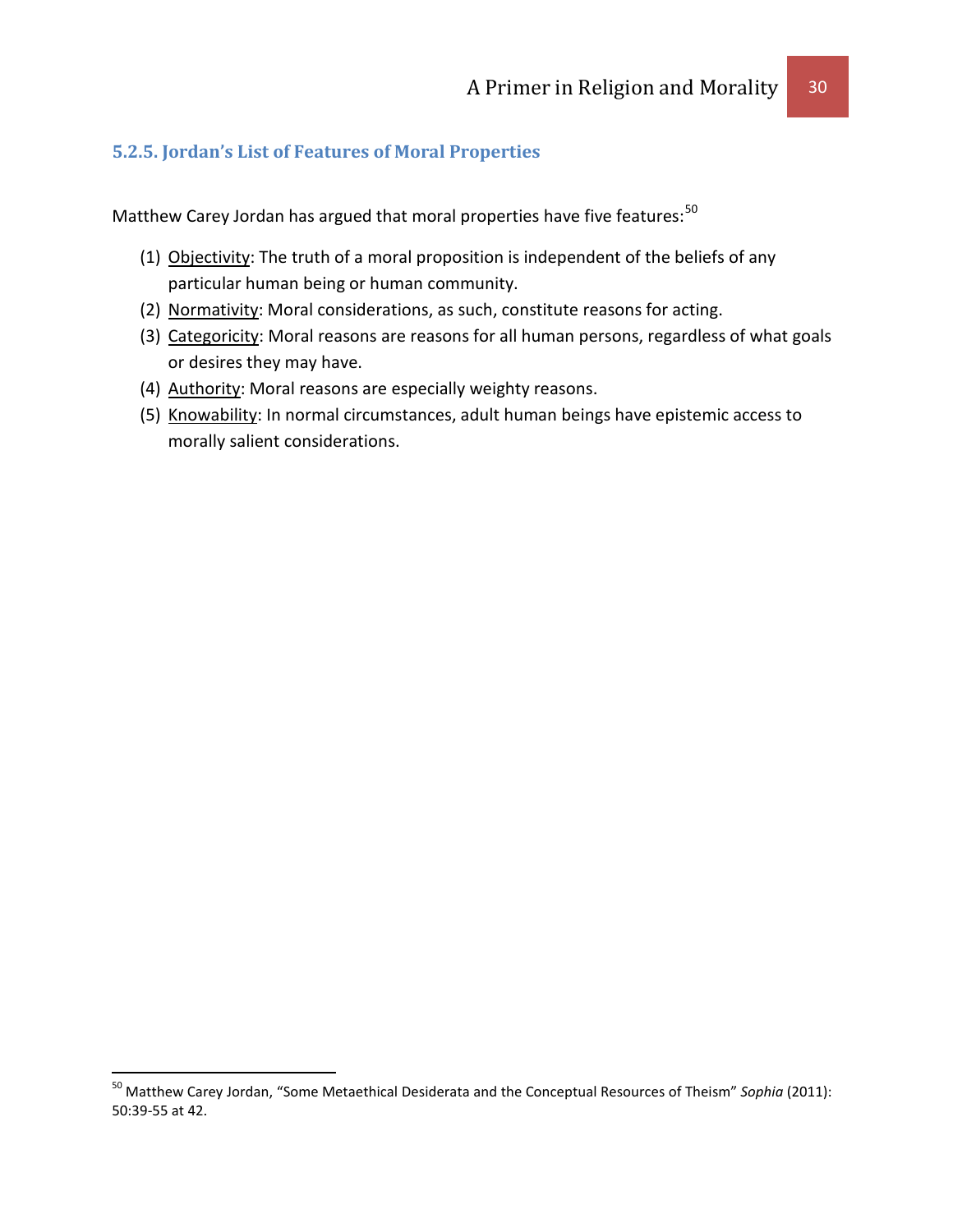### 5.2.5. Jordan's List of Features of Moral Properties

Matthew Carey Jordan has argued that moral properties have five features:[50]

(1) Objectivity: The truth of a moral proposition is independent of the beliefs of any particular human being or human community.

(2) Normativity: Moral considerations, as such, constitute reasons for acting.

(3) Categoricity: Moral reasons are reasons for all human persons, regardless of what goals or desires they may have.

(4) Authority: Moral reasons are especially weighty reasons.

(5) Knowability: In normal circumstances, adult human beings have epistemic access to morally salient considerations.

---

[50] Matthew Carey Jordan, "Some Metaethical Desiderata and the Conceptual Resources of Theism" *Sophia* (2011): 50:39-55 at 42.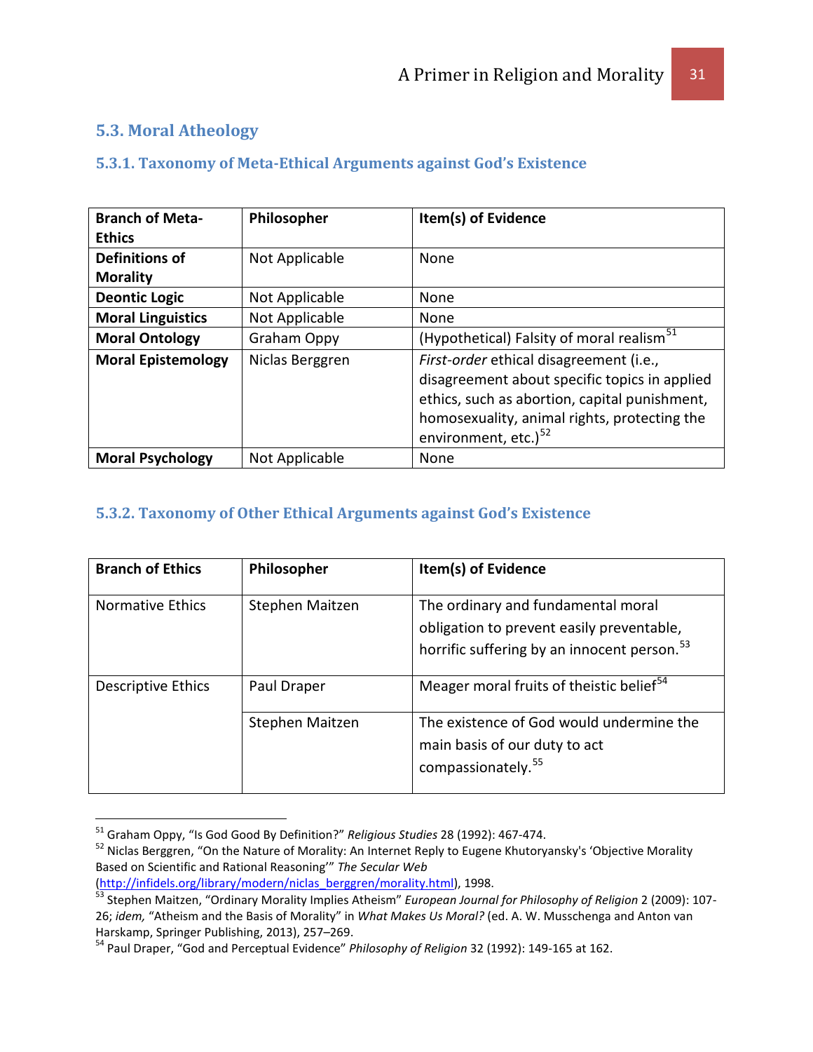## 5.3. Moral Atheology

### 5.3.1. Taxonomy of Meta-Ethical Arguments against God's Existence

| Branch of Meta-Ethics | Philosopher | Item(s) of Evidence |
|---|---|---|
| **Definitions of Morality** | Not Applicable | None |
| **Deontic Logic** | Not Applicable | None |
| **Moral Linguistics** | Not Applicable | None |
| **Moral Ontology** | Graham Oppy | (Hypothetical) Falsity of moral realism[51] |
| **Moral Epistemology** | Niclas Berggren | *First-order* ethical disagreement (i.e., disagreement about specific topics in applied ethics, such as abortion, capital punishment, homosexuality, animal rights, protecting the environment, etc.)[52] |
| **Moral Psychology** | Not Applicable | None |

### 5.3.2. Taxonomy of Other Ethical Arguments against God's Existence

| Branch of Ethics | Philosopher | Item(s) of Evidence |
|---|---|---|
| Normative Ethics | Stephen Maitzen | The ordinary and fundamental moral obligation to prevent easily preventable, horrific suffering by an innocent person.[53] |
| Descriptive Ethics | Paul Draper | Meager moral fruits of theistic belief[54] |
| | Stephen Maitzen | The existence of God would undermine the main basis of our duty to act compassionately.[55] |

---

[51] Graham Oppy, "Is God Good By Definition?" *Religious Studies* 28 (1992): 467-474.

[52] Niclas Berggren, "On the Nature of Morality: An Internet Reply to Eugene Khutoryansky's 'Objective Morality Based on Scientific and Rational Reasoning'" *The Secular Web* (http://infidels.org/library/modern/niclas_berggren/morality.html), 1998.

[53] Stephen Maitzen, "Ordinary Morality Implies Atheism" *European Journal for Philosophy of Religion* 2 (2009): 107-26; *idem,* "Atheism and the Basis of Morality" in *What Makes Us Moral?* (ed. A. W. Musschenga and Anton van Harskamp, Springer Publishing, 2013), 257–269.

[54] Paul Draper, "God and Perceptual Evidence" *Philosophy of Religion* 32 (1992): 149-165 at 162.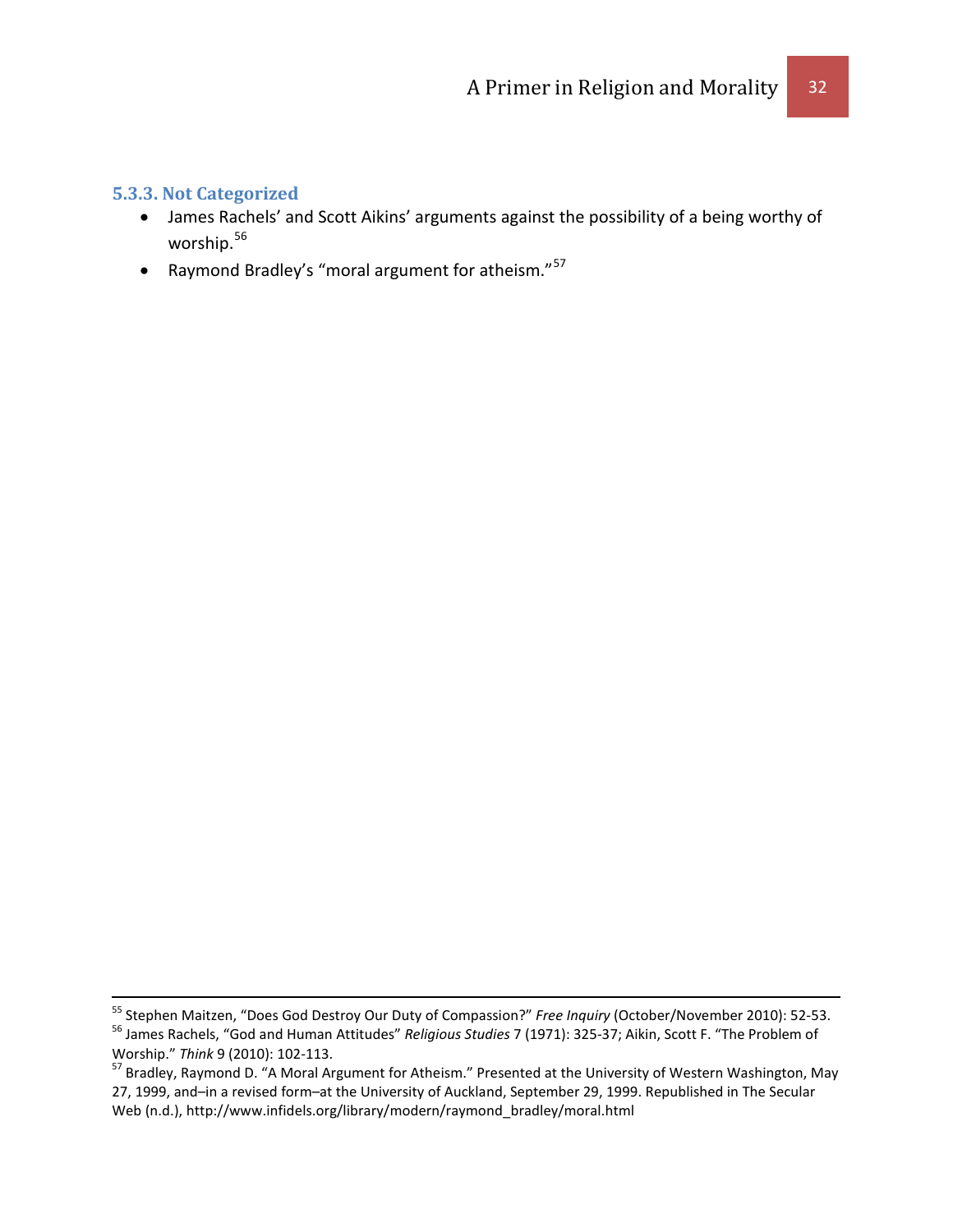### 5.3.3. Not Categorized

- James Rachels' and Scott Aikins' arguments against the possibility of a being worthy of worship.[56]
- Raymond Bradley's "moral argument for atheism."[57]

---

[55] Stephen Maitzen, "Does God Destroy Our Duty of Compassion?" *Free Inquiry* (October/November 2010): 52-53.

[56] James Rachels, "God and Human Attitudes" *Religious Studies* 7 (1971): 325-37; Aikin, Scott F. "The Problem of Worship." *Think* 9 (2010): 102-113.

[57] Bradley, Raymond D. "A Moral Argument for Atheism." Presented at the University of Western Washington, May 27, 1999, and–in a revised form–at the University of Auckland, September 29, 1999. Republished in The Secular Web (n.d.), http://www.infidels.org/library/modern/raymond_bradley/moral.html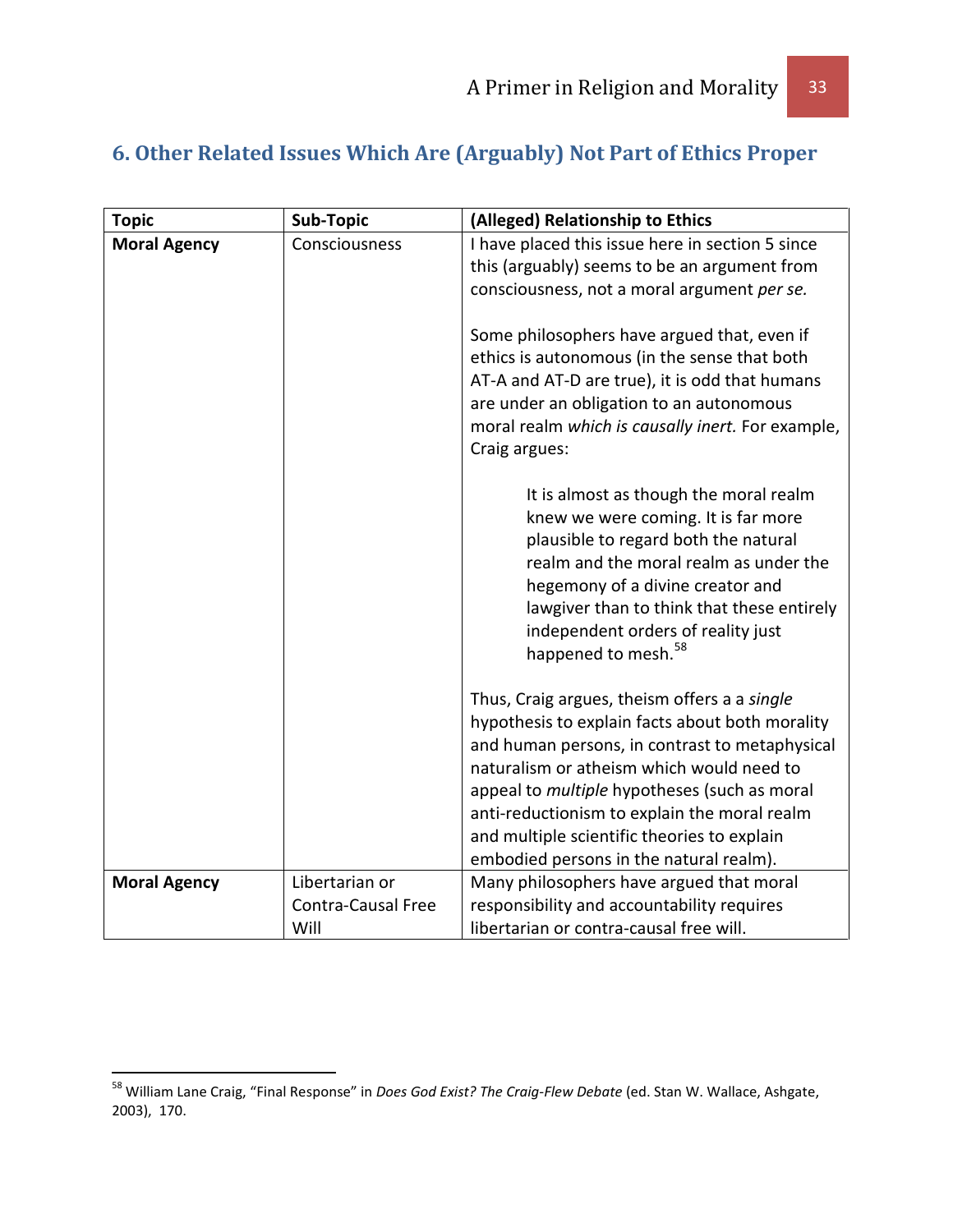## 6. Other Related Issues Which Are (Arguably) Not Part of Ethics Proper

| Topic | Sub-Topic | (Alleged) Relationship to Ethics |
|---|---|---|
| **Moral Agency** | Consciousness | I have placed this issue here in section 5 since this (arguably) seems to be an argument from consciousness, not a moral argument *per se.*<br><br>Some philosophers have argued that, even if ethics is autonomous (in the sense that both AT-A and AT-D are true), it is odd that humans are under an obligation to an autonomous moral realm *which is causally inert.* For example, Craig argues:<br><br>> It is almost as though the moral realm knew we were coming. It is far more plausible to regard both the natural realm and the moral realm as under the hegemony of a divine creator and lawgiver than to think that these entirely independent orders of reality just happened to mesh.[58]<br><br>Thus, Craig argues, theism offers a a *single* hypothesis to explain facts about both morality and human persons, in contrast to metaphysical naturalism or atheism which would need to appeal to *multiple* hypotheses (such as moral anti-reductionism to explain the moral realm and multiple scientific theories to explain embodied persons in the natural realm). |
| **Moral Agency** | Libertarian or Contra-Causal Free Will | Many philosophers have argued that moral responsibility and accountability requires libertarian or contra-causal free will. |

[58] William Lane Craig, "Final Response" in *Does God Exist? The Craig-Flew Debate* (ed. Stan W. Wallace, Ashgate, 2003), 170.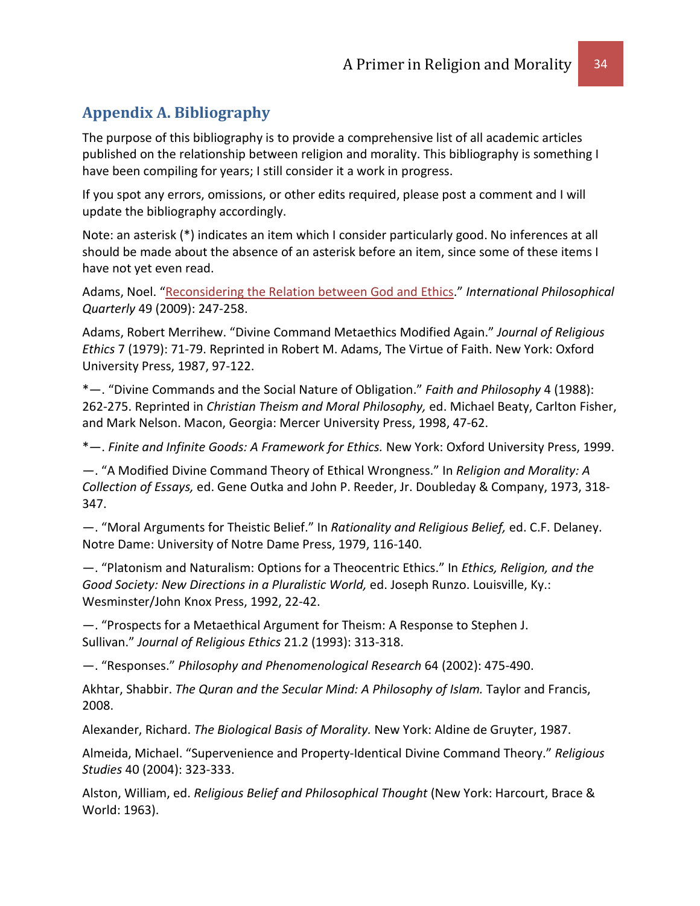## Appendix A. Bibliography

The purpose of this bibliography is to provide a comprehensive list of all academic articles published on the relationship between religion and morality. This bibliography is something I have been compiling for years; I still consider it a work in progress.

If you spot any errors, omissions, or other edits required, please post a comment and I will update the bibliography accordingly.

Note: an asterisk (*) indicates an item which I consider particularly good. No inferences at all should be made about the absence of an asterisk before an item, since some of these items I have not yet even read.

Adams, Noel. "Reconsidering the Relation between God and Ethics." *International Philosophical Quarterly* 49 (2009): 247-258.

Adams, Robert Merrihew. "Divine Command Metaethics Modified Again." *Journal of Religious Ethics* 7 (1979): 71-79. Reprinted in Robert M. Adams, The Virtue of Faith. New York: Oxford University Press, 1987, 97-122.

*—. "Divine Commands and the Social Nature of Obligation." *Faith and Philosophy* 4 (1988): 262-275. Reprinted in *Christian Theism and Moral Philosophy,* ed. Michael Beaty, Carlton Fisher, and Mark Nelson. Macon, Georgia: Mercer University Press, 1998, 47-62.

*—. *Finite and Infinite Goods: A Framework for Ethics.* New York: Oxford University Press, 1999.

—. "A Modified Divine Command Theory of Ethical Wrongness." In *Religion and Morality: A Collection of Essays,* ed. Gene Outka and John P. Reeder, Jr. Doubleday & Company, 1973, 318-347.

—. "Moral Arguments for Theistic Belief." In *Rationality and Religious Belief,* ed. C.F. Delaney. Notre Dame: University of Notre Dame Press, 1979, 116-140.

—. "Platonism and Naturalism: Options for a Theocentric Ethics." In *Ethics, Religion, and the Good Society: New Directions in a Pluralistic World,* ed. Joseph Runzo. Louisville, Ky.: Wesminster/John Knox Press, 1992, 22-42.

—. "Prospects for a Metaethical Argument for Theism: A Response to Stephen J. Sullivan." *Journal of Religious Ethics* 21.2 (1993): 313-318.

—. "Responses." *Philosophy and Phenomenological Research* 64 (2002): 475-490.

Akhtar, Shabbir. *The Quran and the Secular Mind: A Philosophy of Islam.* Taylor and Francis, 2008.

Alexander, Richard. *The Biological Basis of Morality.* New York: Aldine de Gruyter, 1987.

Almeida, Michael. "Supervenience and Property-Identical Divine Command Theory." *Religious Studies* 40 (2004): 323-333.

Alston, William, ed. *Religious Belief and Philosophical Thought* (New York: Harcourt, Brace & World: 1963).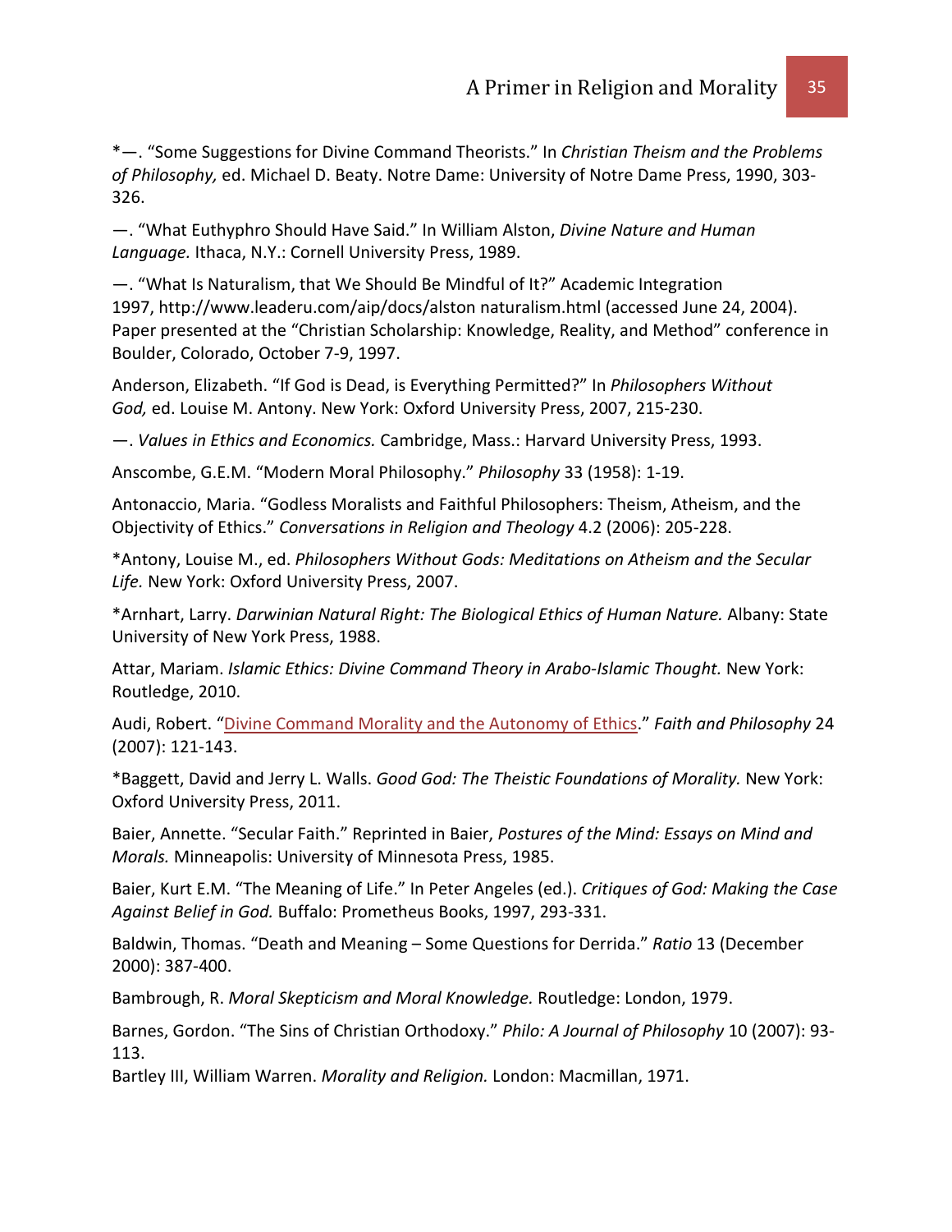*—. "Some Suggestions for Divine Command Theorists." In *Christian Theism and the Problems of Philosophy,* ed. Michael D. Beaty. Notre Dame: University of Notre Dame Press, 1990, 303-326.

—. "What Euthyphro Should Have Said." In William Alston, *Divine Nature and Human Language.* Ithaca, N.Y.: Cornell University Press, 1989.

—. "What Is Naturalism, that We Should Be Mindful of It?" Academic Integration 1997, http://www.leaderu.com/aip/docs/alston naturalism.html (accessed June 24, 2004). Paper presented at the "Christian Scholarship: Knowledge, Reality, and Method" conference in Boulder, Colorado, October 7-9, 1997.

Anderson, Elizabeth. "If God is Dead, is Everything Permitted?" In *Philosophers Without God,* ed. Louise M. Antony. New York: Oxford University Press, 2007, 215-230.

—. *Values in Ethics and Economics.* Cambridge, Mass.: Harvard University Press, 1993.

Anscombe, G.E.M. "Modern Moral Philosophy." *Philosophy* 33 (1958): 1-19.

Antonaccio, Maria. "Godless Moralists and Faithful Philosophers: Theism, Atheism, and the Objectivity of Ethics." *Conversations in Religion and Theology* 4.2 (2006): 205-228.

*Antony, Louise M., ed. *Philosophers Without Gods: Meditations on Atheism and the Secular Life.* New York: Oxford University Press, 2007.

*Arnhart, Larry. *Darwinian Natural Right: The Biological Ethics of Human Nature.* Albany: State University of New York Press, 1988.

Attar, Mariam. *Islamic Ethics: Divine Command Theory in Arabo-Islamic Thought.* New York: Routledge, 2010.

Audi, Robert. "Divine Command Morality and the Autonomy of Ethics." *Faith and Philosophy* 24 (2007): 121-143.

*Baggett, David and Jerry L. Walls. *Good God: The Theistic Foundations of Morality.* New York: Oxford University Press, 2011.

Baier, Annette. "Secular Faith." Reprinted in Baier, *Postures of the Mind: Essays on Mind and Morals.* Minneapolis: University of Minnesota Press, 1985.

Baier, Kurt E.M. "The Meaning of Life." In Peter Angeles (ed.). *Critiques of God: Making the Case Against Belief in God.* Buffalo: Prometheus Books, 1997, 293-331.

Baldwin, Thomas. "Death and Meaning – Some Questions for Derrida." *Ratio* 13 (December 2000): 387-400.

Bambrough, R. *Moral Skepticism and Moral Knowledge.* Routledge: London, 1979.

Barnes, Gordon. "The Sins of Christian Orthodoxy." *Philo: A Journal of Philosophy* 10 (2007): 93-113.

Bartley III, William Warren. *Morality and Religion.* London: Macmillan, 1971.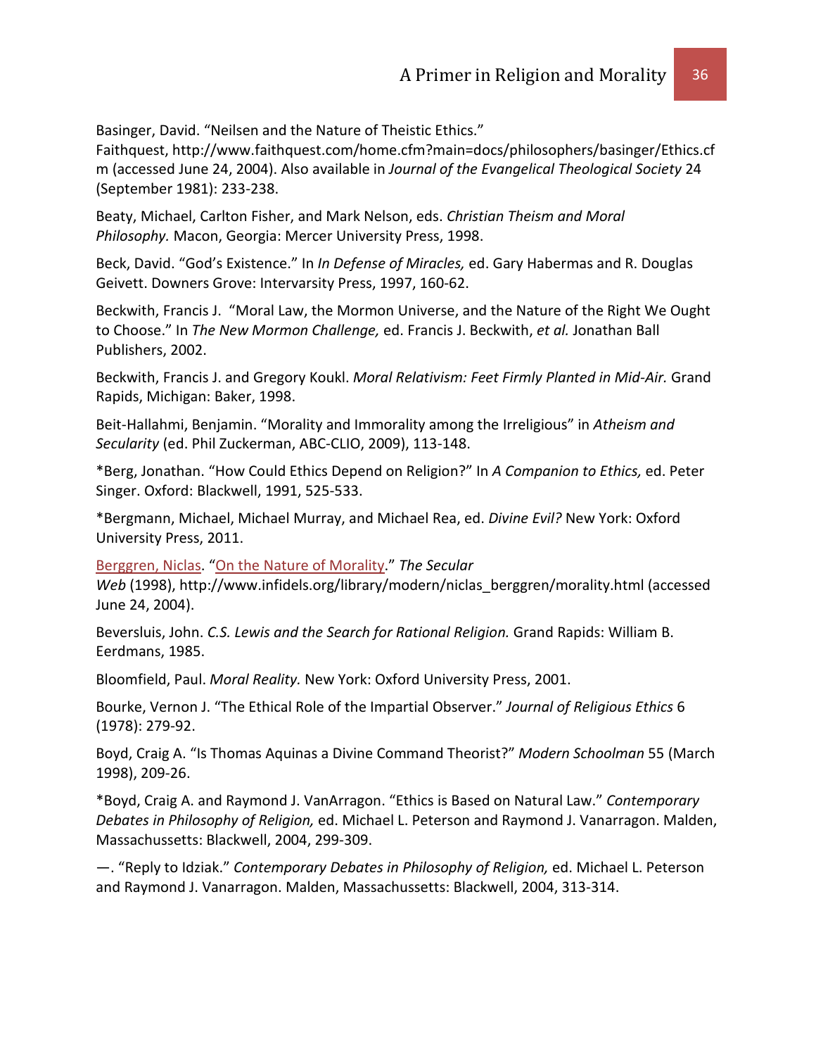Basinger, David. “Neilsen and the Nature of Theistic Ethics.” Faithquest, http://www.faithquest.com/home.cfm?main=docs/philosophers/basinger/Ethics.cfm (accessed June 24, 2004). Also available in *Journal of the Evangelical Theological Society* 24 (September 1981): 233-238.

Beaty, Michael, Carlton Fisher, and Mark Nelson, eds. *Christian Theism and Moral Philosophy.* Macon, Georgia: Mercer University Press, 1998.

Beck, David. “God’s Existence.” In *In Defense of Miracles,* ed. Gary Habermas and R. Douglas Geivett. Downers Grove: Intervarsity Press, 1997, 160-62.

Beckwith, Francis J. “Moral Law, the Mormon Universe, and the Nature of the Right We Ought to Choose.” In *The New Mormon Challenge,* ed. Francis J. Beckwith, *et al.* Jonathan Ball Publishers, 2002.

Beckwith, Francis J. and Gregory Koukl. *Moral Relativism: Feet Firmly Planted in Mid-Air.* Grand Rapids, Michigan: Baker, 1998.

Beit-Hallahmi, Benjamin. “Morality and Immorality among the Irreligious” in *Atheism and Secularity* (ed. Phil Zuckerman, ABC-CLIO, 2009), 113-148.

*Berg, Jonathan. “How Could Ethics Depend on Religion?” In *A Companion to Ethics,* ed. Peter Singer. Oxford: Blackwell, 1991, 525-533.

*Bergmann, Michael, Michael Murray, and Michael Rea, ed. *Divine Evil?* New York: Oxford University Press, 2011.

Berggren, Niclas. “On the Nature of Morality.” *The Secular Web* (1998), http://www.infidels.org/library/modern/niclas_berggren/morality.html (accessed June 24, 2004).

Beversluis, John. *C.S. Lewis and the Search for Rational Religion.* Grand Rapids: William B. Eerdmans, 1985.

Bloomfield, Paul. *Moral Reality.* New York: Oxford University Press, 2001.

Bourke, Vernon J. “The Ethical Role of the Impartial Observer.” *Journal of Religious Ethics* 6 (1978): 279-92.

Boyd, Craig A. “Is Thomas Aquinas a Divine Command Theorist?” *Modern Schoolman* 55 (March 1998), 209-26.

*Boyd, Craig A. and Raymond J. VanArragon. “Ethics is Based on Natural Law.” *Contemporary Debates in Philosophy of Religion,* ed. Michael L. Peterson and Raymond J. Vanarragon. Malden, Massachussetts: Blackwell, 2004, 299-309.

—. “Reply to Idziak.” *Contemporary Debates in Philosophy of Religion,* ed. Michael L. Peterson and Raymond J. Vanarragon. Malden, Massachussetts: Blackwell, 2004, 313-314.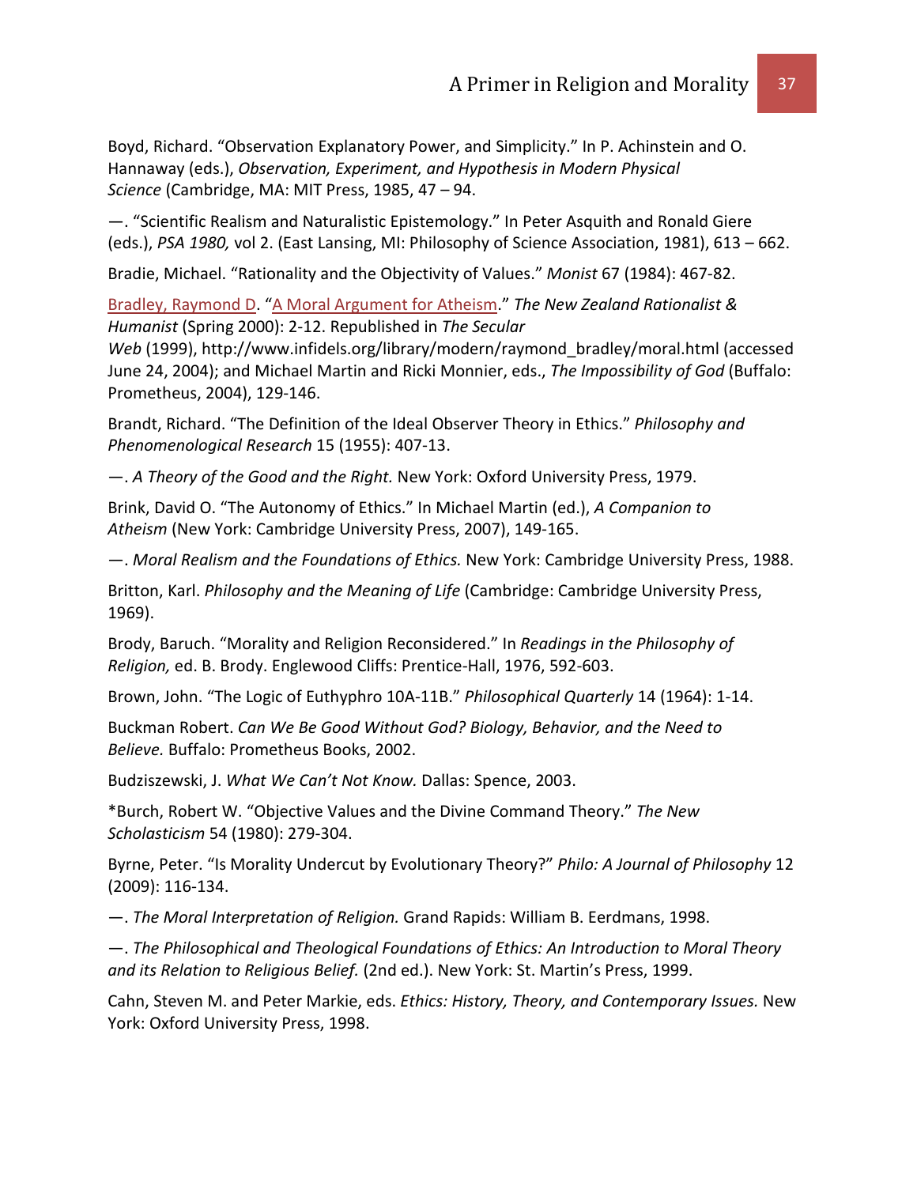Boyd, Richard. “Observation Explanatory Power, and Simplicity.” In P. Achinstein and O. Hannaway (eds.), *Observation, Experiment, and Hypothesis in Modern Physical Science* (Cambridge, MA: MIT Press, 1985, 47 – 94.

—. “Scientific Realism and Naturalistic Epistemology.” In Peter Asquith and Ronald Giere (eds.), *PSA 1980,* vol 2. (East Lansing, MI: Philosophy of Science Association, 1981), 613 – 662.

Bradie, Michael. “Rationality and the Objectivity of Values.” *Monist* 67 (1984): 467-82.

Bradley, Raymond D. “A Moral Argument for Atheism.” *The New Zealand Rationalist & Humanist* (Spring 2000): 2-12. Republished in *The Secular Web* (1999), http://www.infidels.org/library/modern/raymond_bradley/moral.html (accessed June 24, 2004); and Michael Martin and Ricki Monnier, eds., *The Impossibility of God* (Buffalo: Prometheus, 2004), 129-146.

Brandt, Richard. “The Definition of the Ideal Observer Theory in Ethics.” *Philosophy and Phenomenological Research* 15 (1955): 407-13.

—. *A Theory of the Good and the Right.* New York: Oxford University Press, 1979.

Brink, David O. “The Autonomy of Ethics.” In Michael Martin (ed.), *A Companion to Atheism* (New York: Cambridge University Press, 2007), 149-165.

—. *Moral Realism and the Foundations of Ethics.* New York: Cambridge University Press, 1988.

Britton, Karl. *Philosophy and the Meaning of Life* (Cambridge: Cambridge University Press, 1969).

Brody, Baruch. “Morality and Religion Reconsidered.” In *Readings in the Philosophy of Religion,* ed. B. Brody. Englewood Cliffs: Prentice-Hall, 1976, 592-603.

Brown, John. “The Logic of Euthyphro 10A-11B.” *Philosophical Quarterly* 14 (1964): 1-14.

Buckman Robert. *Can We Be Good Without God? Biology, Behavior, and the Need to Believe.* Buffalo: Prometheus Books, 2002.

Budziszewski, J. *What We Can’t Not Know.* Dallas: Spence, 2003.

*Burch, Robert W. “Objective Values and the Divine Command Theory.” *The New Scholasticism* 54 (1980): 279-304.

Byrne, Peter. “Is Morality Undercut by Evolutionary Theory?” *Philo: A Journal of Philosophy* 12 (2009): 116-134.

—. *The Moral Interpretation of Religion.* Grand Rapids: William B. Eerdmans, 1998.

—. *The Philosophical and Theological Foundations of Ethics: An Introduction to Moral Theory and its Relation to Religious Belief.* (2nd ed.). New York: St. Martin’s Press, 1999.

Cahn, Steven M. and Peter Markie, eds. *Ethics: History, Theory, and Contemporary Issues.* New York: Oxford University Press, 1998.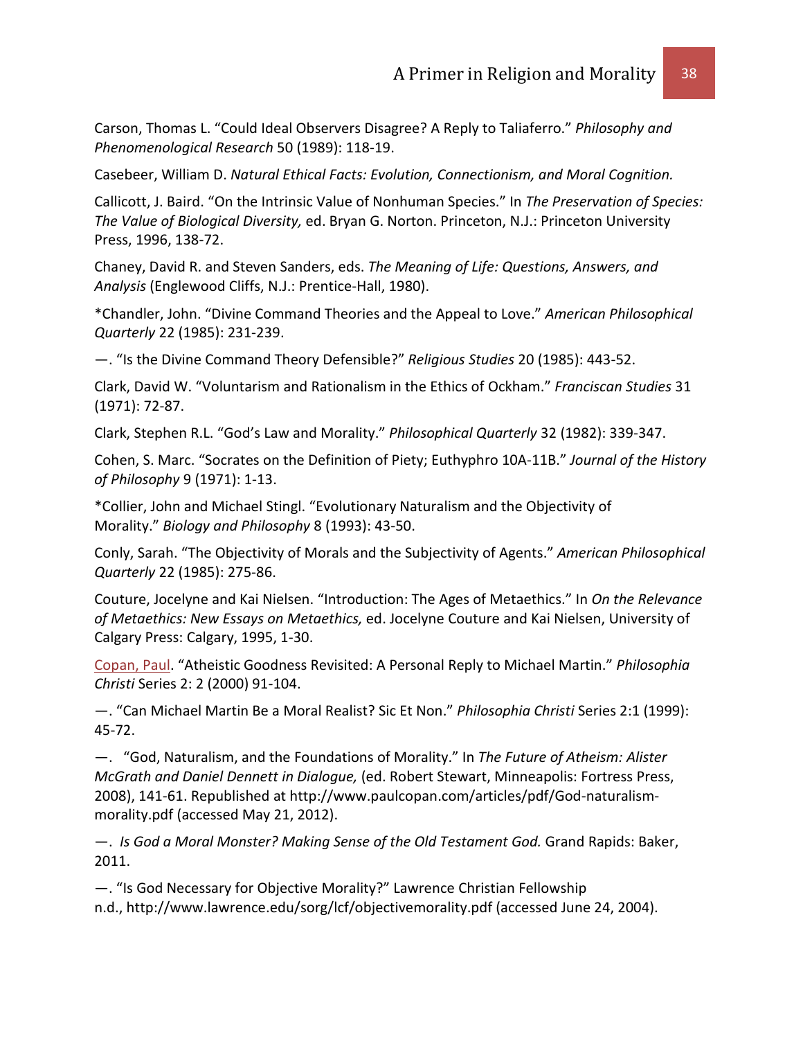Carson, Thomas L. “Could Ideal Observers Disagree? A Reply to Taliaferro.” *Philosophy and Phenomenological Research* 50 (1989): 118-19.

Casebeer, William D. *Natural Ethical Facts: Evolution, Connectionism, and Moral Cognition.*

Callicott, J. Baird. “On the Intrinsic Value of Nonhuman Species.” In *The Preservation of Species: The Value of Biological Diversity,* ed. Bryan G. Norton. Princeton, N.J.: Princeton University Press, 1996, 138-72.

Chaney, David R. and Steven Sanders, eds. *The Meaning of Life: Questions, Answers, and Analysis* (Englewood Cliffs, N.J.: Prentice-Hall, 1980).

*Chandler, John. “Divine Command Theories and the Appeal to Love.” *American Philosophical Quarterly* 22 (1985): 231-239.

—. “Is the Divine Command Theory Defensible?” *Religious Studies* 20 (1985): 443-52.

Clark, David W. “Voluntarism and Rationalism in the Ethics of Ockham.” *Franciscan Studies* 31 (1971): 72-87.

Clark, Stephen R.L. “God’s Law and Morality.” *Philosophical Quarterly* 32 (1982): 339-347.

Cohen, S. Marc. “Socrates on the Definition of Piety; Euthyphro 10A-11B.” *Journal of the History of Philosophy* 9 (1971): 1-13.

*Collier, John and Michael Stingl. “Evolutionary Naturalism and the Objectivity of Morality.” *Biology and Philosophy* 8 (1993): 43-50.

Conly, Sarah. “The Objectivity of Morals and the Subjectivity of Agents.” *American Philosophical Quarterly* 22 (1985): 275-86.

Couture, Jocelyne and Kai Nielsen. “Introduction: The Ages of Metaethics.” In *On the Relevance of Metaethics: New Essays on Metaethics,* ed. Jocelyne Couture and Kai Nielsen, University of Calgary Press: Calgary, 1995, 1-30.

Copan, Paul. “Atheistic Goodness Revisited: A Personal Reply to Michael Martin.” *Philosophia Christi* Series 2: 2 (2000) 91-104.

—. “Can Michael Martin Be a Moral Realist? Sic Et Non.” *Philosophia Christi* Series 2:1 (1999): 45-72.

—. “God, Naturalism, and the Foundations of Morality.” In *The Future of Atheism: Alister McGrath and Daniel Dennett in Dialogue,* (ed. Robert Stewart, Minneapolis: Fortress Press, 2008), 141-61. Republished at http://www.paulcopan.com/articles/pdf/God-naturalism-morality.pdf (accessed May 21, 2012).

—. *Is God a Moral Monster? Making Sense of the Old Testament God.* Grand Rapids: Baker, 2011.

—. “Is God Necessary for Objective Morality?” Lawrence Christian Fellowship n.d., http://www.lawrence.edu/sorg/lcf/objectivemorality.pdf (accessed June 24, 2004).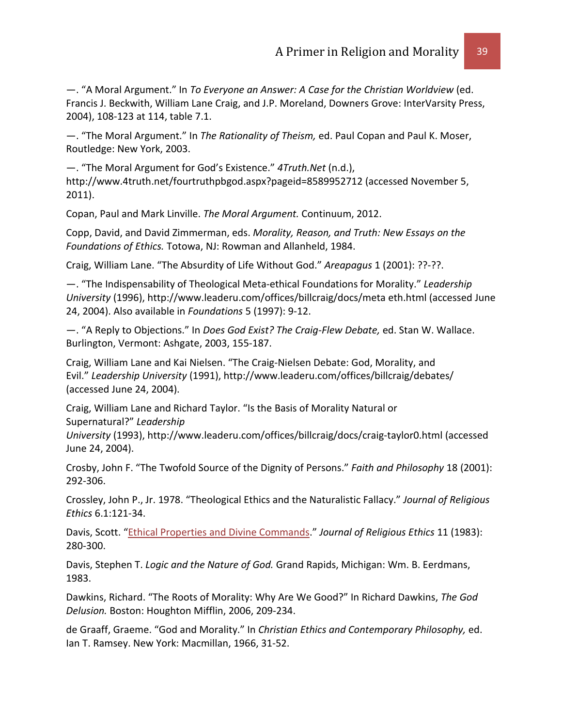—. "A Moral Argument." In *To Everyone an Answer: A Case for the Christian Worldview* (ed. Francis J. Beckwith, William Lane Craig, and J.P. Moreland, Downers Grove: InterVarsity Press, 2004), 108-123 at 114, table 7.1.

—. "The Moral Argument." In *The Rationality of Theism,* ed. Paul Copan and Paul K. Moser, Routledge: New York, 2003.

—. "The Moral Argument for God's Existence." *4Truth.Net* (n.d.), http://www.4truth.net/fourtruthpbgod.aspx?pageid=8589952712 (accessed November 5, 2011).

Copan, Paul and Mark Linville. *The Moral Argument.* Continuum, 2012.

Copp, David, and David Zimmerman, eds. *Morality, Reason, and Truth: New Essays on the Foundations of Ethics.* Totowa, NJ: Rowman and Allanheld, 1984.

Craig, William Lane. "The Absurdity of Life Without God." *Areapagus* 1 (2001): ??-??.

—. "The Indispensability of Theological Meta-ethical Foundations for Morality." *Leadership University* (1996), http://www.leaderu.com/offices/billcraig/docs/meta eth.html (accessed June 24, 2004). Also available in *Foundations* 5 (1997): 9-12.

—. "A Reply to Objections." In *Does God Exist? The Craig-Flew Debate,* ed. Stan W. Wallace. Burlington, Vermont: Ashgate, 2003, 155-187.

Craig, William Lane and Kai Nielsen. "The Craig-Nielsen Debate: God, Morality, and Evil." *Leadership University* (1991), http://www.leaderu.com/offices/billcraig/debates/ (accessed June 24, 2004).

Craig, William Lane and Richard Taylor. "Is the Basis of Morality Natural or Supernatural?" *Leadership University* (1993), http://www.leaderu.com/offices/billcraig/docs/craig-taylor0.html (accessed June 24, 2004).

Crosby, John F. "The Twofold Source of the Dignity of Persons." *Faith and Philosophy* 18 (2001): 292-306.

Crossley, John P., Jr. 1978. "Theological Ethics and the Naturalistic Fallacy." *Journal of Religious Ethics* 6.1:121-34.

Davis, Scott. "Ethical Properties and Divine Commands." *Journal of Religious Ethics* 11 (1983): 280-300.

Davis, Stephen T. *Logic and the Nature of God.* Grand Rapids, Michigan: Wm. B. Eerdmans, 1983.

Dawkins, Richard. "The Roots of Morality: Why Are We Good?" In Richard Dawkins, *The God Delusion.* Boston: Houghton Mifflin, 2006, 209-234.

de Graaff, Graeme. "God and Morality." In *Christian Ethics and Contemporary Philosophy,* ed. Ian T. Ramsey. New York: Macmillan, 1966, 31-52.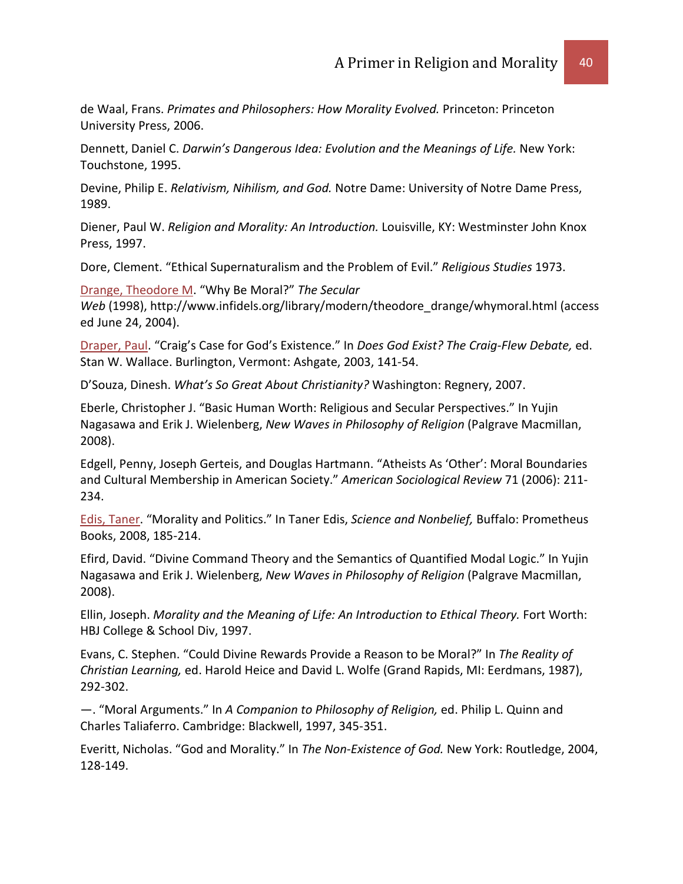de Waal, Frans. *Primates and Philosophers: How Morality Evolved.* Princeton: Princeton University Press, 2006.

Dennett, Daniel C. *Darwin's Dangerous Idea: Evolution and the Meanings of Life.* New York: Touchstone, 1995.

Devine, Philip E. *Relativism, Nihilism, and God.* Notre Dame: University of Notre Dame Press, 1989.

Diener, Paul W. *Religion and Morality: An Introduction.* Louisville, KY: Westminster John Knox Press, 1997.

Dore, Clement. "Ethical Supernaturalism and the Problem of Evil." *Religious Studies* 1973.

Drange, Theodore M. "Why Be Moral?" *The Secular Web* (1998), http://www.infidels.org/library/modern/theodore_drange/whymoral.html (accessed June 24, 2004).

Draper, Paul. "Craig's Case for God's Existence." In *Does God Exist? The Craig-Flew Debate,* ed. Stan W. Wallace. Burlington, Vermont: Ashgate, 2003, 141-54.

D'Souza, Dinesh. *What's So Great About Christianity?* Washington: Regnery, 2007.

Eberle, Christopher J. "Basic Human Worth: Religious and Secular Perspectives." In Yujin Nagasawa and Erik J. Wielenberg, *New Waves in Philosophy of Religion* (Palgrave Macmillan, 2008).

Edgell, Penny, Joseph Gerteis, and Douglas Hartmann. "Atheists As 'Other': Moral Boundaries and Cultural Membership in American Society." *American Sociological Review* 71 (2006): 211-234.

Edis, Taner. "Morality and Politics." In Taner Edis, *Science and Nonbelief,* Buffalo: Prometheus Books, 2008, 185-214.

Efird, David. "Divine Command Theory and the Semantics of Quantified Modal Logic." In Yujin Nagasawa and Erik J. Wielenberg, *New Waves in Philosophy of Religion* (Palgrave Macmillan, 2008).

Ellin, Joseph. *Morality and the Meaning of Life: An Introduction to Ethical Theory.* Fort Worth: HBJ College & School Div, 1997.

Evans, C. Stephen. "Could Divine Rewards Provide a Reason to be Moral?" In *The Reality of Christian Learning,* ed. Harold Heice and David L. Wolfe (Grand Rapids, MI: Eerdmans, 1987), 292-302.

—. "Moral Arguments." In *A Companion to Philosophy of Religion,* ed. Philip L. Quinn and Charles Taliaferro. Cambridge: Blackwell, 1997, 345-351.

Everitt, Nicholas. "God and Morality." In *The Non-Existence of God.* New York: Routledge, 2004, 128-149.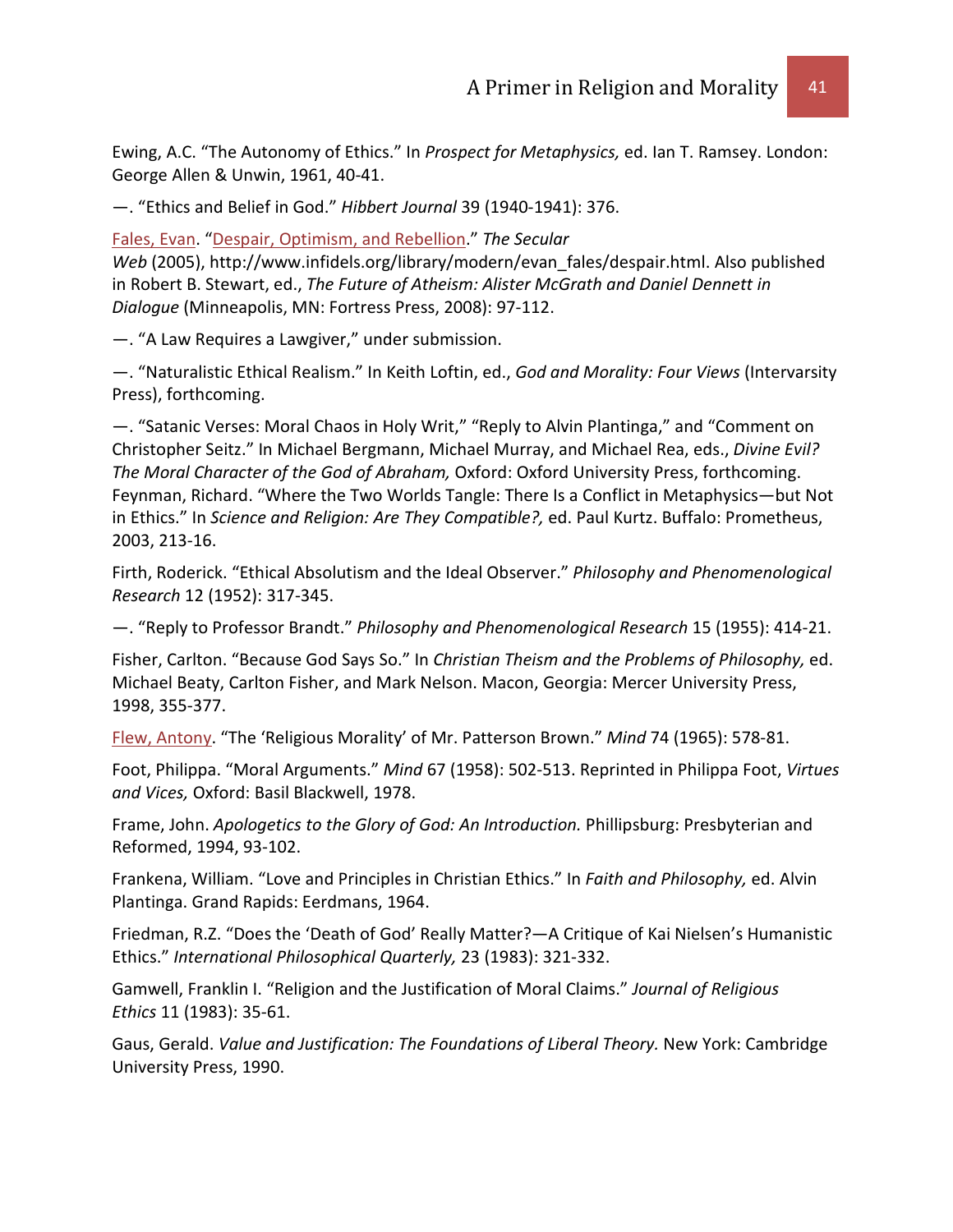Ewing, A.C. “The Autonomy of Ethics.” In *Prospect for Metaphysics,* ed. Ian T. Ramsey. London: George Allen & Unwin, 1961, 40-41.

—. “Ethics and Belief in God.” *Hibbert Journal* 39 (1940-1941): 376.

Fales, Evan. “Despair, Optimism, and Rebellion.” *The Secular Web* (2005), http://www.infidels.org/library/modern/evan_fales/despair.html. Also published in Robert B. Stewart, ed., *The Future of Atheism: Alister McGrath and Daniel Dennett in Dialogue* (Minneapolis, MN: Fortress Press, 2008): 97-112.

—. “A Law Requires a Lawgiver,” under submission.

—. “Naturalistic Ethical Realism.” In Keith Loftin, ed., *God and Morality: Four Views* (Intervarsity Press), forthcoming.

—. “Satanic Verses: Moral Chaos in Holy Writ,” “Reply to Alvin Plantinga,” and “Comment on Christopher Seitz.” In Michael Bergmann, Michael Murray, and Michael Rea, eds., *Divine Evil? The Moral Character of the God of Abraham,* Oxford: Oxford University Press, forthcoming. Feynman, Richard. “Where the Two Worlds Tangle: There Is a Conflict in Metaphysics—but Not in Ethics.” In *Science and Religion: Are They Compatible?,* ed. Paul Kurtz. Buffalo: Prometheus, 2003, 213-16.

Firth, Roderick. “Ethical Absolutism and the Ideal Observer.” *Philosophy and Phenomenological Research* 12 (1952): 317-345.

—. “Reply to Professor Brandt.” *Philosophy and Phenomenological Research* 15 (1955): 414-21.

Fisher, Carlton. “Because God Says So.” In *Christian Theism and the Problems of Philosophy,* ed. Michael Beaty, Carlton Fisher, and Mark Nelson. Macon, Georgia: Mercer University Press, 1998, 355-377.

Flew, Antony. “The ‘Religious Morality’ of Mr. Patterson Brown.” *Mind* 74 (1965): 578-81.

Foot, Philippa. “Moral Arguments.” *Mind* 67 (1958): 502-513. Reprinted in Philippa Foot, *Virtues and Vices,* Oxford: Basil Blackwell, 1978.

Frame, John. *Apologetics to the Glory of God: An Introduction.* Phillipsburg: Presbyterian and Reformed, 1994, 93-102.

Frankena, William. “Love and Principles in Christian Ethics.” In *Faith and Philosophy,* ed. Alvin Plantinga. Grand Rapids: Eerdmans, 1964.

Friedman, R.Z. “Does the ‘Death of God’ Really Matter?—A Critique of Kai Nielsen’s Humanistic Ethics.” *International Philosophical Quarterly,* 23 (1983): 321-332.

Gamwell, Franklin I. “Religion and the Justification of Moral Claims.” *Journal of Religious Ethics* 11 (1983): 35-61.

Gaus, Gerald. *Value and Justification: The Foundations of Liberal Theory.* New York: Cambridge University Press, 1990.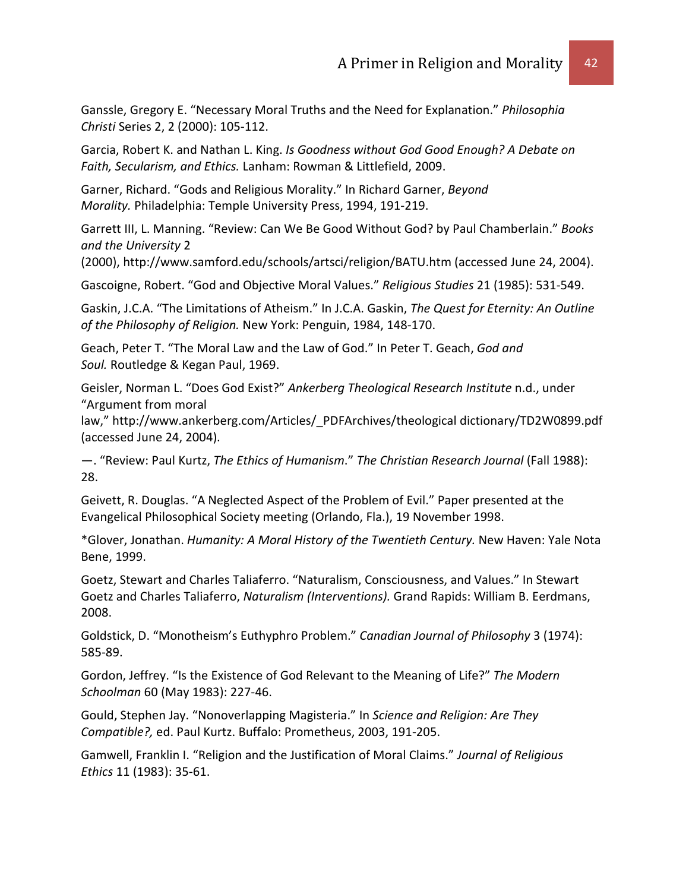Ganssle, Gregory E. “Necessary Moral Truths and the Need for Explanation.” *Philosophia Christi* Series 2, 2 (2000): 105-112.

Garcia, Robert K. and Nathan L. King. *Is Goodness without God Good Enough? A Debate on Faith, Secularism, and Ethics.* Lanham: Rowman & Littlefield, 2009.

Garner, Richard. “Gods and Religious Morality.” In Richard Garner, *Beyond Morality.* Philadelphia: Temple University Press, 1994, 191-219.

Garrett III, L. Manning. “Review: Can We Be Good Without God? by Paul Chamberlain.” *Books and the University* 2 (2000), http://www.samford.edu/schools/artsci/religion/BATU.htm (accessed June 24, 2004).

Gascoigne, Robert. “God and Objective Moral Values.” *Religious Studies* 21 (1985): 531-549.

Gaskin, J.C.A. “The Limitations of Atheism.” In J.C.A. Gaskin, *The Quest for Eternity: An Outline of the Philosophy of Religion.* New York: Penguin, 1984, 148-170.

Geach, Peter T. “The Moral Law and the Law of God.” In Peter T. Geach, *God and Soul.* Routledge & Kegan Paul, 1969.

Geisler, Norman L. “Does God Exist?” *Ankerberg Theological Research Institute* n.d., under “Argument from moral law,” http://www.ankerberg.com/Articles/_PDFArchives/theological dictionary/TD2W0899.pdf (accessed June 24, 2004).

—. “Review: Paul Kurtz, *The Ethics of Humanism*.” *The Christian Research Journal* (Fall 1988): 28.

Geivett, R. Douglas. “A Neglected Aspect of the Problem of Evil.” Paper presented at the Evangelical Philosophical Society meeting (Orlando, Fla.), 19 November 1998.

*Glover, Jonathan. *Humanity: A Moral History of the Twentieth Century.* New Haven: Yale Nota Bene, 1999.

Goetz, Stewart and Charles Taliaferro. “Naturalism, Consciousness, and Values.” In Stewart Goetz and Charles Taliaferro, *Naturalism (Interventions).* Grand Rapids: William B. Eerdmans, 2008.

Goldstick, D. “Monotheism’s Euthyphro Problem.” *Canadian Journal of Philosophy* 3 (1974): 585-89.

Gordon, Jeffrey. “Is the Existence of God Relevant to the Meaning of Life?” *The Modern Schoolman* 60 (May 1983): 227-46.

Gould, Stephen Jay. “Nonoverlapping Magisteria.” In *Science and Religion: Are They Compatible?,* ed. Paul Kurtz. Buffalo: Prometheus, 2003, 191-205.

Gamwell, Franklin I. “Religion and the Justification of Moral Claims.” *Journal of Religious Ethics* 11 (1983): 35-61.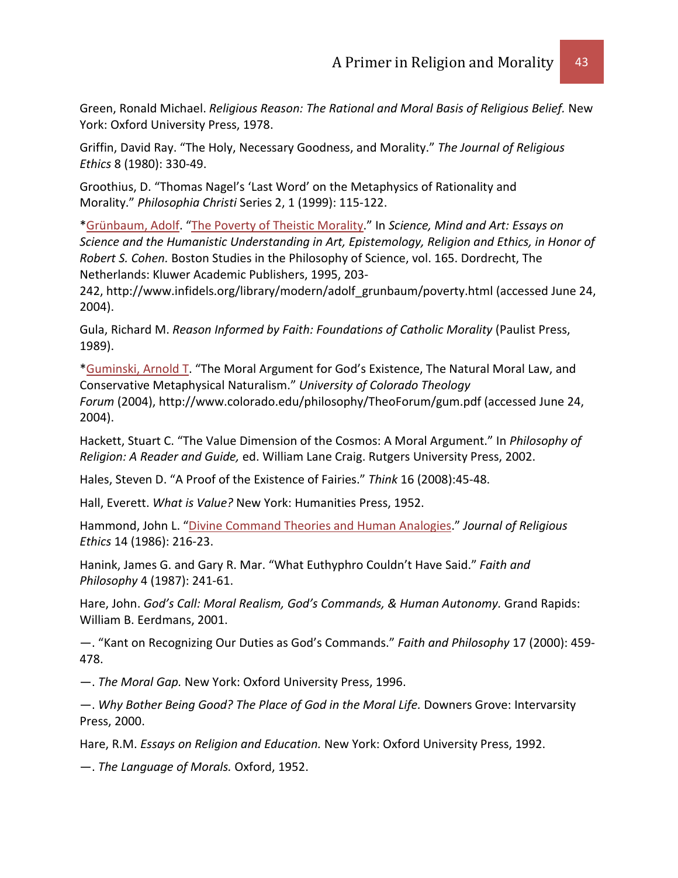Green, Ronald Michael. *Religious Reason: The Rational and Moral Basis of Religious Belief.* New York: Oxford University Press, 1978.

Griffin, David Ray. "The Holy, Necessary Goodness, and Morality." *The Journal of Religious Ethics* 8 (1980): 330-49.

Groothius, D. "Thomas Nagel's 'Last Word' on the Metaphysics of Rationality and Morality." *Philosophia Christi* Series 2, 1 (1999): 115-122.

*Grünbaum, Adolf. "The Poverty of Theistic Morality." In *Science, Mind and Art: Essays on Science and the Humanistic Understanding in Art, Epistemology, Religion and Ethics, in Honor of Robert S. Cohen.* Boston Studies in the Philosophy of Science, vol. 165. Dordrecht, The Netherlands: Kluwer Academic Publishers, 1995, 203-242, http://www.infidels.org/library/modern/adolf_grunbaum/poverty.html (accessed June 24, 2004).

Gula, Richard M. *Reason Informed by Faith: Foundations of Catholic Morality* (Paulist Press, 1989).

*Guminski, Arnold T. "The Moral Argument for God's Existence, The Natural Moral Law, and Conservative Metaphysical Naturalism." *University of Colorado Theology Forum* (2004), http://www.colorado.edu/philosophy/TheoForum/gum.pdf (accessed June 24, 2004).

Hackett, Stuart C. "The Value Dimension of the Cosmos: A Moral Argument." In *Philosophy of Religion: A Reader and Guide,* ed. William Lane Craig. Rutgers University Press, 2002.

Hales, Steven D. "A Proof of the Existence of Fairies." *Think* 16 (2008):45-48.

Hall, Everett. *What is Value?* New York: Humanities Press, 1952.

Hammond, John L. "Divine Command Theories and Human Analogies." *Journal of Religious Ethics* 14 (1986): 216-23.

Hanink, James G. and Gary R. Mar. "What Euthyphro Couldn't Have Said." *Faith and Philosophy* 4 (1987): 241-61.

Hare, John. *God's Call: Moral Realism, God's Commands, & Human Autonomy.* Grand Rapids: William B. Eerdmans, 2001.

—. "Kant on Recognizing Our Duties as God's Commands." *Faith and Philosophy* 17 (2000): 459-478.

—. *The Moral Gap.* New York: Oxford University Press, 1996.

—. *Why Bother Being Good? The Place of God in the Moral Life.* Downers Grove: Intervarsity Press, 2000.

Hare, R.M. *Essays on Religion and Education.* New York: Oxford University Press, 1992.

—. *The Language of Morals.* Oxford, 1952.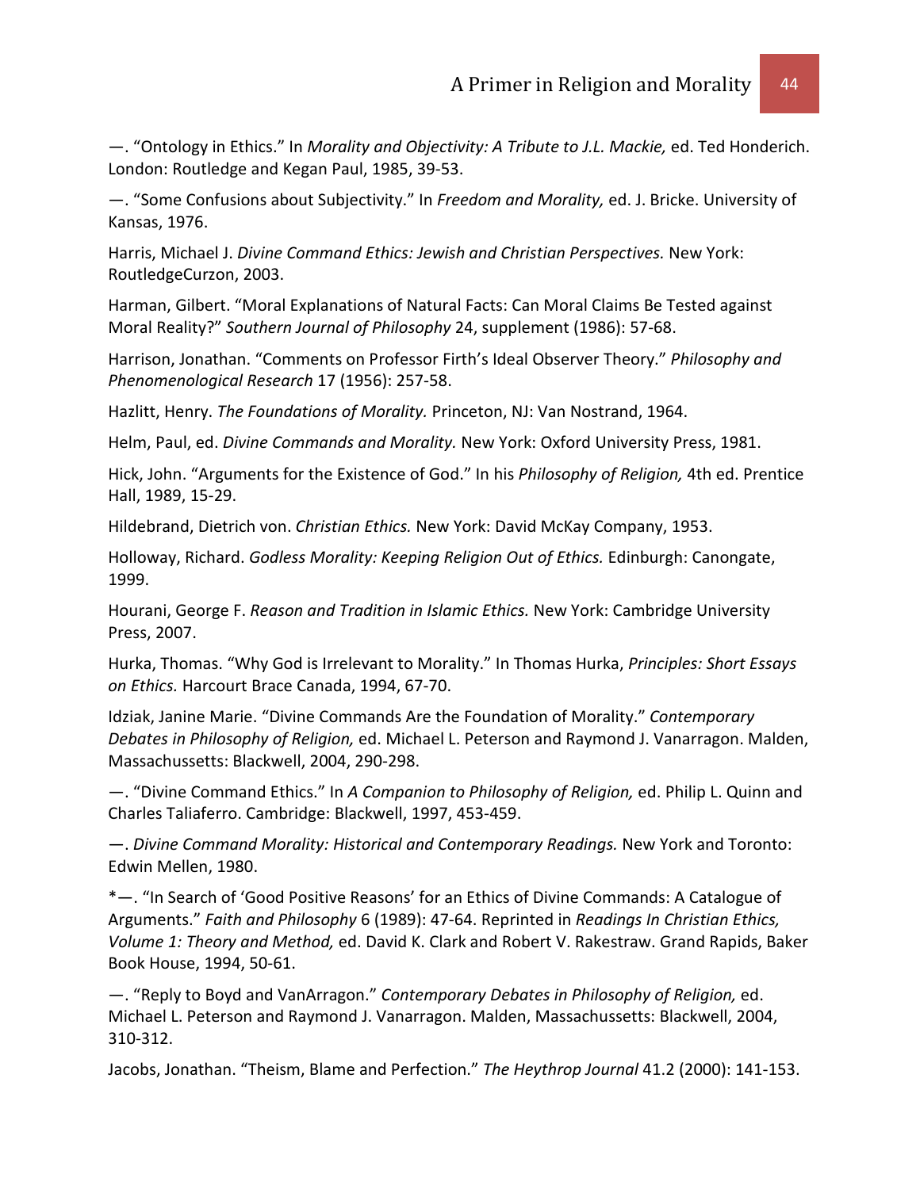—. “Ontology in Ethics.” In *Morality and Objectivity: A Tribute to J.L. Mackie,* ed. Ted Honderich. London: Routledge and Kegan Paul, 1985, 39-53.

—. “Some Confusions about Subjectivity.” In *Freedom and Morality,* ed. J. Bricke. University of Kansas, 1976.

Harris, Michael J. *Divine Command Ethics: Jewish and Christian Perspectives.* New York: RoutledgeCurzon, 2003.

Harman, Gilbert. “Moral Explanations of Natural Facts: Can Moral Claims Be Tested against Moral Reality?” *Southern Journal of Philosophy* 24, supplement (1986): 57-68.

Harrison, Jonathan. “Comments on Professor Firth’s Ideal Observer Theory.” *Philosophy and Phenomenological Research* 17 (1956): 257-58.

Hazlitt, Henry. *The Foundations of Morality.* Princeton, NJ: Van Nostrand, 1964.

Helm, Paul, ed. *Divine Commands and Morality.* New York: Oxford University Press, 1981.

Hick, John. “Arguments for the Existence of God.” In his *Philosophy of Religion,* 4th ed. Prentice Hall, 1989, 15-29.

Hildebrand, Dietrich von. *Christian Ethics.* New York: David McKay Company, 1953.

Holloway, Richard. *Godless Morality: Keeping Religion Out of Ethics.* Edinburgh: Canongate, 1999.

Hourani, George F. *Reason and Tradition in Islamic Ethics.* New York: Cambridge University Press, 2007.

Hurka, Thomas. “Why God is Irrelevant to Morality.” In Thomas Hurka, *Principles: Short Essays on Ethics.* Harcourt Brace Canada, 1994, 67-70.

Idziak, Janine Marie. “Divine Commands Are the Foundation of Morality.” *Contemporary Debates in Philosophy of Religion,* ed. Michael L. Peterson and Raymond J. Vanarragon. Malden, Massachussetts: Blackwell, 2004, 290-298.

—. “Divine Command Ethics.” In *A Companion to Philosophy of Religion,* ed. Philip L. Quinn and Charles Taliaferro. Cambridge: Blackwell, 1997, 453-459.

—. *Divine Command Morality: Historical and Contemporary Readings.* New York and Toronto: Edwin Mellen, 1980.

*—. “In Search of ‘Good Positive Reasons’ for an Ethics of Divine Commands: A Catalogue of Arguments.” *Faith and Philosophy* 6 (1989): 47-64. Reprinted in *Readings In Christian Ethics, Volume 1: Theory and Method,* ed. David K. Clark and Robert V. Rakestraw. Grand Rapids, Baker Book House, 1994, 50-61.

—. “Reply to Boyd and VanArragon.” *Contemporary Debates in Philosophy of Religion,* ed. Michael L. Peterson and Raymond J. Vanarragon. Malden, Massachussetts: Blackwell, 2004, 310-312.

Jacobs, Jonathan. “Theism, Blame and Perfection.” *The Heythrop Journal* 41.2 (2000): 141-153.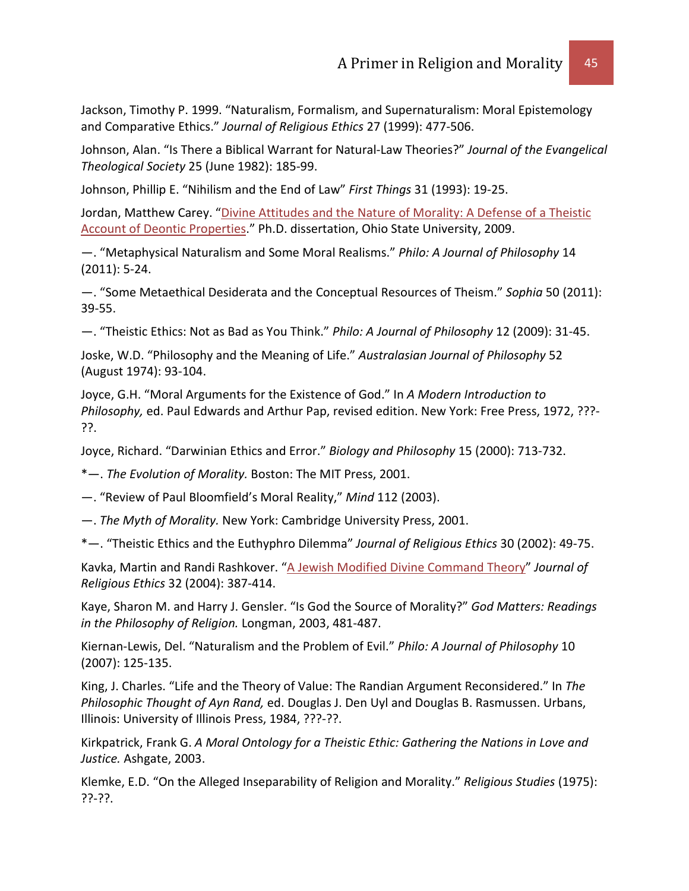Jackson, Timothy P. 1999. "Naturalism, Formalism, and Supernaturalism: Moral Epistemology and Comparative Ethics." *Journal of Religious Ethics* 27 (1999): 477-506.

Johnson, Alan. "Is There a Biblical Warrant for Natural-Law Theories?" *Journal of the Evangelical Theological Society* 25 (June 1982): 185-99.

Johnson, Phillip E. "Nihilism and the End of Law" *First Things* 31 (1993): 19-25.

Jordan, Matthew Carey. "Divine Attitudes and the Nature of Morality: A Defense of a Theistic Account of Deontic Properties." Ph.D. dissertation, Ohio State University, 2009.

—. "Metaphysical Naturalism and Some Moral Realisms." *Philo: A Journal of Philosophy* 14 (2011): 5-24.

—. "Some Metaethical Desiderata and the Conceptual Resources of Theism." *Sophia* 50 (2011): 39-55.

—. "Theistic Ethics: Not as Bad as You Think." *Philo: A Journal of Philosophy* 12 (2009): 31-45.

Joske, W.D. "Philosophy and the Meaning of Life." *Australasian Journal of Philosophy* 52 (August 1974): 93-104.

Joyce, G.H. "Moral Arguments for the Existence of God." In *A Modern Introduction to Philosophy,* ed. Paul Edwards and Arthur Pap, revised edition. New York: Free Press, 1972, ???-??.

Joyce, Richard. "Darwinian Ethics and Error." *Biology and Philosophy* 15 (2000): 713-732.

*—. *The Evolution of Morality.* Boston: The MIT Press, 2001.

—. "Review of Paul Bloomfield's Moral Reality," *Mind* 112 (2003).

—. *The Myth of Morality.* New York: Cambridge University Press, 2001.

*—. "Theistic Ethics and the Euthyphro Dilemma" *Journal of Religious Ethics* 30 (2002): 49-75.

Kavka, Martin and Randi Rashkover. "A Jewish Modified Divine Command Theory" *Journal of Religious Ethics* 32 (2004): 387-414.

Kaye, Sharon M. and Harry J. Gensler. "Is God the Source of Morality?" *God Matters: Readings in the Philosophy of Religion.* Longman, 2003, 481-487.

Kiernan-Lewis, Del. "Naturalism and the Problem of Evil." *Philo: A Journal of Philosophy* 10 (2007): 125-135.

King, J. Charles. "Life and the Theory of Value: The Randian Argument Reconsidered." In *The Philosophic Thought of Ayn Rand,* ed. Douglas J. Den Uyl and Douglas B. Rasmussen. Urbans, Illinois: University of Illinois Press, 1984, ???-??.

Kirkpatrick, Frank G. *A Moral Ontology for a Theistic Ethic: Gathering the Nations in Love and Justice.* Ashgate, 2003.

Klemke, E.D. "On the Alleged Inseparability of Religion and Morality." *Religious Studies* (1975): ??-??.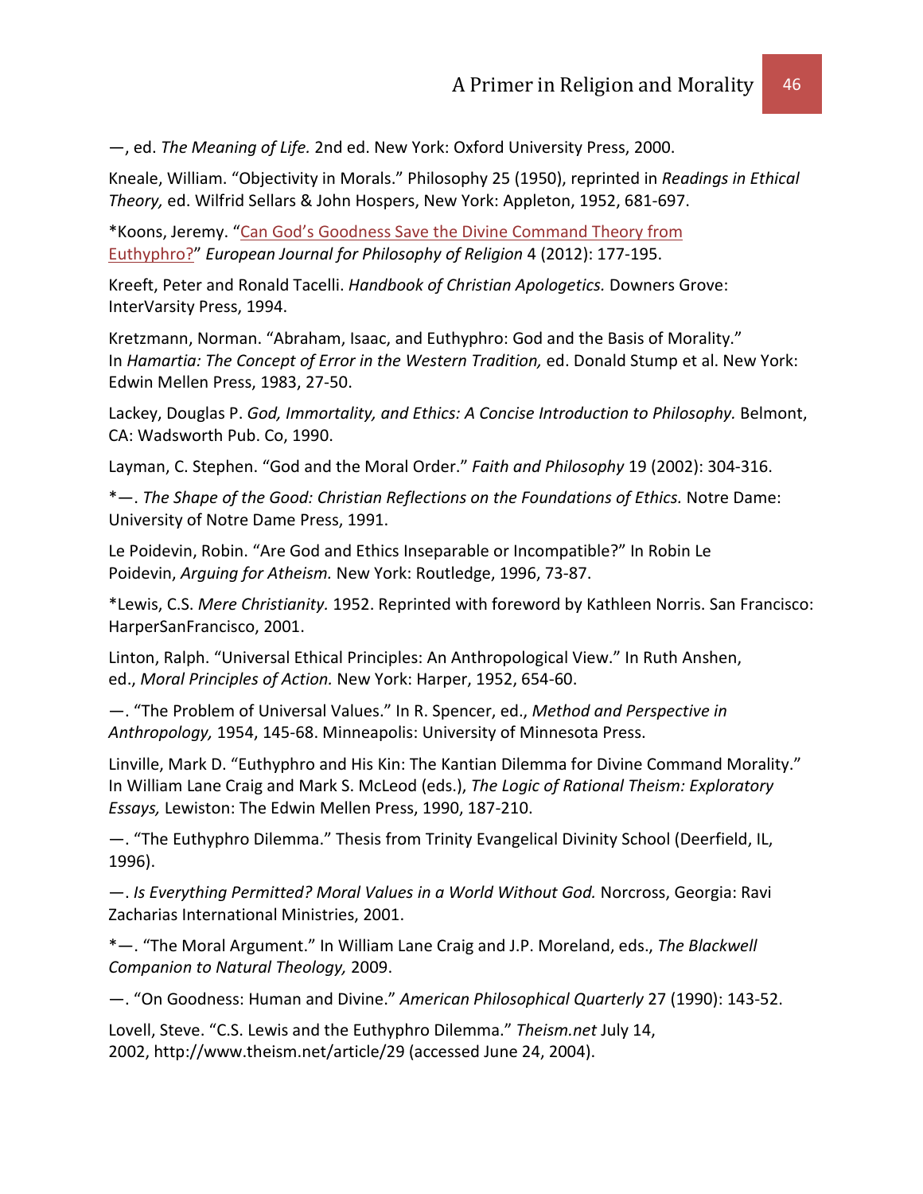—, ed. *The Meaning of Life.* 2nd ed. New York: Oxford University Press, 2000.

Kneale, William. "Objectivity in Morals." Philosophy 25 (1950), reprinted in *Readings in Ethical Theory,* ed. Wilfrid Sellars & John Hospers, New York: Appleton, 1952, 681-697.

*Koons, Jeremy. "Can God's Goodness Save the Divine Command Theory from Euthyphro?" *European Journal for Philosophy of Religion* 4 (2012): 177-195.

Kreeft, Peter and Ronald Tacelli. *Handbook of Christian Apologetics.* Downers Grove: InterVarsity Press, 1994.

Kretzmann, Norman. "Abraham, Isaac, and Euthyphro: God and the Basis of Morality." In *Hamartia: The Concept of Error in the Western Tradition,* ed. Donald Stump et al. New York: Edwin Mellen Press, 1983, 27-50.

Lackey, Douglas P. *God, Immortality, and Ethics: A Concise Introduction to Philosophy.* Belmont, CA: Wadsworth Pub. Co, 1990.

Layman, C. Stephen. "God and the Moral Order." *Faith and Philosophy* 19 (2002): 304-316.

*—. *The Shape of the Good: Christian Reflections on the Foundations of Ethics.* Notre Dame: University of Notre Dame Press, 1991.

Le Poidevin, Robin. "Are God and Ethics Inseparable or Incompatible?" In Robin Le Poidevin, *Arguing for Atheism.* New York: Routledge, 1996, 73-87.

*Lewis, C.S. *Mere Christianity.* 1952. Reprinted with foreword by Kathleen Norris. San Francisco: HarperSanFrancisco, 2001.

Linton, Ralph. "Universal Ethical Principles: An Anthropological View." In Ruth Anshen, ed., *Moral Principles of Action.* New York: Harper, 1952, 654-60.

—. "The Problem of Universal Values." In R. Spencer, ed., *Method and Perspective in Anthropology,* 1954, 145-68. Minneapolis: University of Minnesota Press.

Linville, Mark D. "Euthyphro and His Kin: The Kantian Dilemma for Divine Command Morality." In William Lane Craig and Mark S. McLeod (eds.), *The Logic of Rational Theism: Exploratory Essays,* Lewiston: The Edwin Mellen Press, 1990, 187-210.

—. "The Euthyphro Dilemma." Thesis from Trinity Evangelical Divinity School (Deerfield, IL, 1996).

—. *Is Everything Permitted? Moral Values in a World Without God.* Norcross, Georgia: Ravi Zacharias International Ministries, 2001.

*—. "The Moral Argument." In William Lane Craig and J.P. Moreland, eds., *The Blackwell Companion to Natural Theology,* 2009.

—. "On Goodness: Human and Divine." *American Philosophical Quarterly* 27 (1990): 143-52.

Lovell, Steve. "C.S. Lewis and the Euthyphro Dilemma." *Theism.net* July 14, 2002, http://www.theism.net/article/29 (accessed June 24, 2004).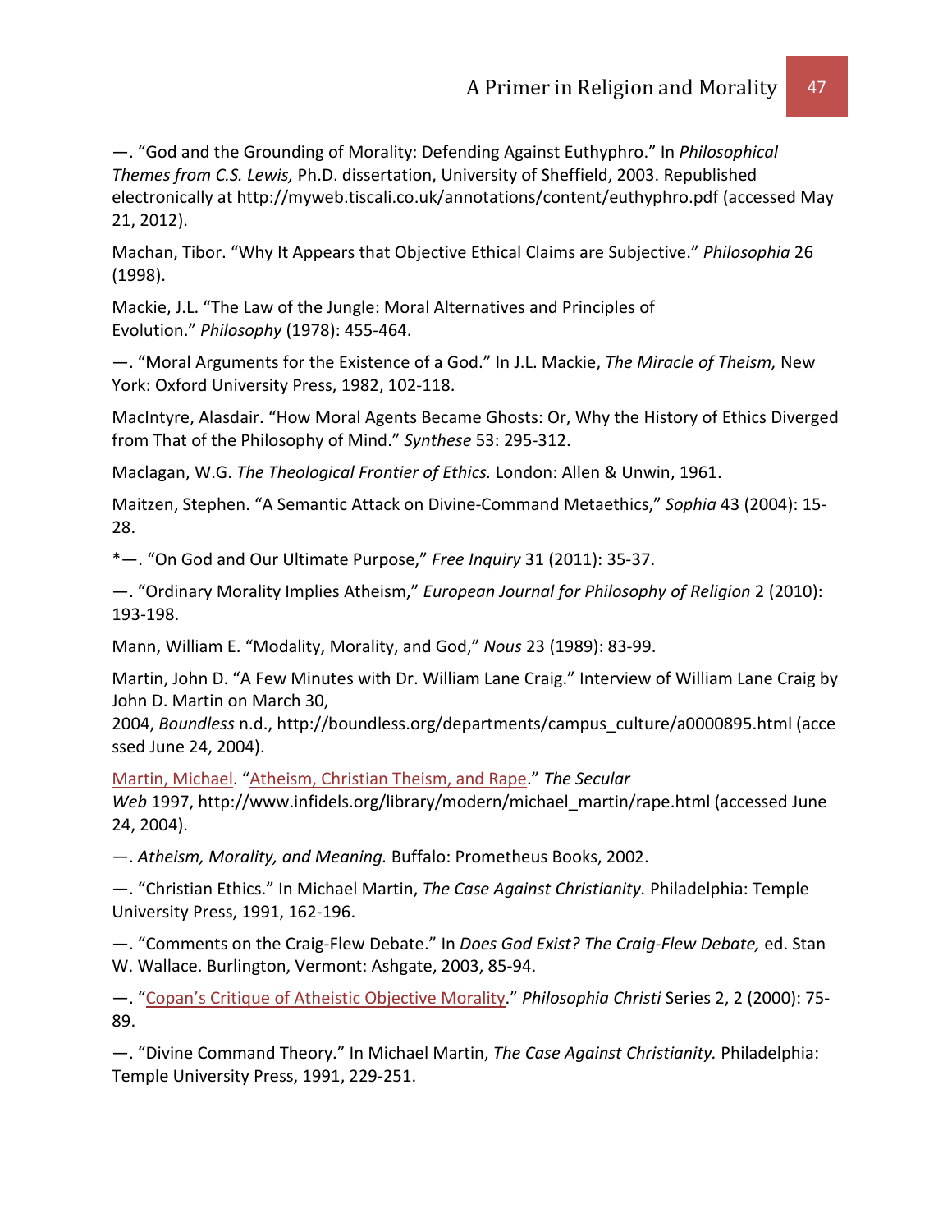—. "God and the Grounding of Morality: Defending Against Euthyphro." In *Philosophical Themes from C.S. Lewis,* Ph.D. dissertation, University of Sheffield, 2003. Republished electronically at http://myweb.tiscali.co.uk/annotations/content/euthyphro.pdf (accessed May 21, 2012).

Machan, Tibor. "Why It Appears that Objective Ethical Claims are Subjective." *Philosophia* 26 (1998).

Mackie, J.L. "The Law of the Jungle: Moral Alternatives and Principles of Evolution." *Philosophy* (1978): 455-464.

—. "Moral Arguments for the Existence of a God." In J.L. Mackie, *The Miracle of Theism,* New York: Oxford University Press, 1982, 102-118.

MacIntyre, Alasdair. "How Moral Agents Became Ghosts: Or, Why the History of Ethics Diverged from That of the Philosophy of Mind." *Synthese* 53: 295-312.

Maclagan, W.G. *The Theological Frontier of Ethics.* London: Allen & Unwin, 1961.

Maitzen, Stephen. "A Semantic Attack on Divine-Command Metaethics," *Sophia* 43 (2004): 15-28.

*—. "On God and Our Ultimate Purpose," *Free Inquiry* 31 (2011): 35-37.

—. "Ordinary Morality Implies Atheism," *European Journal for Philosophy of Religion* 2 (2010): 193-198.

Mann, William E. "Modality, Morality, and God," *Nous* 23 (1989): 83-99.

Martin, John D. "A Few Minutes with Dr. William Lane Craig." Interview of William Lane Craig by John D. Martin on March 30, 2004, *Boundless* n.d., http://boundless.org/departments/campus_culture/a0000895.html (accessed June 24, 2004).

Martin, Michael. "Atheism, Christian Theism, and Rape." *The Secular Web* 1997, http://www.infidels.org/library/modern/michael_martin/rape.html (accessed June 24, 2004).

—. *Atheism, Morality, and Meaning.* Buffalo: Prometheus Books, 2002.

—. "Christian Ethics." In Michael Martin, *The Case Against Christianity.* Philadelphia: Temple University Press, 1991, 162-196.

—. "Comments on the Craig-Flew Debate." In *Does God Exist? The Craig-Flew Debate,* ed. Stan W. Wallace. Burlington, Vermont: Ashgate, 2003, 85-94.

—. "Copan's Critique of Atheistic Objective Morality." *Philosophia Christi* Series 2, 2 (2000): 75-89.

—. "Divine Command Theory." In Michael Martin, *The Case Against Christianity.* Philadelphia: Temple University Press, 1991, 229-251.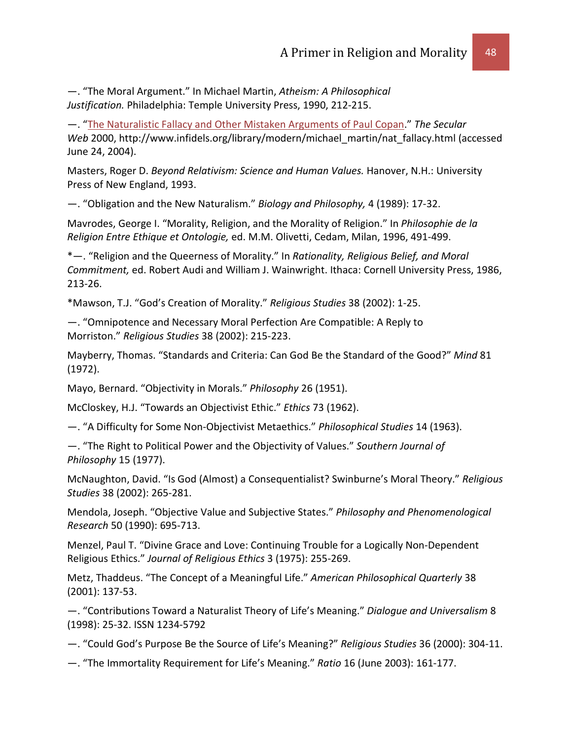—. “The Moral Argument.” In Michael Martin, *Atheism: A Philosophical Justification.* Philadelphia: Temple University Press, 1990, 212-215.

—. “The Naturalistic Fallacy and Other Mistaken Arguments of Paul Copan.” *The Secular Web* 2000, http://www.infidels.org/library/modern/michael_martin/nat_fallacy.html (accessed June 24, 2004).

Masters, Roger D. *Beyond Relativism: Science and Human Values.* Hanover, N.H.: University Press of New England, 1993.

—. “Obligation and the New Naturalism.” *Biology and Philosophy,* 4 (1989): 17-32.

Mavrodes, George I. “Morality, Religion, and the Morality of Religion.” In *Philosophie de la Religion Entre Ethique et Ontologie,* ed. M.M. Olivetti, Cedam, Milan, 1996, 491-499.

*—. “Religion and the Queerness of Morality.” In *Rationality, Religious Belief, and Moral Commitment,* ed. Robert Audi and William J. Wainwright. Ithaca: Cornell University Press, 1986, 213-26.

*Mawson, T.J. “God’s Creation of Morality.” *Religious Studies* 38 (2002): 1-25.

—. “Omnipotence and Necessary Moral Perfection Are Compatible: A Reply to Morriston.” *Religious Studies* 38 (2002): 215-223.

Mayberry, Thomas. “Standards and Criteria: Can God Be the Standard of the Good?” *Mind* 81 (1972).

Mayo, Bernard. “Objectivity in Morals.” *Philosophy* 26 (1951).

McCloskey, H.J. “Towards an Objectivist Ethic.” *Ethics* 73 (1962).

—. “A Difficulty for Some Non-Objectivist Metaethics.” *Philosophical Studies* 14 (1963).

—. “The Right to Political Power and the Objectivity of Values.” *Southern Journal of Philosophy* 15 (1977).

McNaughton, David. “Is God (Almost) a Consequentialist? Swinburne’s Moral Theory.” *Religious Studies* 38 (2002): 265-281.

Mendola, Joseph. “Objective Value and Subjective States.” *Philosophy and Phenomenological Research* 50 (1990): 695-713.

Menzel, Paul T. “Divine Grace and Love: Continuing Trouble for a Logically Non-Dependent Religious Ethics.” *Journal of Religious Ethics* 3 (1975): 255-269.

Metz, Thaddeus. “The Concept of a Meaningful Life.” *American Philosophical Quarterly* 38 (2001): 137-53.

—. “Contributions Toward a Naturalist Theory of Life’s Meaning.” *Dialogue and Universalism* 8 (1998): 25-32. ISSN 1234-5792

—. “Could God’s Purpose Be the Source of Life’s Meaning?” *Religious Studies* 36 (2000): 304-11.

—. “The Immortality Requirement for Life’s Meaning.” *Ratio* 16 (June 2003): 161-177.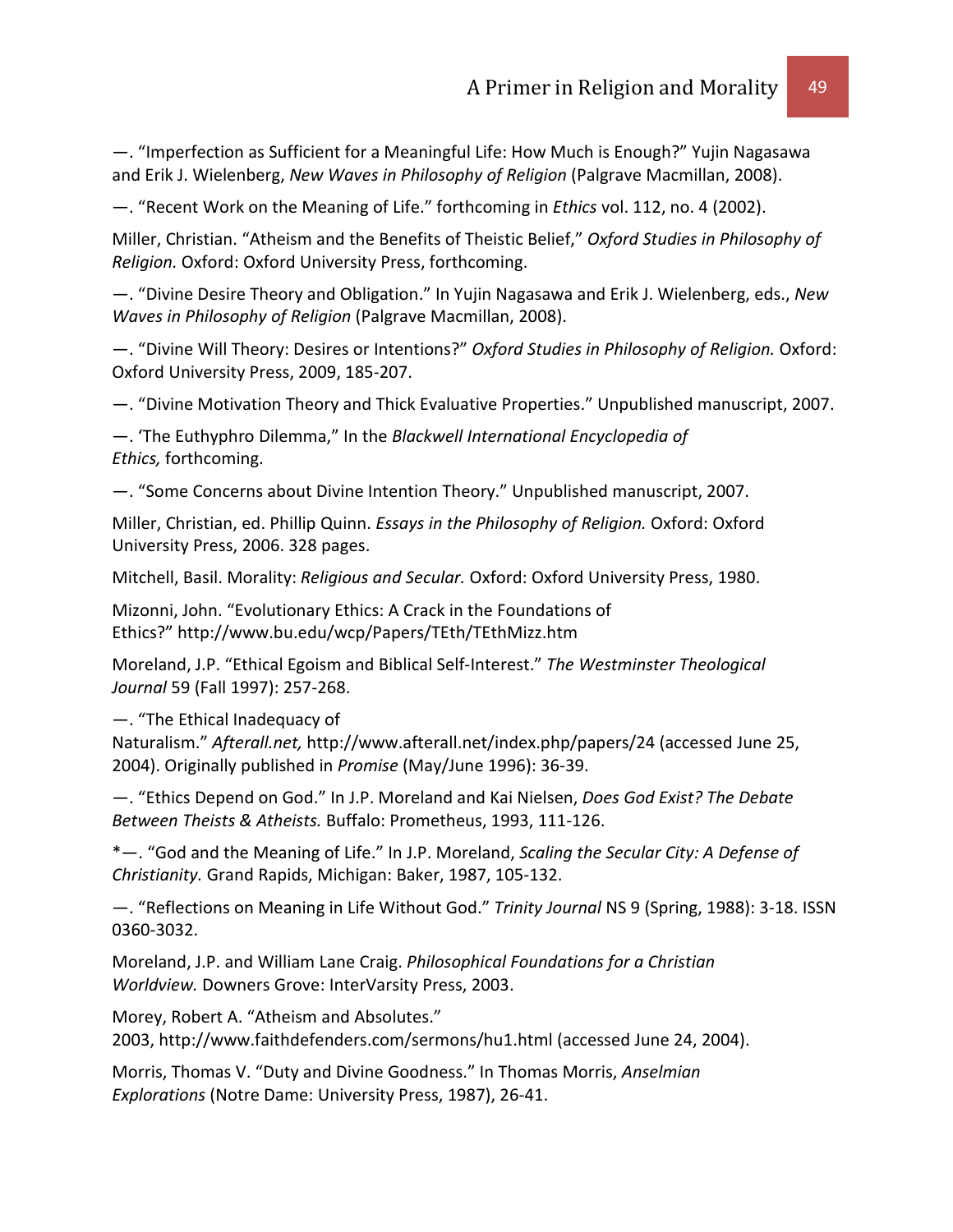—. "Imperfection as Sufficient for a Meaningful Life: How Much is Enough?" Yujin Nagasawa and Erik J. Wielenberg, *New Waves in Philosophy of Religion* (Palgrave Macmillan, 2008).

—. "Recent Work on the Meaning of Life." forthcoming in *Ethics* vol. 112, no. 4 (2002).

Miller, Christian. "Atheism and the Benefits of Theistic Belief," *Oxford Studies in Philosophy of Religion.* Oxford: Oxford University Press, forthcoming.

—. "Divine Desire Theory and Obligation." In Yujin Nagasawa and Erik J. Wielenberg, eds., *New Waves in Philosophy of Religion* (Palgrave Macmillan, 2008).

—. "Divine Will Theory: Desires or Intentions?" *Oxford Studies in Philosophy of Religion.* Oxford: Oxford University Press, 2009, 185-207.

—. "Divine Motivation Theory and Thick Evaluative Properties." Unpublished manuscript, 2007.

—. 'The Euthyphro Dilemma," In the *Blackwell International Encyclopedia of Ethics,* forthcoming.

—. "Some Concerns about Divine Intention Theory." Unpublished manuscript, 2007.

Miller, Christian, ed. Phillip Quinn. *Essays in the Philosophy of Religion.* Oxford: Oxford University Press, 2006. 328 pages.

Mitchell, Basil. Morality: *Religious and Secular.* Oxford: Oxford University Press, 1980.

Mizonni, John. "Evolutionary Ethics: A Crack in the Foundations of Ethics?" http://www.bu.edu/wcp/Papers/TEth/TEthMizz.htm

Moreland, J.P. "Ethical Egoism and Biblical Self-Interest." *The Westminster Theological Journal* 59 (Fall 1997): 257-268.

—. "The Ethical Inadequacy of Naturalism." *Afterall.net,* http://www.afterall.net/index.php/papers/24 (accessed June 25, 2004). Originally published in *Promise* (May/June 1996): 36-39.

—. "Ethics Depend on God." In J.P. Moreland and Kai Nielsen, *Does God Exist? The Debate Between Theists & Atheists.* Buffalo: Prometheus, 1993, 111-126.

*—. "God and the Meaning of Life." In J.P. Moreland, *Scaling the Secular City: A Defense of Christianity.* Grand Rapids, Michigan: Baker, 1987, 105-132.

—. "Reflections on Meaning in Life Without God." *Trinity Journal* NS 9 (Spring, 1988): 3-18. ISSN 0360-3032.

Moreland, J.P. and William Lane Craig. *Philosophical Foundations for a Christian Worldview.* Downers Grove: InterVarsity Press, 2003.

Morey, Robert A. "Atheism and Absolutes." 2003, http://www.faithdefenders.com/sermons/hu1.html (accessed June 24, 2004).

Morris, Thomas V. "Duty and Divine Goodness." In Thomas Morris, *Anselmian Explorations* (Notre Dame: University Press, 1987), 26-41.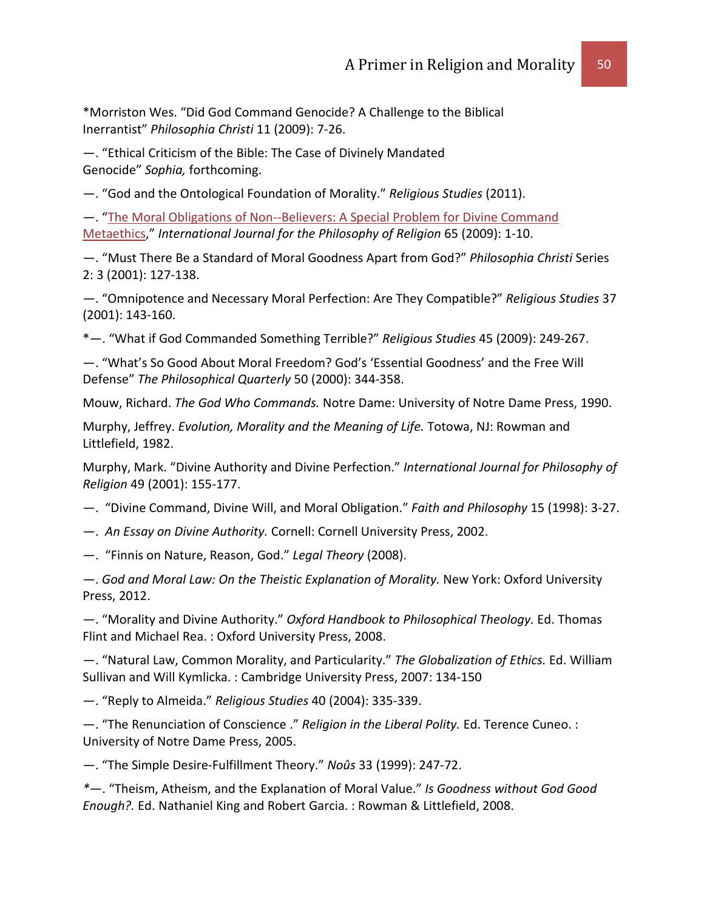*Morriston Wes. “Did God Command Genocide? A Challenge to the Biblical Inerrantist” *Philosophia Christi* 11 (2009): 7-26.

—. “Ethical Criticism of the Bible: The Case of Divinely Mandated Genocide” *Sophia,* forthcoming.

—. “God and the Ontological Foundation of Morality.” *Religious Studies* (2011).

—. “The Moral Obligations of Non--Believers: A Special Problem for Divine Command Metaethics,” *International Journal for the Philosophy of Religion* 65 (2009): 1-10.

—. “Must There Be a Standard of Moral Goodness Apart from God?” *Philosophia Christi* Series 2: 3 (2001): 127-138.

—. “Omnipotence and Necessary Moral Perfection: Are They Compatible?” *Religious Studies* 37 (2001): 143-160.

*—. “What if God Commanded Something Terrible?” *Religious Studies* 45 (2009): 249-267.

—. “What’s So Good About Moral Freedom? God’s ‘Essential Goodness’ and the Free Will Defense” *The Philosophical Quarterly* 50 (2000): 344-358.

Mouw, Richard. *The God Who Commands.* Notre Dame: University of Notre Dame Press, 1990.

Murphy, Jeffrey. *Evolution, Morality and the Meaning of Life.* Totowa, NJ: Rowman and Littlefield, 1982.

Murphy, Mark. “Divine Authority and Divine Perfection.” *International Journal for Philosophy of Religion* 49 (2001): 155-177.

—. “Divine Command, Divine Will, and Moral Obligation.” *Faith and Philosophy* 15 (1998): 3-27.

—. *An Essay on Divine Authority.* Cornell: Cornell University Press, 2002.

—. “Finnis on Nature, Reason, God.” *Legal Theory* (2008).

—. *God and Moral Law: On the Theistic Explanation of Morality.* New York: Oxford University Press, 2012.

—. “Morality and Divine Authority.” *Oxford Handbook to Philosophical Theology.* Ed. Thomas Flint and Michael Rea. : Oxford University Press, 2008.

—. “Natural Law, Common Morality, and Particularity.” *The Globalization of Ethics.* Ed. William Sullivan and Will Kymlicka. : Cambridge University Press, 2007: 134-150

—. “Reply to Almeida.” *Religious Studies* 40 (2004): 335-339.

—. “The Renunciation of Conscience .” *Religion in the Liberal Polity.* Ed. Terence Cuneo. : University of Notre Dame Press, 2005.

—. “The Simple Desire-Fulfillment Theory.” *Noûs* 33 (1999): 247-72.

*—. “Theism, Atheism, and the Explanation of Moral Value.” *Is Goodness without God Good Enough?.* Ed. Nathaniel King and Robert Garcia. : Rowman & Littlefield, 2008.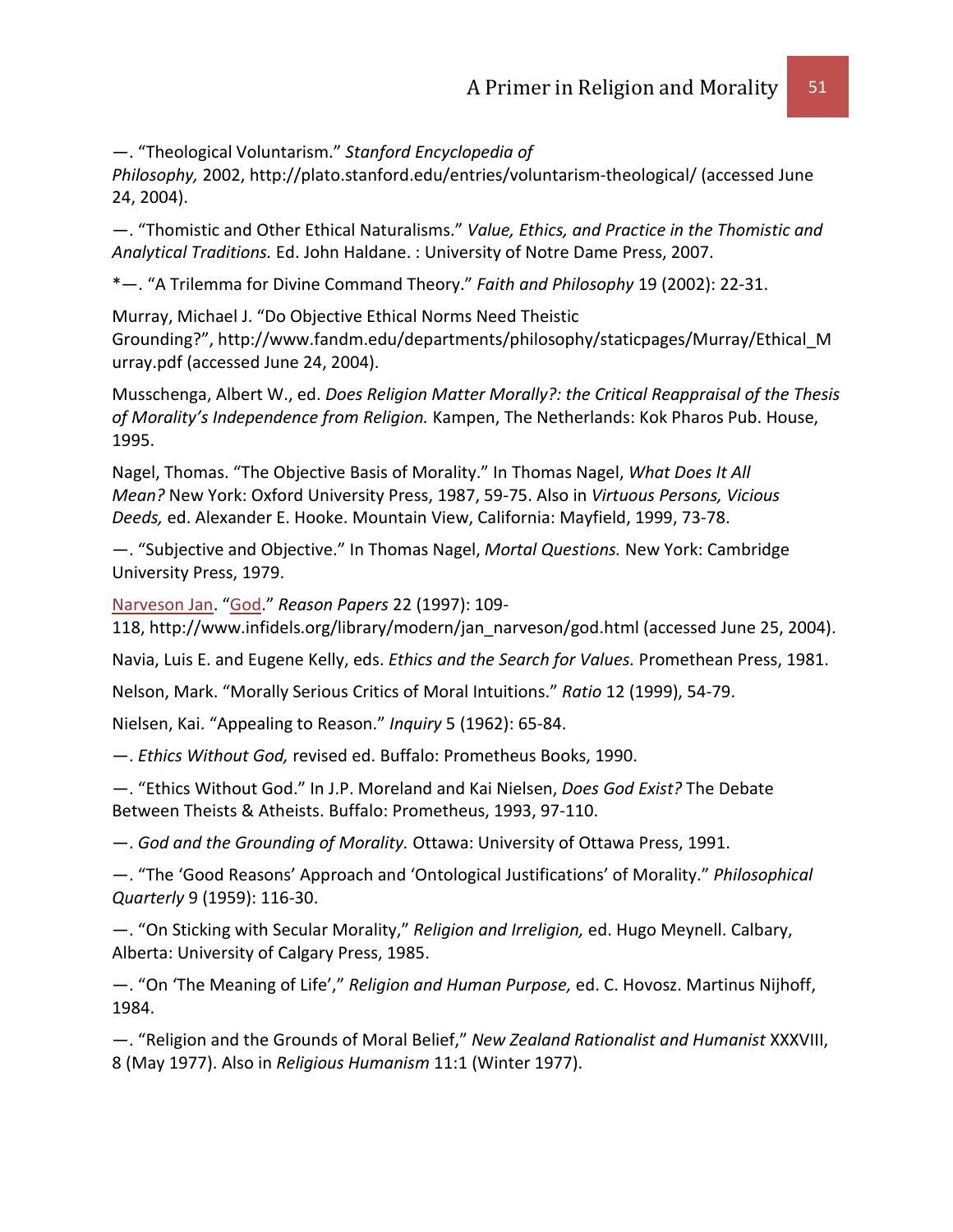—. "Theological Voluntarism." *Stanford Encyclopedia of Philosophy,* 2002, http://plato.stanford.edu/entries/voluntarism-theological/ (accessed June 24, 2004).

—. "Thomistic and Other Ethical Naturalisms." *Value, Ethics, and Practice in the Thomistic and Analytical Traditions.* Ed. John Haldane. : University of Notre Dame Press, 2007.

*—. "A Trilemma for Divine Command Theory." *Faith and Philosophy* 19 (2002): 22-31.

Murray, Michael J. "Do Objective Ethical Norms Need Theistic Grounding?", http://www.fandm.edu/departments/philosophy/staticpages/Murray/Ethical_Murray.pdf (accessed June 24, 2004).

Musschenga, Albert W., ed. *Does Religion Matter Morally?: the Critical Reappraisal of the Thesis of Morality's Independence from Religion.* Kampen, The Netherlands: Kok Pharos Pub. House, 1995.

Nagel, Thomas. "The Objective Basis of Morality." In Thomas Nagel, *What Does It All Mean?* New York: Oxford University Press, 1987, 59-75. Also in *Virtuous Persons, Vicious Deeds,* ed. Alexander E. Hooke. Mountain View, California: Mayfield, 1999, 73-78.

—. "Subjective and Objective." In Thomas Nagel, *Mortal Questions.* New York: Cambridge University Press, 1979.

Narveson Jan. "God." *Reason Papers* 22 (1997): 109-118, http://www.infidels.org/library/modern/jan_narveson/god.html (accessed June 25, 2004).

Navia, Luis E. and Eugene Kelly, eds. *Ethics and the Search for Values.* Promethean Press, 1981.

Nelson, Mark. "Morally Serious Critics of Moral Intuitions." *Ratio* 12 (1999), 54-79.

Nielsen, Kai. "Appealing to Reason." *Inquiry* 5 (1962): 65-84.

—. *Ethics Without God,* revised ed. Buffalo: Prometheus Books, 1990.

—. "Ethics Without God." In J.P. Moreland and Kai Nielsen, *Does God Exist?* The Debate Between Theists & Atheists. Buffalo: Prometheus, 1993, 97-110.

—. *God and the Grounding of Morality.* Ottawa: University of Ottawa Press, 1991.

—. "The 'Good Reasons' Approach and 'Ontological Justifications' of Morality." *Philosophical Quarterly* 9 (1959): 116-30.

—. "On Sticking with Secular Morality," *Religion and Irreligion,* ed. Hugo Meynell. Calbary, Alberta: University of Calgary Press, 1985.

—. "On 'The Meaning of Life'," *Religion and Human Purpose,* ed. C. Hovosz. Martinus Nijhoff, 1984.

—. "Religion and the Grounds of Moral Belief," *New Zealand Rationalist and Humanist* XXXVIII, 8 (May 1977). Also in *Religious Humanism* 11:1 (Winter 1977).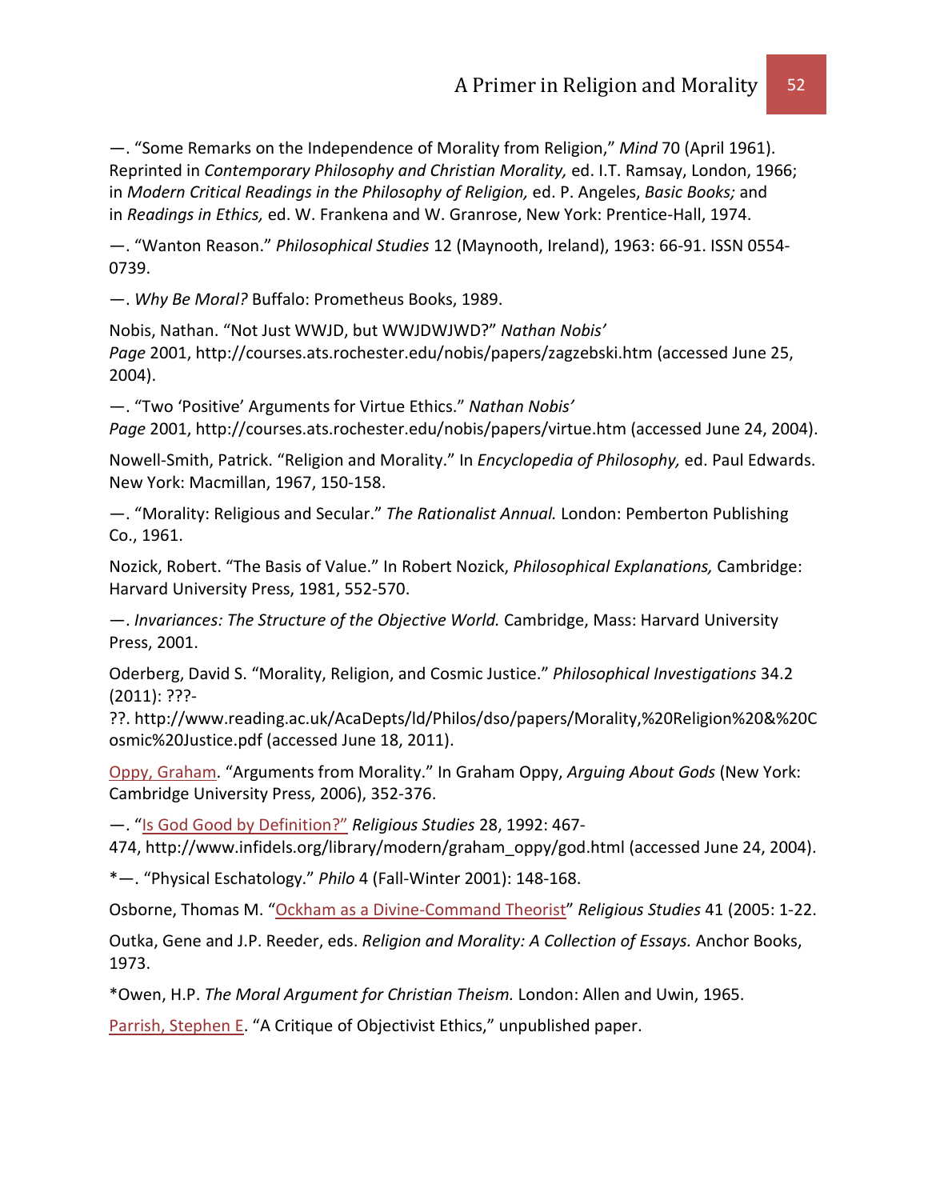—. “Some Remarks on the Independence of Morality from Religion,” *Mind* 70 (April 1961). Reprinted in *Contemporary Philosophy and Christian Morality,* ed. I.T. Ramsay, London, 1966; in *Modern Critical Readings in the Philosophy of Religion,* ed. P. Angeles, *Basic Books;* and in *Readings in Ethics,* ed. W. Frankena and W. Granrose, New York: Prentice-Hall, 1974.

—. “Wanton Reason.” *Philosophical Studies* 12 (Maynooth, Ireland), 1963: 66-91. ISSN 0554-0739.

—. *Why Be Moral?* Buffalo: Prometheus Books, 1989.

Nobis, Nathan. “Not Just WWJD, but WWJDWJWD?” *Nathan Nobis’ Page* 2001, http://courses.ats.rochester.edu/nobis/papers/zagzebski.htm (accessed June 25, 2004).

—. “Two ‘Positive’ Arguments for Virtue Ethics.” *Nathan Nobis’ Page* 2001, http://courses.ats.rochester.edu/nobis/papers/virtue.htm (accessed June 24, 2004).

Nowell-Smith, Patrick. “Religion and Morality.” In *Encyclopedia of Philosophy,* ed. Paul Edwards. New York: Macmillan, 1967, 150-158.

—. “Morality: Religious and Secular.” *The Rationalist Annual.* London: Pemberton Publishing Co., 1961.

Nozick, Robert. “The Basis of Value.” In Robert Nozick, *Philosophical Explanations,* Cambridge: Harvard University Press, 1981, 552-570.

—. *Invariances: The Structure of the Objective World.* Cambridge, Mass: Harvard University Press, 2001.

Oderberg, David S. “Morality, Religion, and Cosmic Justice.” *Philosophical Investigations* 34.2 (2011): ???-??. http://www.reading.ac.uk/AcaDepts/ld/Philos/dso/papers/Morality,%20Religion%20&%20Cosmic%20Justice.pdf (accessed June 18, 2011).

Oppy, Graham. “Arguments from Morality.” In Graham Oppy, *Arguing About Gods* (New York: Cambridge University Press, 2006), 352-376.

—. “Is God Good by Definition?” *Religious Studies* 28, 1992: 467-474, http://www.infidels.org/library/modern/graham_oppy/god.html (accessed June 24, 2004).

*—. “Physical Eschatology.” *Philo* 4 (Fall-Winter 2001): 148-168.

Osborne, Thomas M. “Ockham as a Divine-Command Theorist” *Religious Studies* 41 (2005: 1-22.

Outka, Gene and J.P. Reeder, eds. *Religion and Morality: A Collection of Essays.* Anchor Books, 1973.

*Owen, H.P. *The Moral Argument for Christian Theism.* London: Allen and Uwin, 1965.

Parrish, Stephen E. “A Critique of Objectivist Ethics,” unpublished paper.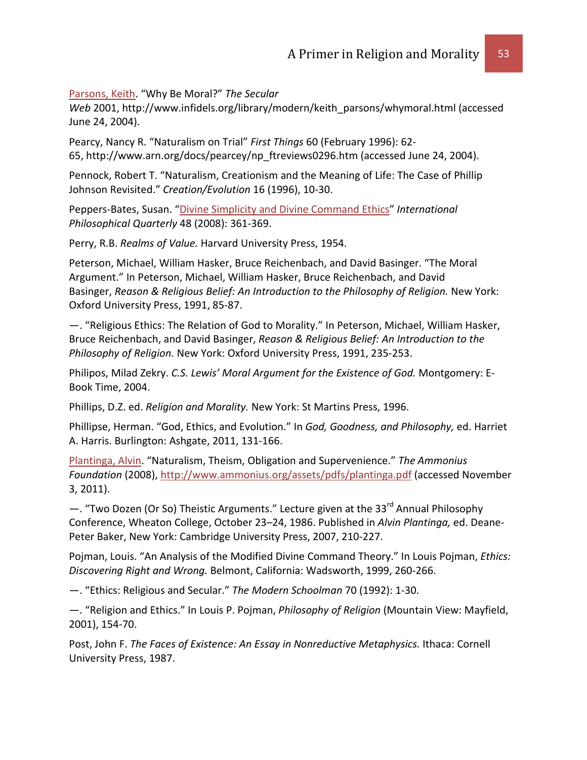Parsons, Keith. “Why Be Moral?” *The Secular Web* 2001, http://www.infidels.org/library/modern/keith_parsons/whymoral.html (accessed June 24, 2004).

Pearcy, Nancy R. “Naturalism on Trial” *First Things* 60 (February 1996): 62-65, http://www.arn.org/docs/pearcey/np_ftreviews0296.htm (accessed June 24, 2004).

Pennock, Robert T. “Naturalism, Creationism and the Meaning of Life: The Case of Phillip Johnson Revisited.” *Creation/Evolution* 16 (1996), 10-30.

Peppers-Bates, Susan. “Divine Simplicity and Divine Command Ethics” *International Philosophical Quarterly* 48 (2008): 361-369.

Perry, R.B. *Realms of Value.* Harvard University Press, 1954.

Peterson, Michael, William Hasker, Bruce Reichenbach, and David Basinger. “The Moral Argument.” In Peterson, Michael, William Hasker, Bruce Reichenbach, and David Basinger, *Reason & Religious Belief: An Introduction to the Philosophy of Religion.* New York: Oxford University Press, 1991, 85-87.

—. “Religious Ethics: The Relation of God to Morality.” In Peterson, Michael, William Hasker, Bruce Reichenbach, and David Basinger, *Reason & Religious Belief: An Introduction to the Philosophy of Religion.* New York: Oxford University Press, 1991, 235-253.

Philipos, Milad Zekry. *C.S. Lewis' Moral Argument for the Existence of God.* Montgomery: E-Book Time, 2004.

Phillips, D.Z. ed. *Religion and Morality.* New York: St Martins Press, 1996.

Phillipse, Herman. “God, Ethics, and Evolution.” In *God, Goodness, and Philosophy,* ed. Harriet A. Harris. Burlington: Ashgate, 2011, 131-166.

Plantinga, Alvin. “Naturalism, Theism, Obligation and Supervenience.” *The Ammonius Foundation* (2008), http://www.ammonius.org/assets/pdfs/plantinga.pdf (accessed November 3, 2011).

—. “Two Dozen (Or So) Theistic Arguments.” Lecture given at the 33rd Annual Philosophy Conference, Wheaton College, October 23–24, 1986. Published in *Alvin Plantinga,* ed. Deane-Peter Baker, New York: Cambridge University Press, 2007, 210-227.

Pojman, Louis. “An Analysis of the Modified Divine Command Theory.” In Louis Pojman, *Ethics: Discovering Right and Wrong.* Belmont, California: Wadsworth, 1999, 260-266.

—. “Ethics: Religious and Secular.” *The Modern Schoolman* 70 (1992): 1-30.

—. “Religion and Ethics.” In Louis P. Pojman, *Philosophy of Religion* (Mountain View: Mayfield, 2001), 154-70.

Post, John F. *The Faces of Existence: An Essay in Nonreductive Metaphysics.* Ithaca: Cornell University Press, 1987.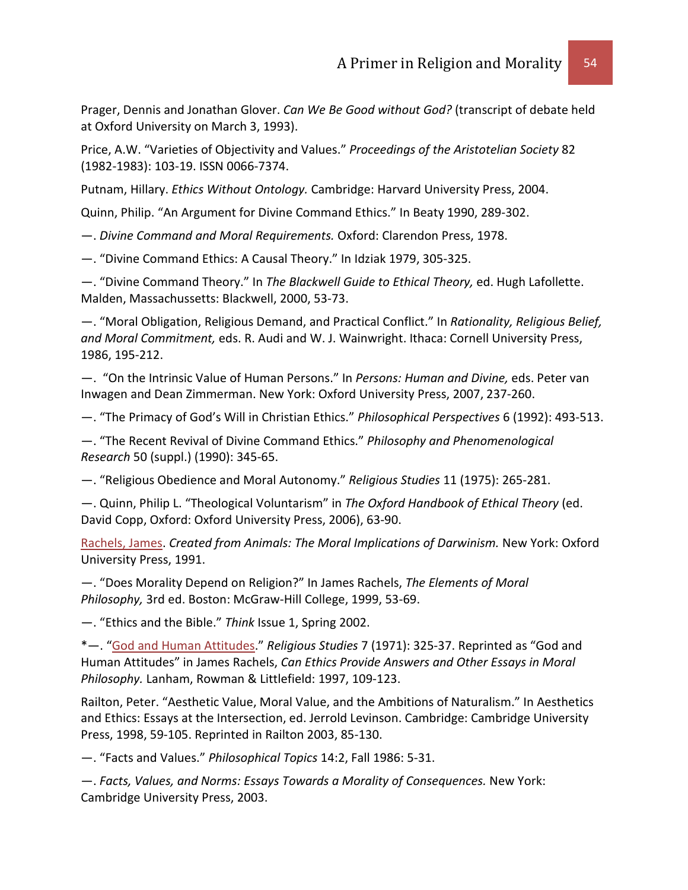Prager, Dennis and Jonathan Glover. *Can We Be Good without God?* (transcript of debate held at Oxford University on March 3, 1993).

Price, A.W. "Varieties of Objectivity and Values." *Proceedings of the Aristotelian Society* 82 (1982-1983): 103-19. ISSN 0066-7374.

Putnam, Hillary. *Ethics Without Ontology.* Cambridge: Harvard University Press, 2004.

Quinn, Philip. "An Argument for Divine Command Ethics." In Beaty 1990, 289-302.

—. *Divine Command and Moral Requirements.* Oxford: Clarendon Press, 1978.

—. "Divine Command Ethics: A Causal Theory." In Idziak 1979, 305-325.

—. "Divine Command Theory." In *The Blackwell Guide to Ethical Theory,* ed. Hugh Lafollette. Malden, Massachussetts: Blackwell, 2000, 53-73.

—. "Moral Obligation, Religious Demand, and Practical Conflict." In *Rationality, Religious Belief, and Moral Commitment,* eds. R. Audi and W. J. Wainwright. Ithaca: Cornell University Press, 1986, 195-212.

—. "On the Intrinsic Value of Human Persons." In *Persons: Human and Divine,* eds. Peter van Inwagen and Dean Zimmerman. New York: Oxford University Press, 2007, 237-260.

—. "The Primacy of God's Will in Christian Ethics." *Philosophical Perspectives* 6 (1992): 493-513.

—. "The Recent Revival of Divine Command Ethics." *Philosophy and Phenomenological Research* 50 (suppl.) (1990): 345-65.

—. "Religious Obedience and Moral Autonomy." *Religious Studies* 11 (1975): 265-281.

—. Quinn, Philip L. "Theological Voluntarism" in *The Oxford Handbook of Ethical Theory* (ed. David Copp, Oxford: Oxford University Press, 2006), 63-90.

Rachels, James. *Created from Animals: The Moral Implications of Darwinism.* New York: Oxford University Press, 1991.

—. "Does Morality Depend on Religion?" In James Rachels, *The Elements of Moral Philosophy,* 3rd ed. Boston: McGraw-Hill College, 1999, 53-69.

—. "Ethics and the Bible." *Think* Issue 1, Spring 2002.

*—. "God and Human Attitudes." *Religious Studies* 7 (1971): 325-37. Reprinted as "God and Human Attitudes" in James Rachels, *Can Ethics Provide Answers and Other Essays in Moral Philosophy.* Lanham, Rowman & Littlefield: 1997, 109-123.

Railton, Peter. "Aesthetic Value, Moral Value, and the Ambitions of Naturalism." In Aesthetics and Ethics: Essays at the Intersection, ed. Jerrold Levinson. Cambridge: Cambridge University Press, 1998, 59-105. Reprinted in Railton 2003, 85-130.

—. "Facts and Values." *Philosophical Topics* 14:2, Fall 1986: 5-31.

—. *Facts, Values, and Norms: Essays Towards a Morality of Consequences.* New York: Cambridge University Press, 2003.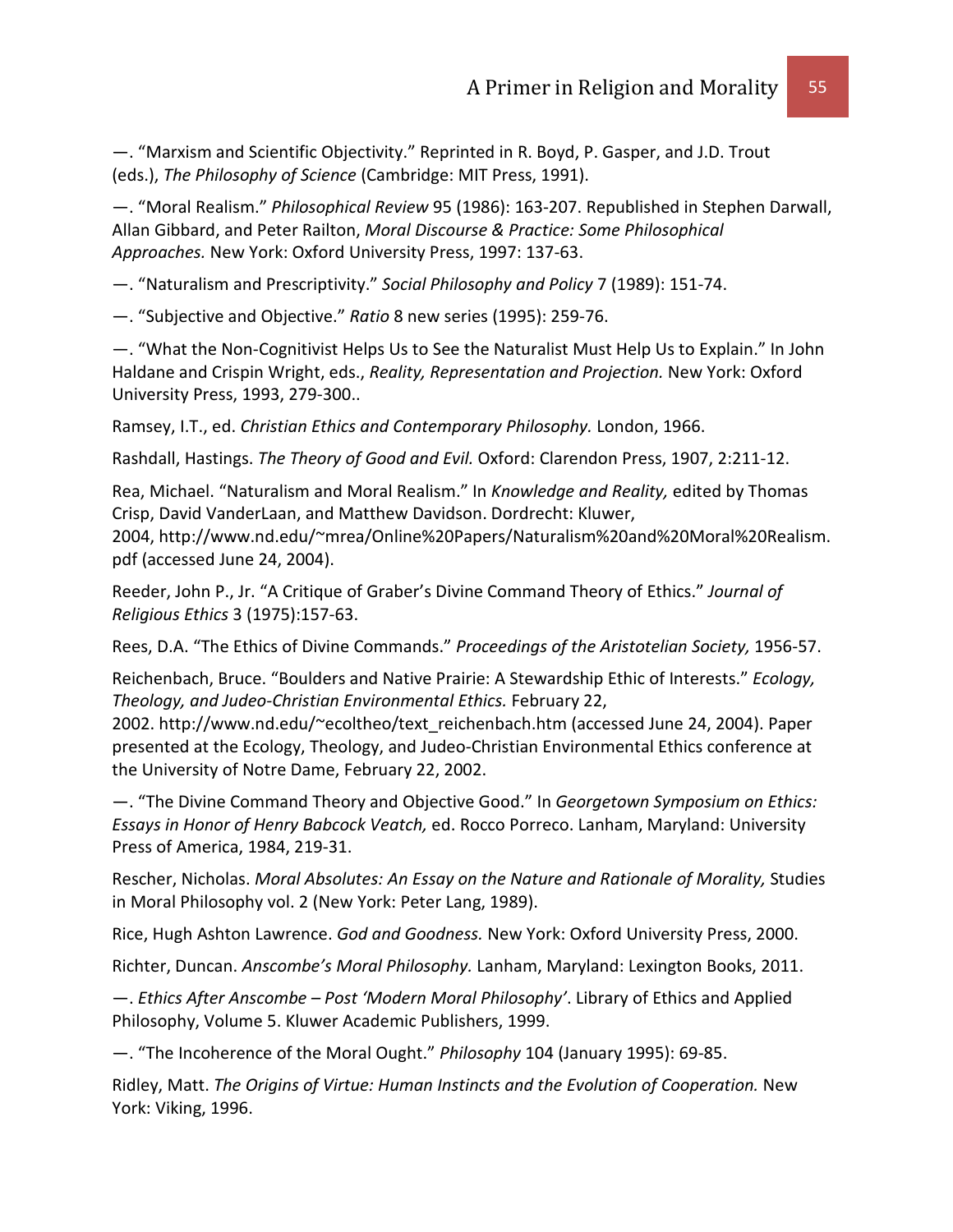—. "Marxism and Scientific Objectivity." Reprinted in R. Boyd, P. Gasper, and J.D. Trout (eds.), *The Philosophy of Science* (Cambridge: MIT Press, 1991).

—. "Moral Realism." *Philosophical Review* 95 (1986): 163-207. Republished in Stephen Darwall, Allan Gibbard, and Peter Railton, *Moral Discourse & Practice: Some Philosophical Approaches.* New York: Oxford University Press, 1997: 137-63.

—. "Naturalism and Prescriptivity." *Social Philosophy and Policy* 7 (1989): 151-74.

—. "Subjective and Objective." *Ratio* 8 new series (1995): 259-76.

—. "What the Non-Cognitivist Helps Us to See the Naturalist Must Help Us to Explain." In John Haldane and Crispin Wright, eds., *Reality, Representation and Projection.* New York: Oxford University Press, 1993, 279-300..

Ramsey, I.T., ed. *Christian Ethics and Contemporary Philosophy.* London, 1966.

Rashdall, Hastings. *The Theory of Good and Evil.* Oxford: Clarendon Press, 1907, 2:211-12.

Rea, Michael. "Naturalism and Moral Realism." In *Knowledge and Reality,* edited by Thomas Crisp, David VanderLaan, and Matthew Davidson. Dordrecht: Kluwer, 2004, http://www.nd.edu/~mrea/Online%20Papers/Naturalism%20and%20Moral%20Realism.pdf (accessed June 24, 2004).

Reeder, John P., Jr. "A Critique of Graber's Divine Command Theory of Ethics." *Journal of Religious Ethics* 3 (1975):157-63.

Rees, D.A. "The Ethics of Divine Commands." *Proceedings of the Aristotelian Society,* 1956-57.

Reichenbach, Bruce. "Boulders and Native Prairie: A Stewardship Ethic of Interests." *Ecology, Theology, and Judeo-Christian Environmental Ethics.* February 22, 2002. http://www.nd.edu/~ecoltheo/text_reichenbach.htm (accessed June 24, 2004). Paper presented at the Ecology, Theology, and Judeo-Christian Environmental Ethics conference at the University of Notre Dame, February 22, 2002.

—. "The Divine Command Theory and Objective Good." In *Georgetown Symposium on Ethics: Essays in Honor of Henry Babcock Veatch,* ed. Rocco Porreco. Lanham, Maryland: University Press of America, 1984, 219-31.

Rescher, Nicholas. *Moral Absolutes: An Essay on the Nature and Rationale of Morality,* Studies in Moral Philosophy vol. 2 (New York: Peter Lang, 1989).

Rice, Hugh Ashton Lawrence. *God and Goodness.* New York: Oxford University Press, 2000.

Richter, Duncan. *Anscombe's Moral Philosophy.* Lanham, Maryland: Lexington Books, 2011.

—. *Ethics After Anscombe – Post 'Modern Moral Philosophy'*. Library of Ethics and Applied Philosophy, Volume 5. Kluwer Academic Publishers, 1999.

—. "The Incoherence of the Moral Ought." *Philosophy* 104 (January 1995): 69-85.

Ridley, Matt. *The Origins of Virtue: Human Instincts and the Evolution of Cooperation.* New York: Viking, 1996.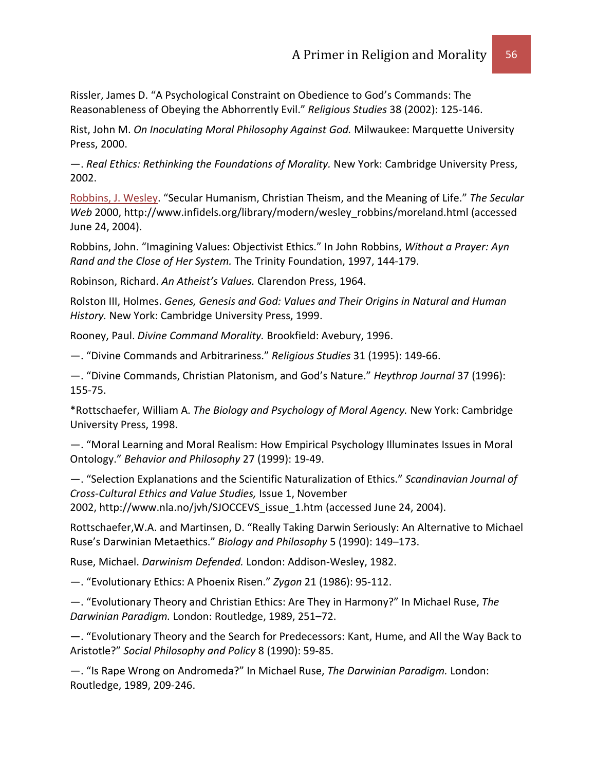Rissler, James D. "A Psychological Constraint on Obedience to God's Commands: The Reasonableness of Obeying the Abhorrently Evil." *Religious Studies* 38 (2002): 125-146.

Rist, John M. *On Inoculating Moral Philosophy Against God.* Milwaukee: Marquette University Press, 2000.

—. *Real Ethics: Rethinking the Foundations of Morality.* New York: Cambridge University Press, 2002.

Robbins, J. Wesley. "Secular Humanism, Christian Theism, and the Meaning of Life." *The Secular Web* 2000, http://www.infidels.org/library/modern/wesley_robbins/moreland.html (accessed June 24, 2004).

Robbins, John. "Imagining Values: Objectivist Ethics." In John Robbins, *Without a Prayer: Ayn Rand and the Close of Her System.* The Trinity Foundation, 1997, 144-179.

Robinson, Richard. *An Atheist's Values.* Clarendon Press, 1964.

Rolston III, Holmes. *Genes, Genesis and God: Values and Their Origins in Natural and Human History.* New York: Cambridge University Press, 1999.

Rooney, Paul. *Divine Command Morality.* Brookfield: Avebury, 1996.

—. "Divine Commands and Arbitrariness." *Religious Studies* 31 (1995): 149-66.

—. "Divine Commands, Christian Platonism, and God's Nature." *Heythrop Journal* 37 (1996): 155-75.

*Rottschaefer, William A. *The Biology and Psychology of Moral Agency.* New York: Cambridge University Press, 1998.

—. "Moral Learning and Moral Realism: How Empirical Psychology Illuminates Issues in Moral Ontology." *Behavior and Philosophy* 27 (1999): 19-49.

—. "Selection Explanations and the Scientific Naturalization of Ethics." *Scandinavian Journal of Cross-Cultural Ethics and Value Studies,* Issue 1, November 2002, http://www.nla.no/jvh/SJOCCEVS_issue_1.htm (accessed June 24, 2004).

Rottschaefer,W.A. and Martinsen, D. "Really Taking Darwin Seriously: An Alternative to Michael Ruse's Darwinian Metaethics." *Biology and Philosophy* 5 (1990): 149–173.

Ruse, Michael. *Darwinism Defended.* London: Addison-Wesley, 1982.

—. "Evolutionary Ethics: A Phoenix Risen." *Zygon* 21 (1986): 95-112.

—. "Evolutionary Theory and Christian Ethics: Are They in Harmony?" In Michael Ruse, *The Darwinian Paradigm.* London: Routledge, 1989, 251–72.

—. "Evolutionary Theory and the Search for Predecessors: Kant, Hume, and All the Way Back to Aristotle?" *Social Philosophy and Policy* 8 (1990): 59-85.

—. "Is Rape Wrong on Andromeda?" In Michael Ruse, *The Darwinian Paradigm.* London: Routledge, 1989, 209-246.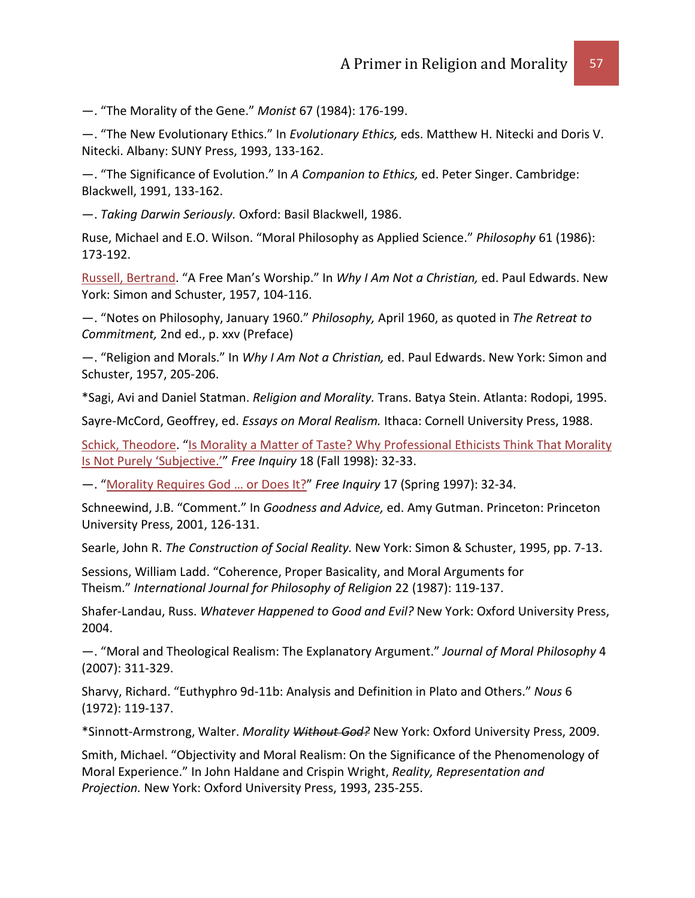—. "The Morality of the Gene." *Monist* 67 (1984): 176-199.

—. "The New Evolutionary Ethics." In *Evolutionary Ethics,* eds. Matthew H. Nitecki and Doris V. Nitecki. Albany: SUNY Press, 1993, 133-162.

—. "The Significance of Evolution." In *A Companion to Ethics,* ed. Peter Singer. Cambridge: Blackwell, 1991, 133-162.

—. *Taking Darwin Seriously.* Oxford: Basil Blackwell, 1986.

Ruse, Michael and E.O. Wilson. "Moral Philosophy as Applied Science." *Philosophy* 61 (1986): 173-192.

Russell, Bertrand. "A Free Man's Worship." In *Why I Am Not a Christian,* ed. Paul Edwards. New York: Simon and Schuster, 1957, 104-116.

—. "Notes on Philosophy, January 1960." *Philosophy,* April 1960, as quoted in *The Retreat to Commitment,* 2nd ed., p. xxv (Preface)

—. "Religion and Morals." In *Why I Am Not a Christian,* ed. Paul Edwards. New York: Simon and Schuster, 1957, 205-206.

*Sagi, Avi and Daniel Statman. *Religion and Morality.* Trans. Batya Stein. Atlanta: Rodopi, 1995.

Sayre-McCord, Geoffrey, ed. *Essays on Moral Realism.* Ithaca: Cornell University Press, 1988.

Schick, Theodore. "Is Morality a Matter of Taste? Why Professional Ethicists Think That Morality Is Not Purely 'Subjective.'" *Free Inquiry* 18 (Fall 1998): 32-33.

—. "Morality Requires God … or Does It?" *Free Inquiry* 17 (Spring 1997): 32-34.

Schneewind, J.B. "Comment." In *Goodness and Advice,* ed. Amy Gutman. Princeton: Princeton University Press, 2001, 126-131.

Searle, John R. *The Construction of Social Reality.* New York: Simon & Schuster, 1995, pp. 7-13.

Sessions, William Ladd. "Coherence, Proper Basicality, and Moral Arguments for Theism." *International Journal for Philosophy of Religion* 22 (1987): 119-137.

Shafer-Landau, Russ. *Whatever Happened to Good and Evil?* New York: Oxford University Press, 2004.

—. "Moral and Theological Realism: The Explanatory Argument." *Journal of Moral Philosophy* 4 (2007): 311-329.

Sharvy, Richard. "Euthyphro 9d-11b: Analysis and Definition in Plato and Others." *Nous* 6 (1972): 119-137.

*Sinnott-Armstrong, Walter. *Morality ~~Without God?~~* New York: Oxford University Press, 2009.

Smith, Michael. "Objectivity and Moral Realism: On the Significance of the Phenomenology of Moral Experience." In John Haldane and Crispin Wright, *Reality, Representation and Projection.* New York: Oxford University Press, 1993, 235-255.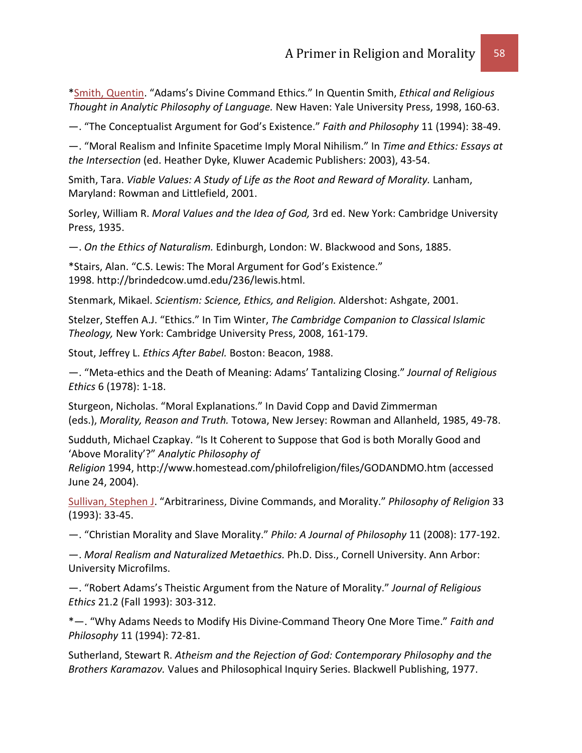*Smith, Quentin. “Adams’s Divine Command Ethics.” In Quentin Smith, *Ethical and Religious Thought in Analytic Philosophy of Language.* New Haven: Yale University Press, 1998, 160-63.

—. “The Conceptualist Argument for God’s Existence.” *Faith and Philosophy* 11 (1994): 38-49.

—. “Moral Realism and Infinite Spacetime Imply Moral Nihilism.” In *Time and Ethics: Essays at the Intersection* (ed. Heather Dyke, Kluwer Academic Publishers: 2003), 43-54.

Smith, Tara. *Viable Values: A Study of Life as the Root and Reward of Morality.* Lanham, Maryland: Rowman and Littlefield, 2001.

Sorley, William R. *Moral Values and the Idea of God,* 3rd ed. New York: Cambridge University Press, 1935.

—. *On the Ethics of Naturalism.* Edinburgh, London: W. Blackwood and Sons, 1885.

*Stairs, Alan. “C.S. Lewis: The Moral Argument for God’s Existence.” 1998. http://brindedcow.umd.edu/236/lewis.html.

Stenmark, Mikael. *Scientism: Science, Ethics, and Religion.* Aldershot: Ashgate, 2001.

Stelzer, Steffen A.J. “Ethics.” In Tim Winter, *The Cambridge Companion to Classical Islamic Theology,* New York: Cambridge University Press, 2008, 161-179.

Stout, Jeffrey L. *Ethics After Babel.* Boston: Beacon, 1988.

—. “Meta-ethics and the Death of Meaning: Adams’ Tantalizing Closing.” *Journal of Religious Ethics* 6 (1978): 1-18.

Sturgeon, Nicholas. “Moral Explanations.” In David Copp and David Zimmerman (eds.), *Morality, Reason and Truth.* Totowa, New Jersey: Rowman and Allanheld, 1985, 49-78.

Sudduth, Michael Czapkay. “Is It Coherent to Suppose that God is both Morally Good and ‘Above Morality’?” *Analytic Philosophy of Religion* 1994, http://www.homestead.com/philofreligion/files/GODANDMO.htm (accessed June 24, 2004).

Sullivan, Stephen J. “Arbitrariness, Divine Commands, and Morality.” *Philosophy of Religion* 33 (1993): 33-45.

—. “Christian Morality and Slave Morality.” *Philo: A Journal of Philosophy* 11 (2008): 177-192.

—. *Moral Realism and Naturalized Metaethics.* Ph.D. Diss., Cornell University. Ann Arbor: University Microfilms.

—. “Robert Adams’s Theistic Argument from the Nature of Morality.” *Journal of Religious Ethics* 21.2 (Fall 1993): 303-312.

*—. “Why Adams Needs to Modify His Divine-Command Theory One More Time.” *Faith and Philosophy* 11 (1994): 72-81.

Sutherland, Stewart R. *Atheism and the Rejection of God: Contemporary Philosophy and the Brothers Karamazov.* Values and Philosophical Inquiry Series. Blackwell Publishing, 1977.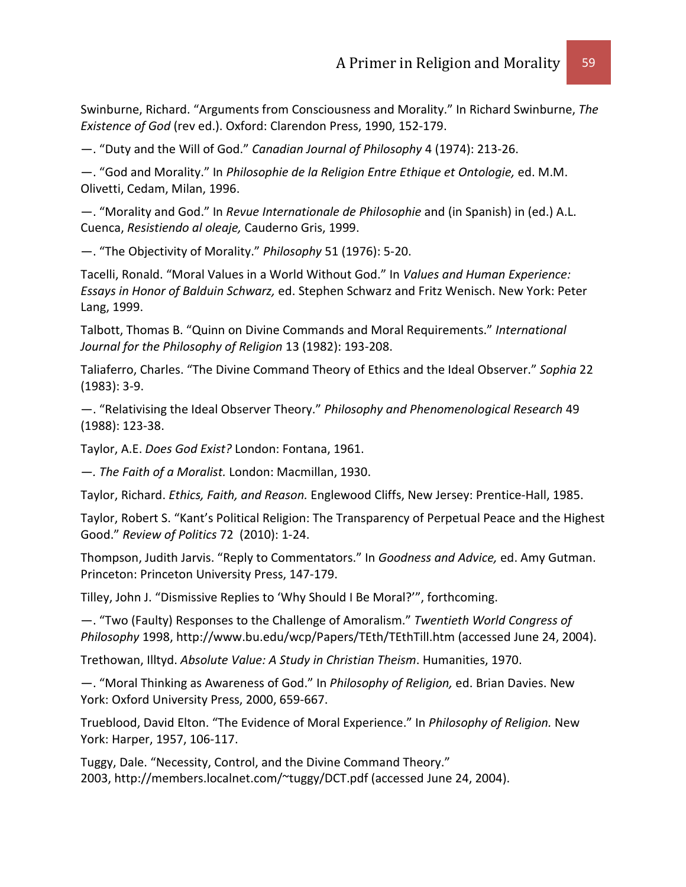Swinburne, Richard. "Arguments from Consciousness and Morality." In Richard Swinburne, *The Existence of God* (rev ed.). Oxford: Clarendon Press, 1990, 152-179.

—. "Duty and the Will of God." *Canadian Journal of Philosophy* 4 (1974): 213-26.

—. "God and Morality." In *Philosophie de la Religion Entre Ethique et Ontologie,* ed. M.M. Olivetti, Cedam, Milan, 1996.

—. "Morality and God." In *Revue Internationale de Philosophie* and (in Spanish) in (ed.) A.L. Cuenca, *Resistiendo al oleaje,* Cauderno Gris, 1999.

—. "The Objectivity of Morality." *Philosophy* 51 (1976): 5-20.

Tacelli, Ronald. "Moral Values in a World Without God." In *Values and Human Experience: Essays in Honor of Balduin Schwarz,* ed. Stephen Schwarz and Fritz Wenisch. New York: Peter Lang, 1999.

Talbott, Thomas B. "Quinn on Divine Commands and Moral Requirements." *International Journal for the Philosophy of Religion* 13 (1982): 193-208.

Taliaferro, Charles. "The Divine Command Theory of Ethics and the Ideal Observer." *Sophia* 22 (1983): 3-9.

—. "Relativising the Ideal Observer Theory." *Philosophy and Phenomenological Research* 49 (1988): 123-38.

Taylor, A.E. *Does God Exist?* London: Fontana, 1961.

—. *The Faith of a Moralist.* London: Macmillan, 1930.

Taylor, Richard. *Ethics, Faith, and Reason.* Englewood Cliffs, New Jersey: Prentice-Hall, 1985.

Taylor, Robert S. "Kant's Political Religion: The Transparency of Perpetual Peace and the Highest Good." *Review of Politics* 72 (2010): 1-24.

Thompson, Judith Jarvis. "Reply to Commentators." In *Goodness and Advice,* ed. Amy Gutman. Princeton: Princeton University Press, 147-179.

Tilley, John J. "Dismissive Replies to 'Why Should I Be Moral?'", forthcoming.

—. "Two (Faulty) Responses to the Challenge of Amoralism." *Twentieth World Congress of Philosophy* 1998, http://www.bu.edu/wcp/Papers/TEth/TEthTill.htm (accessed June 24, 2004).

Trethowan, Illtyd. *Absolute Value: A Study in Christian Theism*. Humanities, 1970.

—. "Moral Thinking as Awareness of God." In *Philosophy of Religion,* ed. Brian Davies. New York: Oxford University Press, 2000, 659-667.

Trueblood, David Elton. "The Evidence of Moral Experience." In *Philosophy of Religion.* New York: Harper, 1957, 106-117.

Tuggy, Dale. "Necessity, Control, and the Divine Command Theory." 2003, http://members.localnet.com/~tuggy/DCT.pdf (accessed June 24, 2004).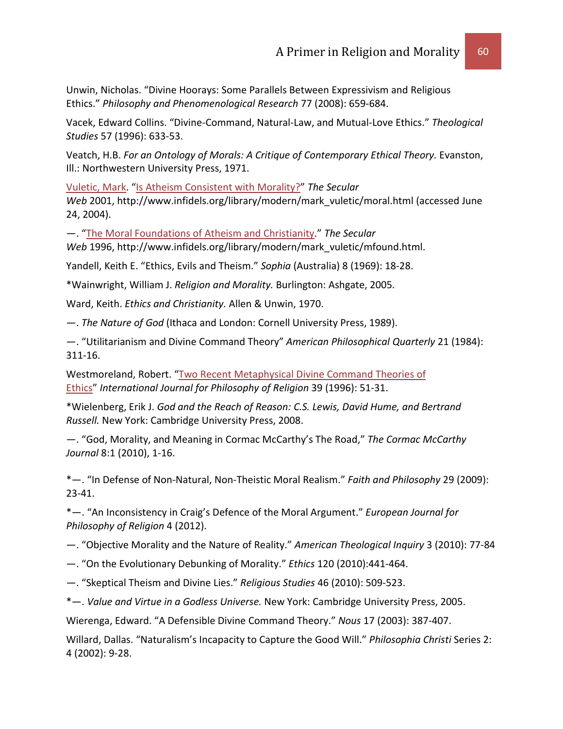Unwin, Nicholas. “Divine Hoorays: Some Parallels Between Expressivism and Religious Ethics.” *Philosophy and Phenomenological Research* 77 (2008): 659-684.

Vacek, Edward Collins. “Divine-Command, Natural-Law, and Mutual-Love Ethics.” *Theological Studies* 57 (1996): 633-53.

Veatch, H.B. *For an Ontology of Morals: A Critique of Contemporary Ethical Theory.* Evanston, Ill.: Northwestern University Press, 1971.

Vuletic, Mark. “Is Atheism Consistent with Morality?” *The Secular Web* 2001, http://www.infidels.org/library/modern/mark_vuletic/moral.html (accessed June 24, 2004).

—. “The Moral Foundations of Atheism and Christianity.” *The Secular Web* 1996, http://www.infidels.org/library/modern/mark_vuletic/mfound.html.

Yandell, Keith E. “Ethics, Evils and Theism.” *Sophia* (Australia) 8 (1969): 18-28.

*Wainwright, William J. *Religion and Morality.* Burlington: Ashgate, 2005.

Ward, Keith. *Ethics and Christianity.* Allen & Unwin, 1970.

—. *The Nature of God* (Ithaca and London: Cornell University Press, 1989).

—. “Utilitarianism and Divine Command Theory” *American Philosophical Quarterly* 21 (1984): 311-16.

Westmoreland, Robert. “Two Recent Metaphysical Divine Command Theories of Ethics” *International Journal for Philosophy of Religion* 39 (1996): 51-31.

*Wielenberg, Erik J. *God and the Reach of Reason: C.S. Lewis, David Hume, and Bertrand Russell.* New York: Cambridge University Press, 2008.

—. “God, Morality, and Meaning in Cormac McCarthy’s The Road,” *The Cormac McCarthy Journal* 8:1 (2010), 1-16.

*—. “In Defense of Non-Natural, Non-Theistic Moral Realism.” *Faith and Philosophy* 29 (2009): 23-41.

*—. “An Inconsistency in Craig’s Defence of the Moral Argument.” *European Journal for Philosophy of Religion* 4 (2012).

—. “Objective Morality and the Nature of Reality.” *American Theological Inquiry* 3 (2010): 77-84

—. “On the Evolutionary Debunking of Morality.” *Ethics* 120 (2010):441-464.

—. “Skeptical Theism and Divine Lies.” *Religious Studies* 46 (2010): 509-523.

*—. *Value and Virtue in a Godless Universe.* New York: Cambridge University Press, 2005.

Wierenga, Edward. “A Defensible Divine Command Theory.” *Nous* 17 (2003): 387-407.

Willard, Dallas. “Naturalism’s Incapacity to Capture the Good Will.” *Philosophia Christi* Series 2: 4 (2002): 9-28.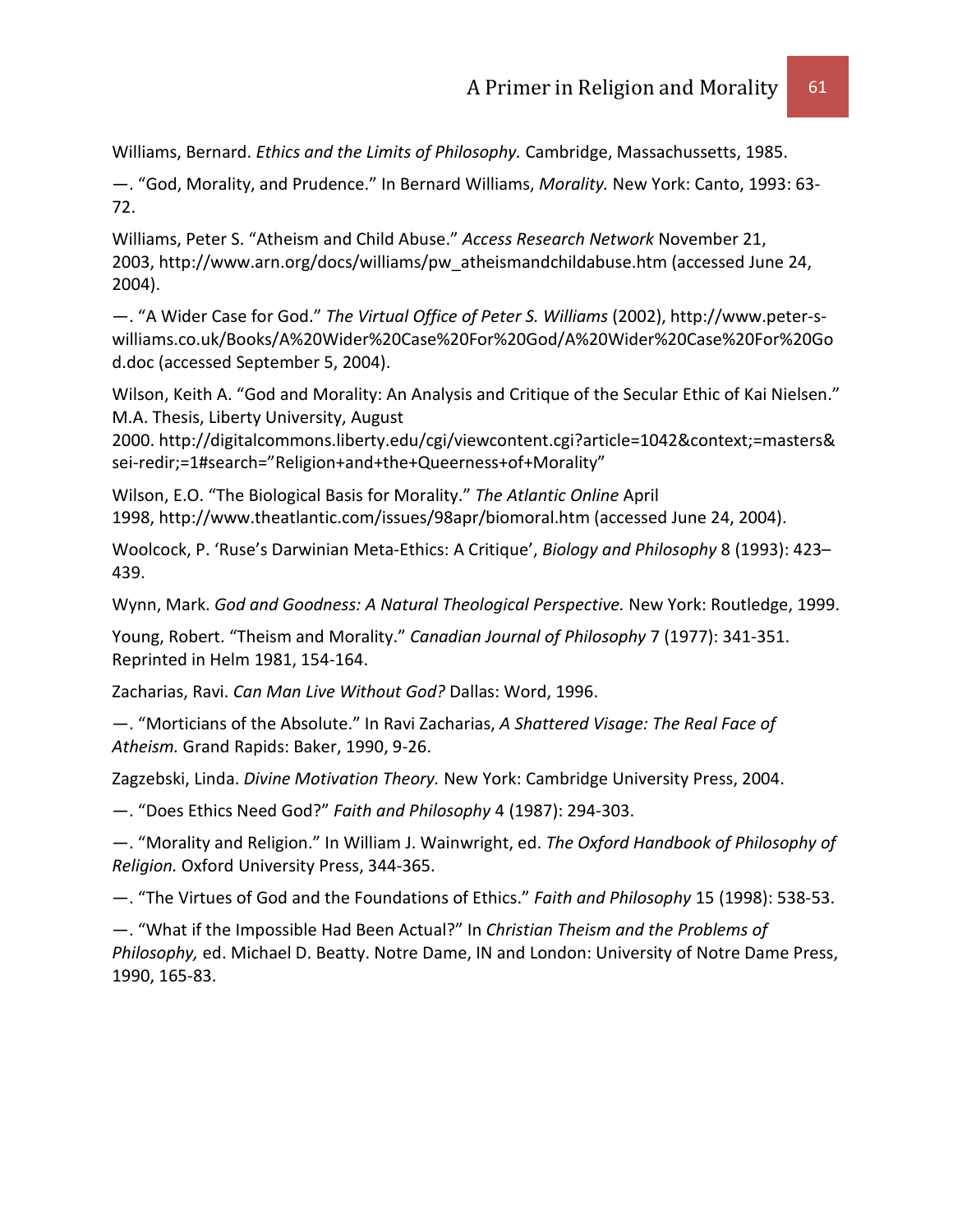Williams, Bernard. *Ethics and the Limits of Philosophy.* Cambridge, Massachussetts, 1985.

—. "God, Morality, and Prudence." In Bernard Williams, *Morality.* New York: Canto, 1993: 63-72.

Williams, Peter S. "Atheism and Child Abuse." *Access Research Network* November 21, 2003, http://www.arn.org/docs/williams/pw_atheismandchildabuse.htm (accessed June 24, 2004).

—. "A Wider Case for God." *The Virtual Office of Peter S. Williams* (2002), http://www.peter-s-williams.co.uk/Books/A%20Wider%20Case%20For%20God/A%20Wider%20Case%20For%20God.doc (accessed September 5, 2004).

Wilson, Keith A. "God and Morality: An Analysis and Critique of the Secular Ethic of Kai Nielsen." M.A. Thesis, Liberty University, August 2000. http://digitalcommons.liberty.edu/cgi/viewcontent.cgi?article=1042&context;=masters&sei-redir;=1#search="Religion+and+the+Queerness+of+Morality"

Wilson, E.O. "The Biological Basis for Morality." *The Atlantic Online* April 1998, http://www.theatlantic.com/issues/98apr/biomoral.htm (accessed June 24, 2004).

Woolcock, P. 'Ruse's Darwinian Meta-Ethics: A Critique', *Biology and Philosophy* 8 (1993): 423–439.

Wynn, Mark. *God and Goodness: A Natural Theological Perspective.* New York: Routledge, 1999.

Young, Robert. "Theism and Morality." *Canadian Journal of Philosophy* 7 (1977): 341-351. Reprinted in Helm 1981, 154-164.

Zacharias, Ravi. *Can Man Live Without God?* Dallas: Word, 1996.

—. "Morticians of the Absolute." In Ravi Zacharias, *A Shattered Visage: The Real Face of Atheism.* Grand Rapids: Baker, 1990, 9-26.

Zagzebski, Linda. *Divine Motivation Theory.* New York: Cambridge University Press, 2004.

—. "Does Ethics Need God?" *Faith and Philosophy* 4 (1987): 294-303.

—. "Morality and Religion." In William J. Wainwright, ed. *The Oxford Handbook of Philosophy of Religion.* Oxford University Press, 344-365.

—. "The Virtues of God and the Foundations of Ethics." *Faith and Philosophy* 15 (1998): 538-53.

—. "What if the Impossible Had Been Actual?" In *Christian Theism and the Problems of Philosophy,* ed. Michael D. Beatty. Notre Dame, IN and London: University of Notre Dame Press, 1990, 165-83.